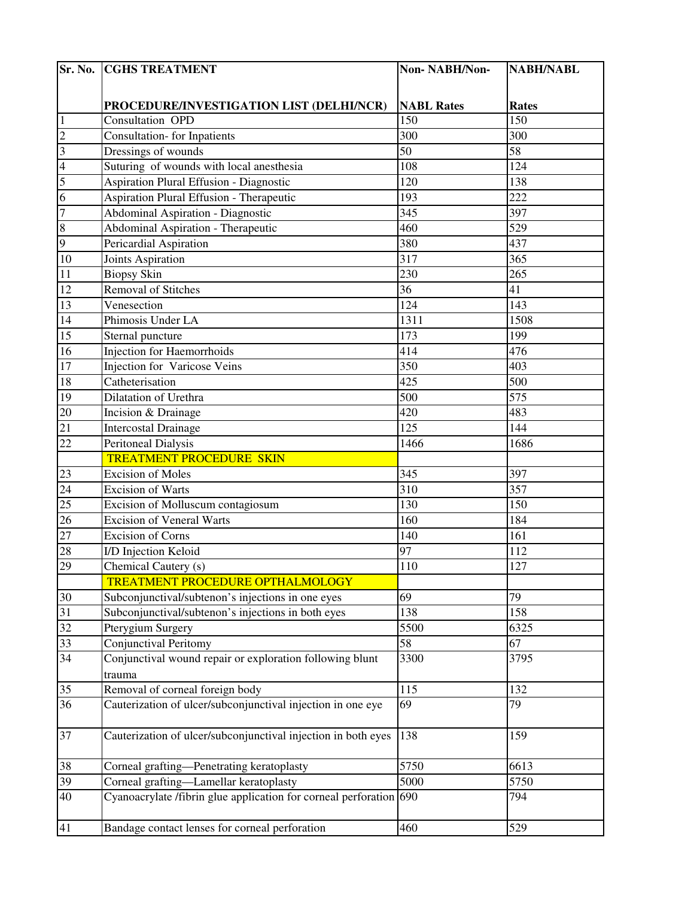| Sr. No. | CGHS TREATMENT PROCEDURE/INVESTIGATION LIST (DELHI/NCR) | Non- NABH/Non-NABL Rates | NABH/NABL Rates |
|---|---|---|---|
| 1 | Consultation OPD | 150 | 150 |
| 2 | Consultation- for Inpatients | 300 | 300 |
| 3 | Dressings of wounds | 50 | 58 |
| 4 | Suturing of wounds with local anesthesia | 108 | 124 |
| 5 | Aspiration Plural Effusion - Diagnostic | 120 | 138 |
| 6 | Aspiration Plural Effusion - Therapeutic | 193 | 222 |
| 7 | Abdominal Aspiration - Diagnostic | 345 | 397 |
| 8 | Abdominal Aspiration - Therapeutic | 460 | 529 |
| 9 | Pericardial Aspiration | 380 | 437 |
| 10 | Joints Aspiration | 317 | 365 |
| 11 | Biopsy Skin | 230 | 265 |
| 12 | Removal of Stitches | 36 | 41 |
| 13 | Venesection | 124 | 143 |
| 14 | Phimosis Under LA | 1311 | 1508 |
| 15 | Sternal puncture | 173 | 199 |
| 16 | Injection for Haemorrhoids | 414 | 476 |
| 17 | Injection for Varicose Veins | 350 | 403 |
| 18 | Catheterisation | 425 | 500 |
| 19 | Dilatation of Urethra | 500 | 575 |
| 20 | Incision & Drainage | 420 | 483 |
| 21 | Intercostal Drainage | 125 | 144 |
| 22 | Peritoneal Dialysis | 1466 | 1686 |
| | TREATMENT PROCEDURE SKIN | | |
| 23 | Excision of Moles | 345 | 397 |
| 24 | Excision of Warts | 310 | 357 |
| 25 | Excision of Molluscum contagiosum | 130 | 150 |
| 26 | Excision of Veneral Warts | 160 | 184 |
| 27 | Excision of Corns | 140 | 161 |
| 28 | I/D Injection Keloid | 97 | 112 |
| 29 | Chemical Cautery (s) | 110 | 127 |
| | TREATMENT PROCEDURE OPTHALMOLOGY | | |
| 30 | Subconjunctival/subtenon's injections in one eyes | 69 | 79 |
| 31 | Subconjunctival/subtenon's injections in both eyes | 138 | 158 |
| 32 | Pterygium Surgery | 5500 | 6325 |
| 33 | Conjunctival Peritomy | 58 | 67 |
| 34 | Conjunctival wound repair or exploration following blunt trauma | 3300 | 3795 |
| 35 | Removal of corneal foreign body | 115 | 132 |
| 36 | Cauterization of ulcer/subconjunctival injection in one eye | 69 | 79 |
| 37 | Cauterization of ulcer/subconjunctival injection in both eyes | 138 | 159 |
| 38 | Corneal grafting—Penetrating keratoplasty | 5750 | 6613 |
| 39 | Corneal grafting—Lamellar keratoplasty | 5000 | 5750 |
| 40 | Cyanoacrylate /fibrin glue application for corneal perforation | 690 | 794 |
| 41 | Bandage contact lenses for corneal perforation | 460 | 529 |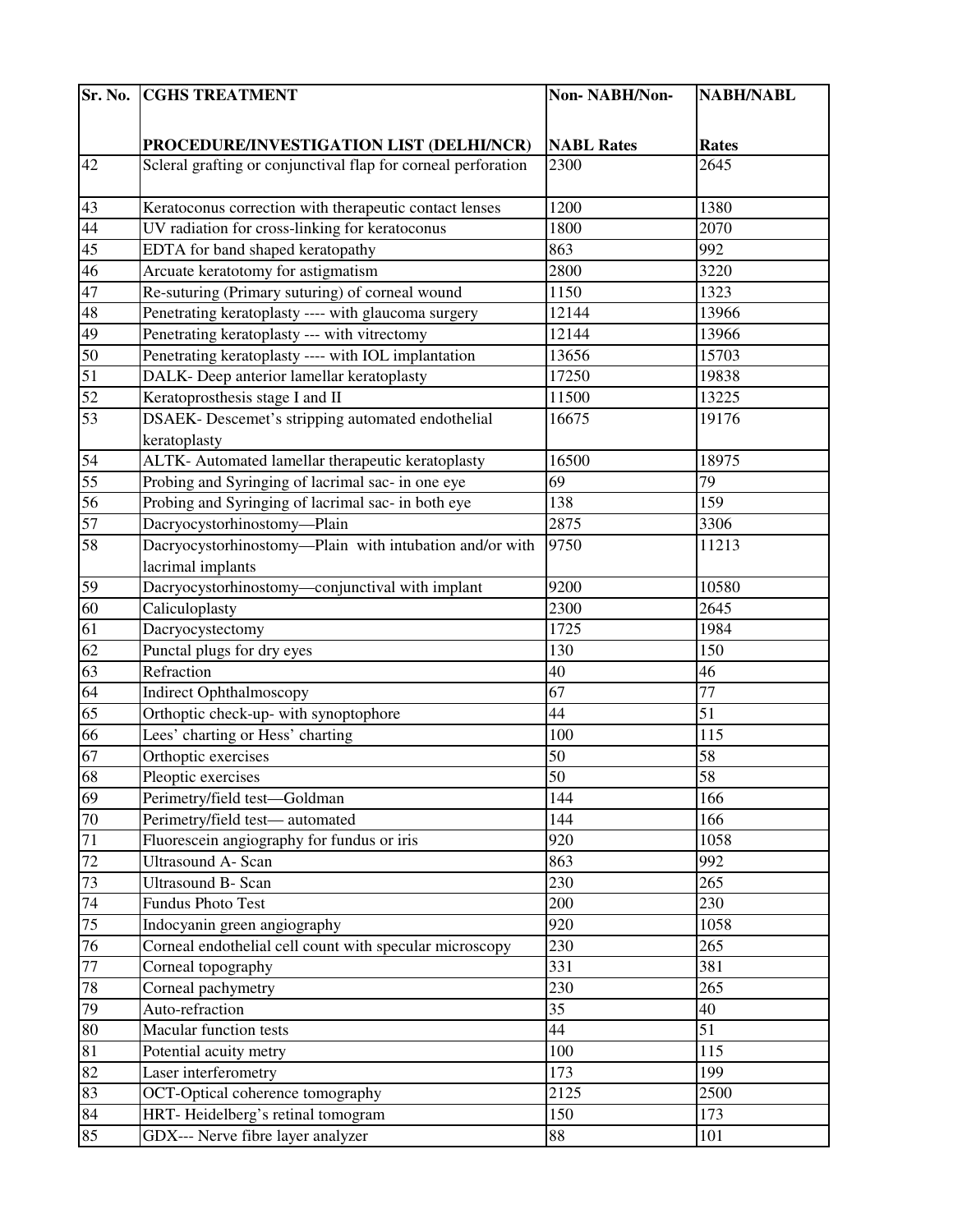| Sr. No. | CGHS TREATMENT PROCEDURE/INVESTIGATION LIST (DELHI/NCR) | Non- NABH/Non- NABL Rates | NABH/NABL Rates |
|---|---|---|---|
| 42 | Scleral grafting or conjunctival flap for corneal perforation | 2300 | 2645 |
| 43 | Keratoconus correction with therapeutic contact lenses | 1200 | 1380 |
| 44 | UV radiation for cross-linking for keratoconus | 1800 | 2070 |
| 45 | EDTA for band shaped keratopathy | 863 | 992 |
| 46 | Arcuate keratotomy for astigmatism | 2800 | 3220 |
| 47 | Re-suturing (Primary suturing) of corneal wound | 1150 | 1323 |
| 48 | Penetrating keratoplasty ---- with glaucoma surgery | 12144 | 13966 |
| 49 | Penetrating keratoplasty --- with vitrectomy | 12144 | 13966 |
| 50 | Penetrating keratoplasty ---- with IOL implantation | 13656 | 15703 |
| 51 | DALK- Deep anterior lamellar keratoplasty | 17250 | 19838 |
| 52 | Keratoprosthesis stage I and II | 11500 | 13225 |
| 53 | DSAEK- Descemet's stripping automated endothelial keratoplasty | 16675 | 19176 |
| 54 | ALTK- Automated lamellar therapeutic keratoplasty | 16500 | 18975 |
| 55 | Probing and Syringing of lacrimal sac- in one eye | 69 | 79 |
| 56 | Probing and Syringing of lacrimal sac- in both eye | 138 | 159 |
| 57 | Dacryocystorhinostomy—Plain | 2875 | 3306 |
| 58 | Dacryocystorhinostomy—Plain with intubation and/or with lacrimal implants | 9750 | 11213 |
| 59 | Dacryocystorhinostomy—conjunctival with implant | 9200 | 10580 |
| 60 | Caliculoplasty | 2300 | 2645 |
| 61 | Dacryocystectomy | 1725 | 1984 |
| 62 | Punctal plugs for dry eyes | 130 | 150 |
| 63 | Refraction | 40 | 46 |
| 64 | Indirect Ophthalmoscopy | 67 | 77 |
| 65 | Orthoptic check-up- with synoptophore | 44 | 51 |
| 66 | Lees' charting or Hess' charting | 100 | 115 |
| 67 | Orthoptic exercises | 50 | 58 |
| 68 | Pleoptic exercises | 50 | 58 |
| 69 | Perimetry/field test—Goldman | 144 | 166 |
| 70 | Perimetry/field test— automated | 144 | 166 |
| 71 | Fluorescein angiography for fundus or iris | 920 | 1058 |
| 72 | Ultrasound A- Scan | 863 | 992 |
| 73 | Ultrasound B- Scan | 230 | 265 |
| 74 | Fundus Photo Test | 200 | 230 |
| 75 | Indocyanin green angiography | 920 | 1058 |
| 76 | Corneal endothelial cell count with specular microscopy | 230 | 265 |
| 77 | Corneal topography | 331 | 381 |
| 78 | Corneal pachymetry | 230 | 265 |
| 79 | Auto-refraction | 35 | 40 |
| 80 | Macular function tests | 44 | 51 |
| 81 | Potential acuity metry | 100 | 115 |
| 82 | Laser interferometry | 173 | 199 |
| 83 | OCT-Optical coherence tomography | 2125 | 2500 |
| 84 | HRT- Heidelberg's retinal tomogram | 150 | 173 |
| 85 | GDX--- Nerve fibre layer analyzer | 88 | 101 |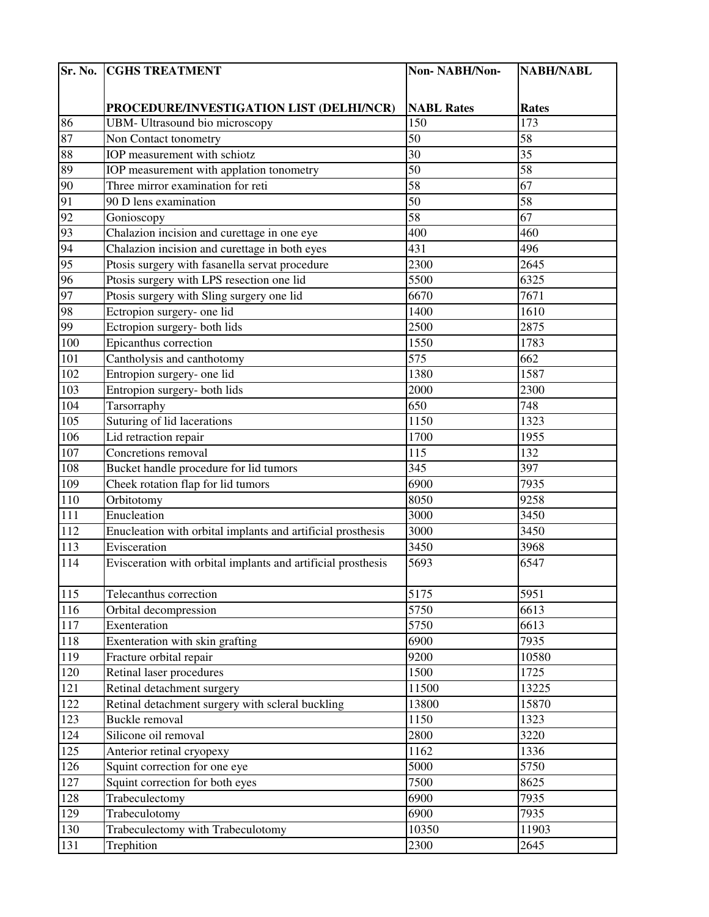| Sr. No. | CGHS TREATMENT PROCEDURE/INVESTIGATION LIST (DELHI/NCR) | Non- NABH/Non-NABL Rates | NABH/NABL Rates |
|---|---|---|---|
| 86 | UBM- Ultrasound bio microscopy | 150 | 173 |
| 87 | Non Contact tonometry | 50 | 58 |
| 88 | IOP measurement with schiotz | 30 | 35 |
| 89 | IOP measurement with applation tonometry | 50 | 58 |
| 90 | Three mirror examination for reti | 58 | 67 |
| 91 | 90 D lens examination | 50 | 58 |
| 92 | Gonioscopy | 58 | 67 |
| 93 | Chalazion incision and curettage in one eye | 400 | 460 |
| 94 | Chalazion incision and curettage in both eyes | 431 | 496 |
| 95 | Ptosis surgery with fasanella servat procedure | 2300 | 2645 |
| 96 | Ptosis surgery with LPS resection one lid | 5500 | 6325 |
| 97 | Ptosis surgery with Sling surgery one lid | 6670 | 7671 |
| 98 | Ectropion surgery- one lid | 1400 | 1610 |
| 99 | Ectropion surgery- both lids | 2500 | 2875 |
| 100 | Epicanthus correction | 1550 | 1783 |
| 101 | Cantholysis and canthotomy | 575 | 662 |
| 102 | Entropion surgery- one lid | 1380 | 1587 |
| 103 | Entropion surgery- both lids | 2000 | 2300 |
| 104 | Tarsorraphy | 650 | 748 |
| 105 | Suturing of lid lacerations | 1150 | 1323 |
| 106 | Lid retraction repair | 1700 | 1955 |
| 107 | Concretions removal | 115 | 132 |
| 108 | Bucket handle procedure for lid tumors | 345 | 397 |
| 109 | Cheek rotation flap for lid tumors | 6900 | 7935 |
| 110 | Orbitotomy | 8050 | 9258 |
| 111 | Enucleation | 3000 | 3450 |
| 112 | Enucleation with orbital implants and artificial prosthesis | 3000 | 3450 |
| 113 | Evisceration | 3450 | 3968 |
| 114 | Evisceration with orbital implants and artificial prosthesis | 5693 | 6547 |
| 115 | Telecanthus correction | 5175 | 5951 |
| 116 | Orbital decompression | 5750 | 6613 |
| 117 | Exenteration | 5750 | 6613 |
| 118 | Exenteration with skin grafting | 6900 | 7935 |
| 119 | Fracture orbital repair | 9200 | 10580 |
| 120 | Retinal laser procedures | 1500 | 1725 |
| 121 | Retinal detachment surgery | 11500 | 13225 |
| 122 | Retinal detachment surgery with scleral buckling | 13800 | 15870 |
| 123 | Buckle removal | 1150 | 1323 |
| 124 | Silicone oil removal | 2800 | 3220 |
| 125 | Anterior retinal cryopexy | 1162 | 1336 |
| 126 | Squint correction for one eye | 5000 | 5750 |
| 127 | Squint correction for both eyes | 7500 | 8625 |
| 128 | Trabeculectomy | 6900 | 7935 |
| 129 | Trabeculotomy | 6900 | 7935 |
| 130 | Trabeculectomy with Trabeculotomy | 10350 | 11903 |
| 131 | Trephition | 2300 | 2645 |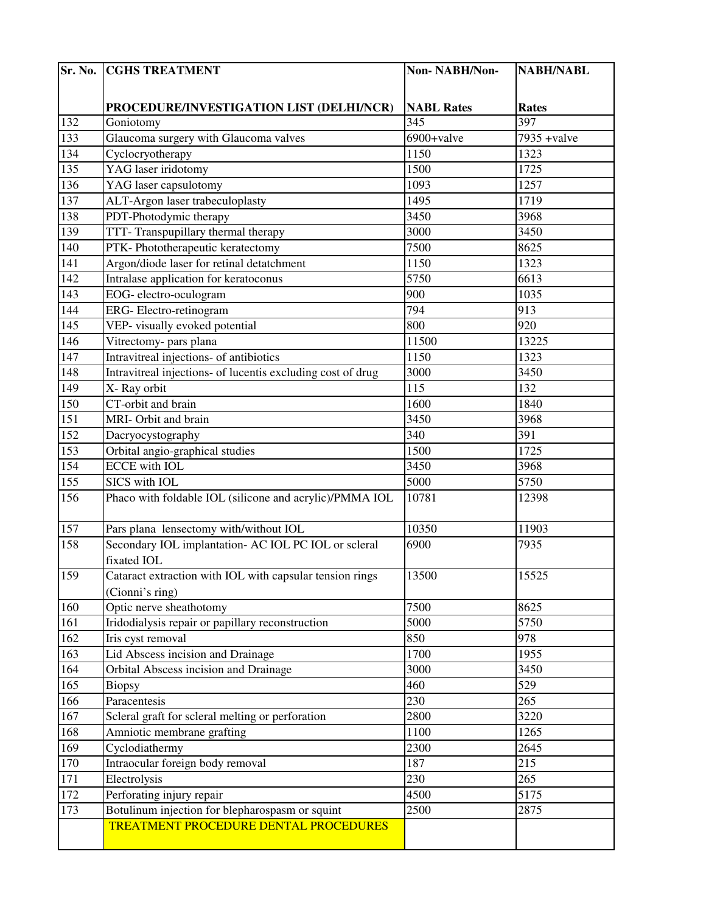| Sr. No. | CGHS TREATMENT PROCEDURE/INVESTIGATION LIST (DELHI/NCR) | Non- NABH/Non-NABL Rates | NABH/NABL Rates |
|---|---|---|---|
| 132 | Goniotomy | 345 | 397 |
| 133 | Glaucoma surgery with Glaucoma valves | 6900+valve | 7935 +valve |
| 134 | Cyclocryotherapy | 1150 | 1323 |
| 135 | YAG laser iridotomy | 1500 | 1725 |
| 136 | YAG laser capsulotomy | 1093 | 1257 |
| 137 | ALT-Argon laser trabeculoplasty | 1495 | 1719 |
| 138 | PDT-Photodymic therapy | 3450 | 3968 |
| 139 | TTT- Transpupillary thermal therapy | 3000 | 3450 |
| 140 | PTK- Phototherapeutic keratectomy | 7500 | 8625 |
| 141 | Argon/diode laser for retinal detatchment | 1150 | 1323 |
| 142 | Intralase application for keratoconus | 5750 | 6613 |
| 143 | EOG- electro-oculogram | 900 | 1035 |
| 144 | ERG- Electro-retinogram | 794 | 913 |
| 145 | VEP- visually evoked potential | 800 | 920 |
| 146 | Vitrectomy- pars plana | 11500 | 13225 |
| 147 | Intravitreal injections- of antibiotics | 1150 | 1323 |
| 148 | Intravitreal injections- of lucentis excluding cost of drug | 3000 | 3450 |
| 149 | X- Ray orbit | 115 | 132 |
| 150 | CT-orbit and brain | 1600 | 1840 |
| 151 | MRI- Orbit and brain | 3450 | 3968 |
| 152 | Dacryocystography | 340 | 391 |
| 153 | Orbital angio-graphical studies | 1500 | 1725 |
| 154 | ECCE with IOL | 3450 | 3968 |
| 155 | SICS with IOL | 5000 | 5750 |
| 156 | Phaco with foldable IOL (silicone and acrylic)/PMMA IOL | 10781 | 12398 |
| 157 | Pars plana lensectomy with/without IOL | 10350 | 11903 |
| 158 | Secondary IOL implantation- AC IOL PC IOL or scleral fixated IOL | 6900 | 7935 |
| 159 | Cataract extraction with IOL with capsular tension rings (Cionni's ring) | 13500 | 15525 |
| 160 | Optic nerve sheathotomy | 7500 | 8625 |
| 161 | Iridodialysis repair or papillary reconstruction | 5000 | 5750 |
| 162 | Iris cyst removal | 850 | 978 |
| 163 | Lid Abscess incision and Drainage | 1700 | 1955 |
| 164 | Orbital Abscess incision and Drainage | 3000 | 3450 |
| 165 | Biopsy | 460 | 529 |
| 166 | Paracentesis | 230 | 265 |
| 167 | Scleral graft for scleral melting or perforation | 2800 | 3220 |
| 168 | Amniotic membrane grafting | 1100 | 1265 |
| 169 | Cyclodiathermy | 2300 | 2645 |
| 170 | Intraocular foreign body removal | 187 | 215 |
| 171 | Electrolysis | 230 | 265 |
| 172 | Perforating injury repair | 4500 | 5175 |
| 173 | Botulinum injection for blepharospasm or squint | 2500 | 2875 |
| | TREATMENT PROCEDURE DENTAL PROCEDURES | | |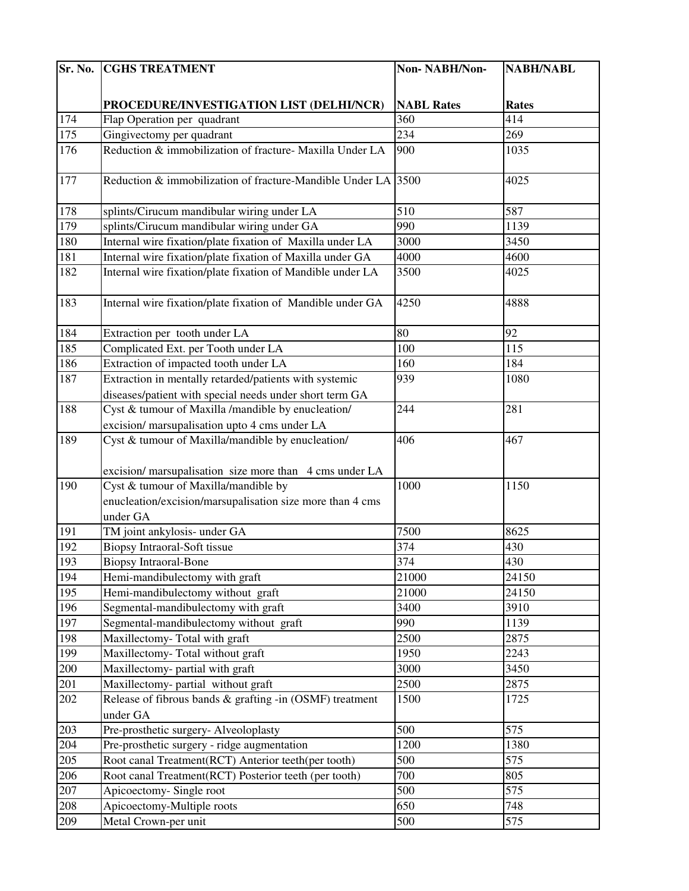| Sr. No. | CGHS TREATMENT PROCEDURE/INVESTIGATION LIST (DELHI/NCR) | Non- NABH/Non- NABL Rates | NABH/NABL Rates |
|---|---|---|---|
| 174 | Flap Operation per quadrant | 360 | 414 |
| 175 | Gingivectomy per quadrant | 234 | 269 |
| 176 | Reduction & immobilization of fracture- Maxilla Under LA | 900 | 1035 |
| 177 | Reduction & immobilization of fracture-Mandible Under LA | 3500 | 4025 |
| 178 | splints/Cirucum mandibular wiring under LA | 510 | 587 |
| 179 | splints/Cirucum mandibular wiring under GA | 990 | 1139 |
| 180 | Internal wire fixation/plate fixation of Maxilla under LA | 3000 | 3450 |
| 181 | Internal wire fixation/plate fixation of Maxilla under GA | 4000 | 4600 |
| 182 | Internal wire fixation/plate fixation of Mandible under LA | 3500 | 4025 |
| 183 | Internal wire fixation/plate fixation of Mandible under GA | 4250 | 4888 |
| 184 | Extraction per tooth under LA | 80 | 92 |
| 185 | Complicated Ext. per Tooth under LA | 100 | 115 |
| 186 | Extraction of impacted tooth under LA | 160 | 184 |
| 187 | Extraction in mentally retarded/patients with systemic diseases/patient with special needs under short term GA | 939 | 1080 |
| 188 | Cyst & tumour of Maxilla /mandible by enucleation/ excision/ marsupalisation upto 4 cms under LA | 244 | 281 |
| 189 | Cyst & tumour of Maxilla/mandible by enucleation/ excision/ marsupalisation size more than 4 cms under LA | 406 | 467 |
| 190 | Cyst & tumour of Maxilla/mandible by enucleation/excision/marsupalisation size more than 4 cms under GA | 1000 | 1150 |
| 191 | TM joint ankylosis- under GA | 7500 | 8625 |
| 192 | Biopsy Intraoral-Soft tissue | 374 | 430 |
| 193 | Biopsy Intraoral-Bone | 374 | 430 |
| 194 | Hemi-mandibulectomy with graft | 21000 | 24150 |
| 195 | Hemi-mandibulectomy without graft | 21000 | 24150 |
| 196 | Segmental-mandibulectomy with graft | 3400 | 3910 |
| 197 | Segmental-mandibulectomy without graft | 990 | 1139 |
| 198 | Maxillectomy- Total with graft | 2500 | 2875 |
| 199 | Maxillectomy- Total without graft | 1950 | 2243 |
| 200 | Maxillectomy- partial with graft | 3000 | 3450 |
| 201 | Maxillectomy- partial without graft | 2500 | 2875 |
| 202 | Release of fibrous bands & grafting -in (OSMF) treatment under GA | 1500 | 1725 |
| 203 | Pre-prosthetic surgery- Alveoloplasty | 500 | 575 |
| 204 | Pre-prosthetic surgery - ridge augmentation | 1200 | 1380 |
| 205 | Root canal Treatment(RCT) Anterior teeth(per tooth) | 500 | 575 |
| 206 | Root canal Treatment(RCT) Posterior teeth (per tooth) | 700 | 805 |
| 207 | Apicoectomy- Single root | 500 | 575 |
| 208 | Apicoectomy-Multiple roots | 650 | 748 |
| 209 | Metal Crown-per unit | 500 | 575 |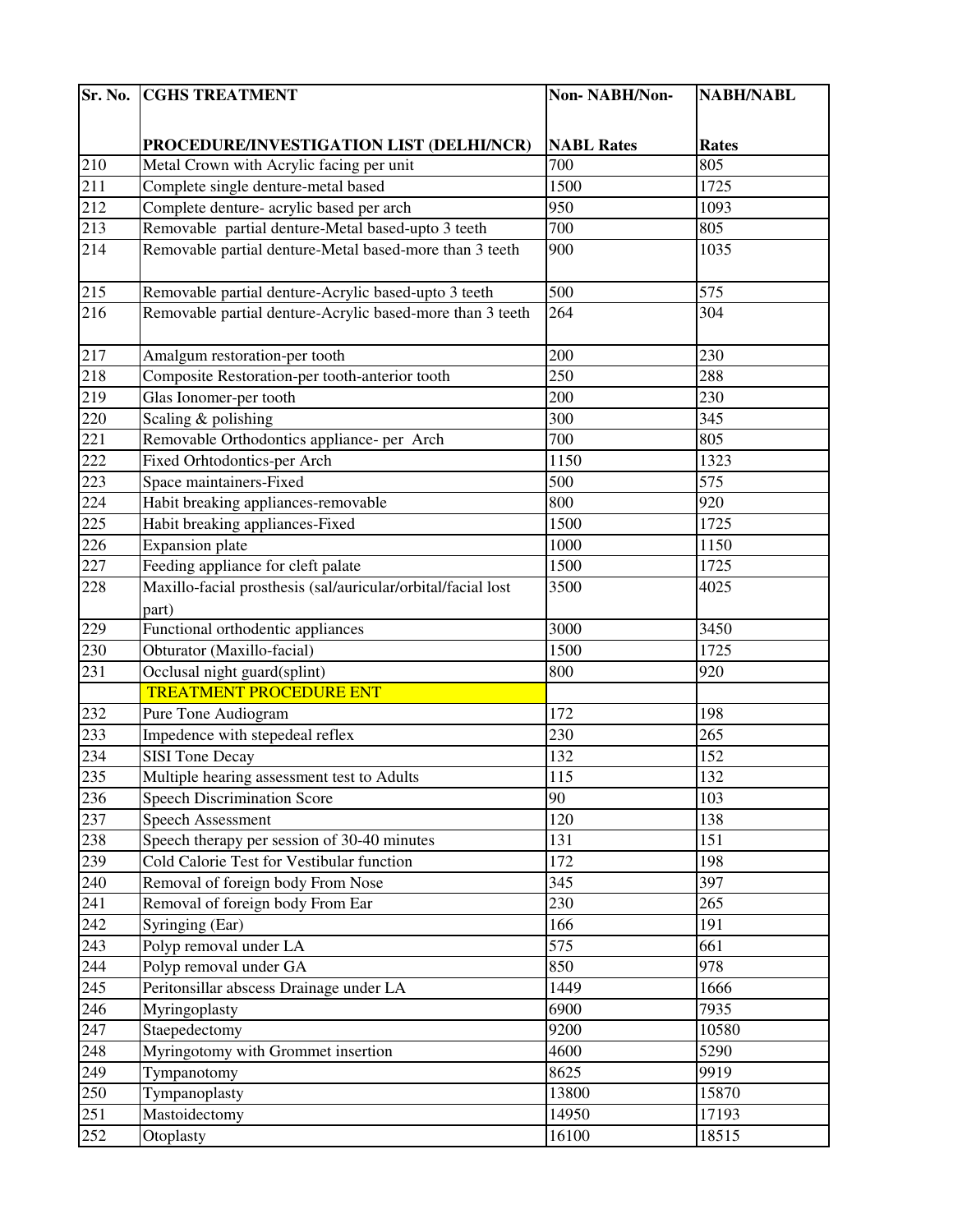| Sr. No. | CGHS TREATMENT PROCEDURE/INVESTIGATION LIST (DELHI/NCR) | Non- NABH/Non-NABL Rates | NABH/NABL Rates |
|---|---|---|---|
| 210 | Metal Crown with Acrylic facing per unit | 700 | 805 |
| 211 | Complete single denture-metal based | 1500 | 1725 |
| 212 | Complete denture- acrylic based per arch | 950 | 1093 |
| 213 | Removable partial denture-Metal based-upto 3 teeth | 700 | 805 |
| 214 | Removable partial denture-Metal based-more than 3 teeth | 900 | 1035 |
| 215 | Removable partial denture-Acrylic based-upto 3 teeth | 500 | 575 |
| 216 | Removable partial denture-Acrylic based-more than 3 teeth | 264 | 304 |
| 217 | Amalgum restoration-per tooth | 200 | 230 |
| 218 | Composite Restoration-per tooth-anterior tooth | 250 | 288 |
| 219 | Glas Ionomer-per tooth | 200 | 230 |
| 220 | Scaling & polishing | 300 | 345 |
| 221 | Removable Orthodontics appliance- per Arch | 700 | 805 |
| 222 | Fixed Orhtodontics-per Arch | 1150 | 1323 |
| 223 | Space maintainers-Fixed | 500 | 575 |
| 224 | Habit breaking appliances-removable | 800 | 920 |
| 225 | Habit breaking appliances-Fixed | 1500 | 1725 |
| 226 | Expansion plate | 1000 | 1150 |
| 227 | Feeding appliance for cleft palate | 1500 | 1725 |
| 228 | Maxillo-facial prosthesis (sal/auricular/orbital/facial lost part) | 3500 | 4025 |
| 229 | Functional orthodentic appliances | 3000 | 3450 |
| 230 | Obturator (Maxillo-facial) | 1500 | 1725 |
| 231 | Occlusal night guard(splint) | 800 | 920 |
| | TREATMENT PROCEDURE ENT | | |
| 232 | Pure Tone Audiogram | 172 | 198 |
| 233 | Impedence with stepedeal reflex | 230 | 265 |
| 234 | SISI Tone Decay | 132 | 152 |
| 235 | Multiple hearing assessment test to Adults | 115 | 132 |
| 236 | Speech Discrimination Score | 90 | 103 |
| 237 | Speech Assessment | 120 | 138 |
| 238 | Speech therapy per session of 30-40 minutes | 131 | 151 |
| 239 | Cold Calorie Test for Vestibular function | 172 | 198 |
| 240 | Removal of foreign body From Nose | 345 | 397 |
| 241 | Removal of foreign body From Ear | 230 | 265 |
| 242 | Syringing (Ear) | 166 | 191 |
| 243 | Polyp removal under LA | 575 | 661 |
| 244 | Polyp removal under GA | 850 | 978 |
| 245 | Peritonsillar abscess Drainage under LA | 1449 | 1666 |
| 246 | Myringoplasty | 6900 | 7935 |
| 247 | Staepedectomy | 9200 | 10580 |
| 248 | Myringotomy with Grommet insertion | 4600 | 5290 |
| 249 | Tympanotomy | 8625 | 9919 |
| 250 | Tympanoplasty | 13800 | 15870 |
| 251 | Mastoidectomy | 14950 | 17193 |
| 252 | Otoplasty | 16100 | 18515 |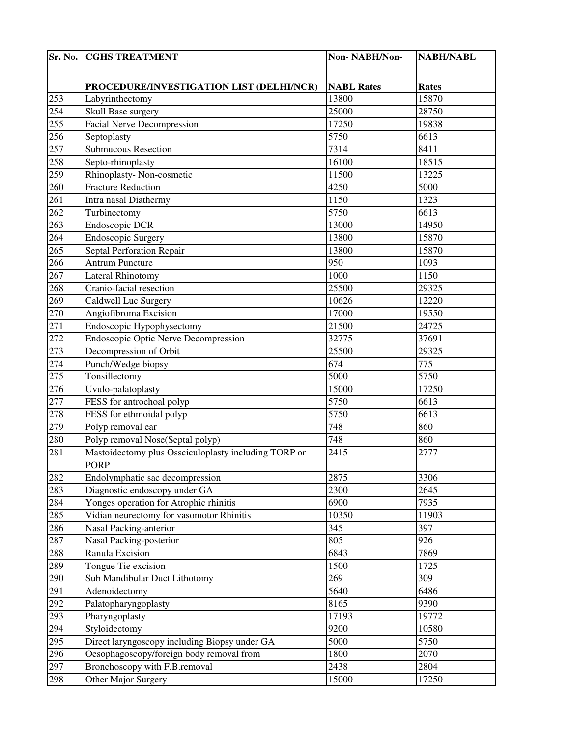| Sr. No. | CGHS TREATMENT PROCEDURE/INVESTIGATION LIST (DELHI/NCR) | Non- NABH/Non- NABL Rates | NABH/NABL Rates |
|---|---|---|---|
| 253 | Labyrinthectomy | 13800 | 15870 |
| 254 | Skull Base surgery | 25000 | 28750 |
| 255 | Facial Nerve Decompression | 17250 | 19838 |
| 256 | Septoplasty | 5750 | 6613 |
| 257 | Submucous Resection | 7314 | 8411 |
| 258 | Septo-rhinoplasty | 16100 | 18515 |
| 259 | Rhinoplasty- Non-cosmetic | 11500 | 13225 |
| 260 | Fracture Reduction | 4250 | 5000 |
| 261 | Intra nasal Diathermy | 1150 | 1323 |
| 262 | Turbinectomy | 5750 | 6613 |
| 263 | Endoscopic DCR | 13000 | 14950 |
| 264 | Endoscopic Surgery | 13800 | 15870 |
| 265 | Septal Perforation Repair | 13800 | 15870 |
| 266 | Antrum Puncture | 950 | 1093 |
| 267 | Lateral Rhinotomy | 1000 | 1150 |
| 268 | Cranio-facial resection | 25500 | 29325 |
| 269 | Caldwell Luc Surgery | 10626 | 12220 |
| 270 | Angiofibroma Excision | 17000 | 19550 |
| 271 | Endoscopic Hypophysectomy | 21500 | 24725 |
| 272 | Endoscopic Optic Nerve Decompression | 32775 | 37691 |
| 273 | Decompression of Orbit | 25500 | 29325 |
| 274 | Punch/Wedge biopsy | 674 | 775 |
| 275 | Tonsillectomy | 5000 | 5750 |
| 276 | Uvulo-palatoplasty | 15000 | 17250 |
| 277 | FESS for antrochoal polyp | 5750 | 6613 |
| 278 | FESS for ethmoidal polyp | 5750 | 6613 |
| 279 | Polyp removal ear | 748 | 860 |
| 280 | Polyp removal Nose(Septal polyp) | 748 | 860 |
| 281 | Mastoidectomy plus Ossiculoplasty including TORP or PORP | 2415 | 2777 |
| 282 | Endolymphatic sac decompression | 2875 | 3306 |
| 283 | Diagnostic endoscopy under GA | 2300 | 2645 |
| 284 | Yonges operation for Atrophic rhinitis | 6900 | 7935 |
| 285 | Vidian neurectomy for vasomotor Rhinitis | 10350 | 11903 |
| 286 | Nasal Packing-anterior | 345 | 397 |
| 287 | Nasal Packing-posterior | 805 | 926 |
| 288 | Ranula Excision | 6843 | 7869 |
| 289 | Tongue Tie excision | 1500 | 1725 |
| 290 | Sub Mandibular Duct Lithotomy | 269 | 309 |
| 291 | Adenoidectomy | 5640 | 6486 |
| 292 | Palatopharyngoplasty | 8165 | 9390 |
| 293 | Pharyngoplasty | 17193 | 19772 |
| 294 | Styloidectomy | 9200 | 10580 |
| 295 | Direct laryngoscopy including Biopsy under GA | 5000 | 5750 |
| 296 | Oesophagoscopy/foreign body removal from | 1800 | 2070 |
| 297 | Bronchoscopy with F.B.removal | 2438 | 2804 |
| 298 | Other Major Surgery | 15000 | 17250 |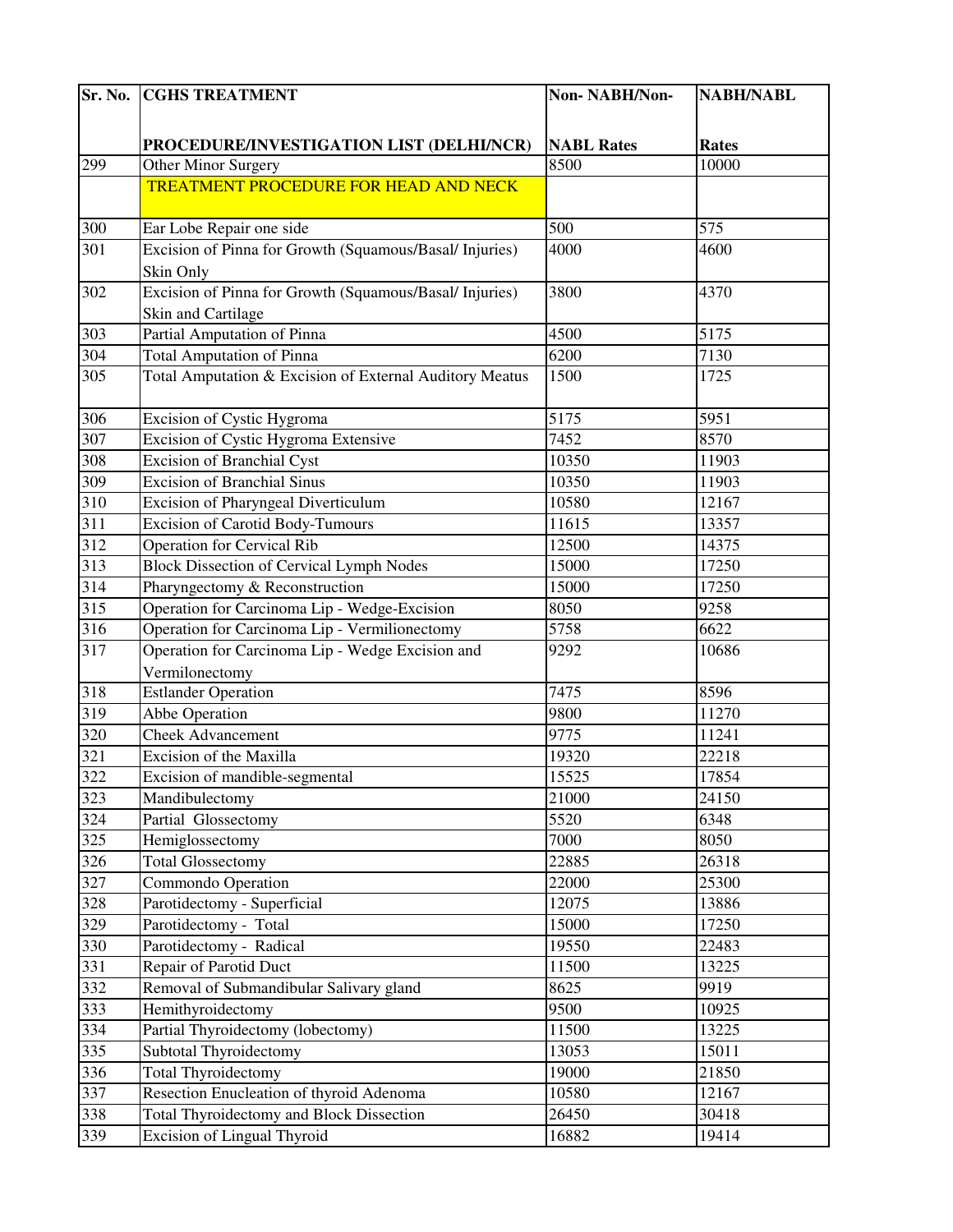| Sr. No. | CGHS TREATMENT PROCEDURE/INVESTIGATION LIST (DELHI/NCR) | Non- NABH/Non-NABL Rates | NABH/NABL Rates |
|---|---|---|---|
| 299 | Other Minor Surgery | 8500 | 10000 |
| | TREATMENT PROCEDURE FOR HEAD AND NECK | | |
| 300 | Ear Lobe Repair one side | 500 | 575 |
| 301 | Excision of Pinna for Growth (Squamous/Basal/ Injuries) Skin Only | 4000 | 4600 |
| 302 | Excision of Pinna for Growth (Squamous/Basal/ Injuries) Skin and Cartilage | 3800 | 4370 |
| 303 | Partial Amputation of Pinna | 4500 | 5175 |
| 304 | Total Amputation of Pinna | 6200 | 7130 |
| 305 | Total Amputation & Excision of External Auditory Meatus | 1500 | 1725 |
| 306 | Excision of Cystic Hygroma | 5175 | 5951 |
| 307 | Excision of Cystic Hygroma Extensive | 7452 | 8570 |
| 308 | Excision of Branchial Cyst | 10350 | 11903 |
| 309 | Excision of Branchial Sinus | 10350 | 11903 |
| 310 | Excision of Pharyngeal Diverticulum | 10580 | 12167 |
| 311 | Excision of Carotid Body-Tumours | 11615 | 13357 |
| 312 | Operation for Cervical Rib | 12500 | 14375 |
| 313 | Block Dissection of Cervical Lymph Nodes | 15000 | 17250 |
| 314 | Pharyngectomy & Reconstruction | 15000 | 17250 |
| 315 | Operation for Carcinoma Lip - Wedge-Excision | 8050 | 9258 |
| 316 | Operation for Carcinoma Lip - Vermilionectomy | 5758 | 6622 |
| 317 | Operation for Carcinoma Lip - Wedge Excision and Vermilonectomy | 9292 | 10686 |
| 318 | Estlander Operation | 7475 | 8596 |
| 319 | Abbe Operation | 9800 | 11270 |
| 320 | Cheek Advancement | 9775 | 11241 |
| 321 | Excision of the Maxilla | 19320 | 22218 |
| 322 | Excision of mandible-segmental | 15525 | 17854 |
| 323 | Mandibulectomy | 21000 | 24150 |
| 324 | Partial Glossectomy | 5520 | 6348 |
| 325 | Hemiglossectomy | 7000 | 8050 |
| 326 | Total Glossectomy | 22885 | 26318 |
| 327 | Commondo Operation | 22000 | 25300 |
| 328 | Parotidectomy - Superficial | 12075 | 13886 |
| 329 | Parotidectomy - Total | 15000 | 17250 |
| 330 | Parotidectomy - Radical | 19550 | 22483 |
| 331 | Repair of Parotid Duct | 11500 | 13225 |
| 332 | Removal of Submandibular Salivary gland | 8625 | 9919 |
| 333 | Hemithyroidectomy | 9500 | 10925 |
| 334 | Partial Thyroidectomy (lobectomy) | 11500 | 13225 |
| 335 | Subtotal Thyroidectomy | 13053 | 15011 |
| 336 | Total Thyroidectomy | 19000 | 21850 |
| 337 | Resection Enucleation of thyroid Adenoma | 10580 | 12167 |
| 338 | Total Thyroidectomy and Block Dissection | 26450 | 30418 |
| 339 | Excision of Lingual Thyroid | 16882 | 19414 |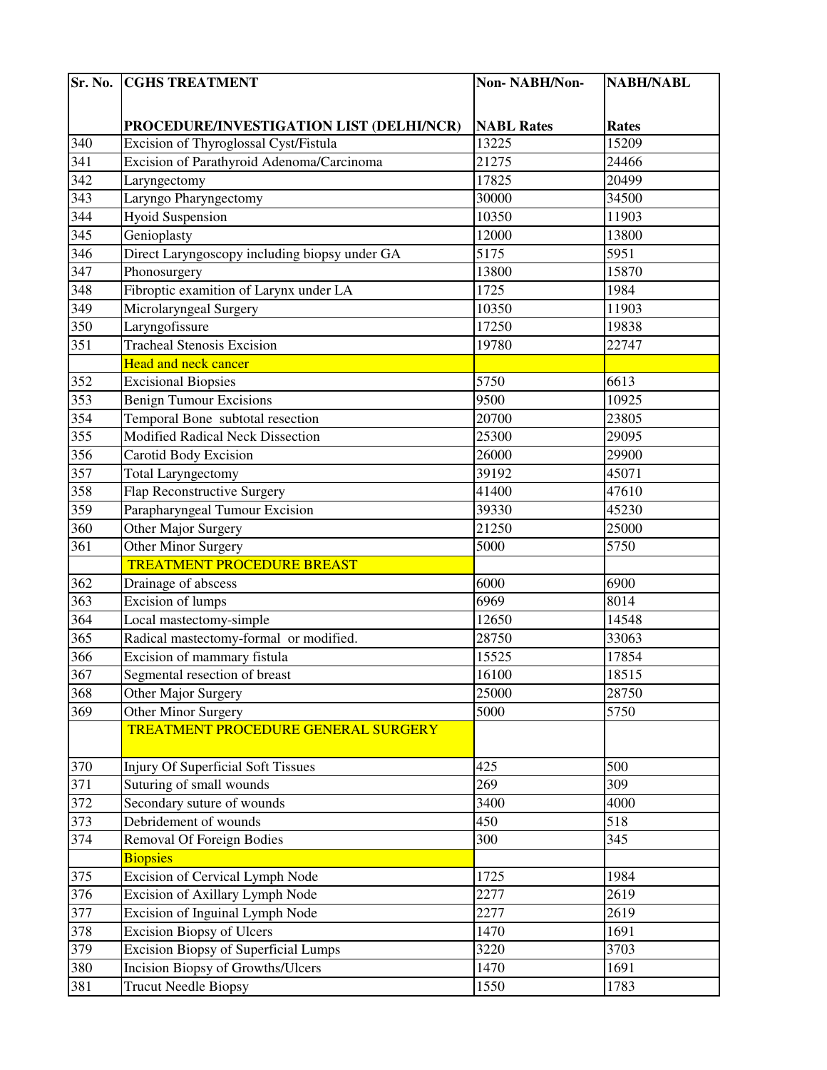| Sr. No. | CGHS TREATMENT PROCEDURE/INVESTIGATION LIST (DELHI/NCR) | Non- NABH/Non-NABL Rates | NABH/NABL Rates |
|---|---|---|---|
| 340 | Excision of Thyroglossal Cyst/Fistula | 13225 | 15209 |
| 341 | Excision of Parathyroid Adenoma/Carcinoma | 21275 | 24466 |
| 342 | Laryngectomy | 17825 | 20499 |
| 343 | Laryngo Pharyngectomy | 30000 | 34500 |
| 344 | Hyoid Suspension | 10350 | 11903 |
| 345 | Genioplasty | 12000 | 13800 |
| 346 | Direct Laryngoscopy including biopsy under GA | 5175 | 5951 |
| 347 | Phonosurgery | 13800 | 15870 |
| 348 | Fibroptic examition of Larynx under LA | 1725 | 1984 |
| 349 | Microlaryngeal Surgery | 10350 | 11903 |
| 350 | Laryngofissure | 17250 | 19838 |
| 351 | Tracheal Stenosis Excision | 19780 | 22747 |
| | Head and neck cancer | | |
| 352 | Excisional Biopsies | 5750 | 6613 |
| 353 | Benign Tumour Excisions | 9500 | 10925 |
| 354 | Temporal Bone subtotal resection | 20700 | 23805 |
| 355 | Modified Radical Neck Dissection | 25300 | 29095 |
| 356 | Carotid Body Excision | 26000 | 29900 |
| 357 | Total Laryngectomy | 39192 | 45071 |
| 358 | Flap Reconstructive Surgery | 41400 | 47610 |
| 359 | Parapharyngeal Tumour Excision | 39330 | 45230 |
| 360 | Other Major Surgery | 21250 | 25000 |
| 361 | Other Minor Surgery | 5000 | 5750 |
| | TREATMENT PROCEDURE BREAST | | |
| 362 | Drainage of abscess | 6000 | 6900 |
| 363 | Excision of lumps | 6969 | 8014 |
| 364 | Local mastectomy-simple | 12650 | 14548 |
| 365 | Radical mastectomy-formal or modified. | 28750 | 33063 |
| 366 | Excision of mammary fistula | 15525 | 17854 |
| 367 | Segmental resection of breast | 16100 | 18515 |
| 368 | Other Major Surgery | 25000 | 28750 |
| 369 | Other Minor Surgery | 5000 | 5750 |
| | TREATMENT PROCEDURE GENERAL SURGERY | | |
| 370 | Injury Of Superficial Soft Tissues | 425 | 500 |
| 371 | Suturing of small wounds | 269 | 309 |
| 372 | Secondary suture of wounds | 3400 | 4000 |
| 373 | Debridement of wounds | 450 | 518 |
| 374 | Removal Of Foreign Bodies | 300 | 345 |
| | Biopsies | | |
| 375 | Excision of Cervical Lymph Node | 1725 | 1984 |
| 376 | Excision of Axillary Lymph Node | 2277 | 2619 |
| 377 | Excision of Inguinal Lymph Node | 2277 | 2619 |
| 378 | Excision Biopsy of Ulcers | 1470 | 1691 |
| 379 | Excision Biopsy of Superficial Lumps | 3220 | 3703 |
| 380 | Incision Biopsy of Growths/Ulcers | 1470 | 1691 |
| 381 | Trucut Needle Biopsy | 1550 | 1783 |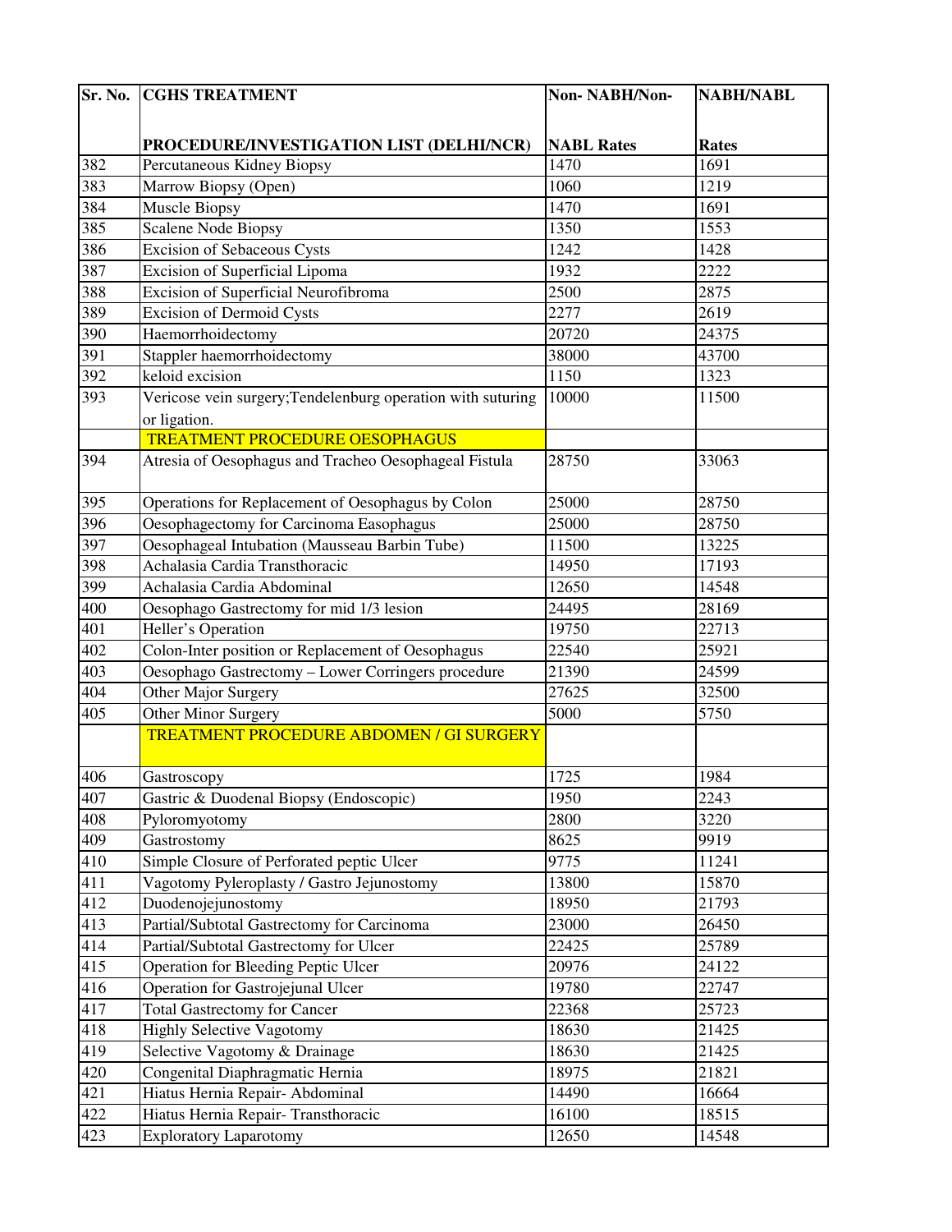| Sr. No. | CGHS TREATMENT PROCEDURE/INVESTIGATION LIST (DELHI/NCR) | Non- NABH/Non-NABL Rates | NABH/NABL Rates |
|---|---|---|---|
| 382 | Percutaneous Kidney Biopsy | 1470 | 1691 |
| 383 | Marrow Biopsy (Open) | 1060 | 1219 |
| 384 | Muscle Biopsy | 1470 | 1691 |
| 385 | Scalene Node Biopsy | 1350 | 1553 |
| 386 | Excision of Sebaceous Cysts | 1242 | 1428 |
| 387 | Excision of Superficial Lipoma | 1932 | 2222 |
| 388 | Excision of Superficial Neurofibroma | 2500 | 2875 |
| 389 | Excision of Dermoid Cysts | 2277 | 2619 |
| 390 | Haemorrhoidectomy | 20720 | 24375 |
| 391 | Stappler haemorrhoidectomy | 38000 | 43700 |
| 392 | keloid excision | 1150 | 1323 |
| 393 | Vericose vein surgery;Tendelenburg operation with suturing or ligation. | 10000 | 11500 |
| | **TREATMENT PROCEDURE OESOPHAGUS** | | |
| 394 | Atresia of Oesophagus and Tracheo Oesophageal Fistula | 28750 | 33063 |
| 395 | Operations for Replacement of Oesophagus by Colon | 25000 | 28750 |
| 396 | Oesophagectomy for Carcinoma Easophagus | 25000 | 28750 |
| 397 | Oesophageal Intubation (Mausseau Barbin Tube) | 11500 | 13225 |
| 398 | Achalasia Cardia Transthoracic | 14950 | 17193 |
| 399 | Achalasia Cardia Abdominal | 12650 | 14548 |
| 400 | Oesophago Gastrectomy for mid 1/3 lesion | 24495 | 28169 |
| 401 | Heller's Operation | 19750 | 22713 |
| 402 | Colon-Inter position or Replacement of Oesophagus | 22540 | 25921 |
| 403 | Oesophago Gastrectomy – Lower Corringers procedure | 21390 | 24599 |
| 404 | Other Major Surgery | 27625 | 32500 |
| 405 | Other Minor Surgery | 5000 | 5750 |
| | **TREATMENT PROCEDURE ABDOMEN / GI SURGERY** | | |
| 406 | Gastroscopy | 1725 | 1984 |
| 407 | Gastric & Duodenal Biopsy (Endoscopic) | 1950 | 2243 |
| 408 | Pyloromyotomy | 2800 | 3220 |
| 409 | Gastrostomy | 8625 | 9919 |
| 410 | Simple Closure of Perforated peptic Ulcer | 9775 | 11241 |
| 411 | Vagotomy Pyleroplasty / Gastro Jejunostomy | 13800 | 15870 |
| 412 | Duodenojejunostomy | 18950 | 21793 |
| 413 | Partial/Subtotal Gastrectomy for Carcinoma | 23000 | 26450 |
| 414 | Partial/Subtotal Gastrectomy for Ulcer | 22425 | 25789 |
| 415 | Operation for Bleeding Peptic Ulcer | 20976 | 24122 |
| 416 | Operation for Gastrojejunal Ulcer | 19780 | 22747 |
| 417 | Total Gastrectomy for Cancer | 22368 | 25723 |
| 418 | Highly Selective Vagotomy | 18630 | 21425 |
| 419 | Selective Vagotomy & Drainage | 18630 | 21425 |
| 420 | Congenital Diaphragmatic Hernia | 18975 | 21821 |
| 421 | Hiatus Hernia Repair- Abdominal | 14490 | 16664 |
| 422 | Hiatus Hernia Repair- Transthoracic | 16100 | 18515 |
| 423 | Exploratory Laparotomy | 12650 | 14548 |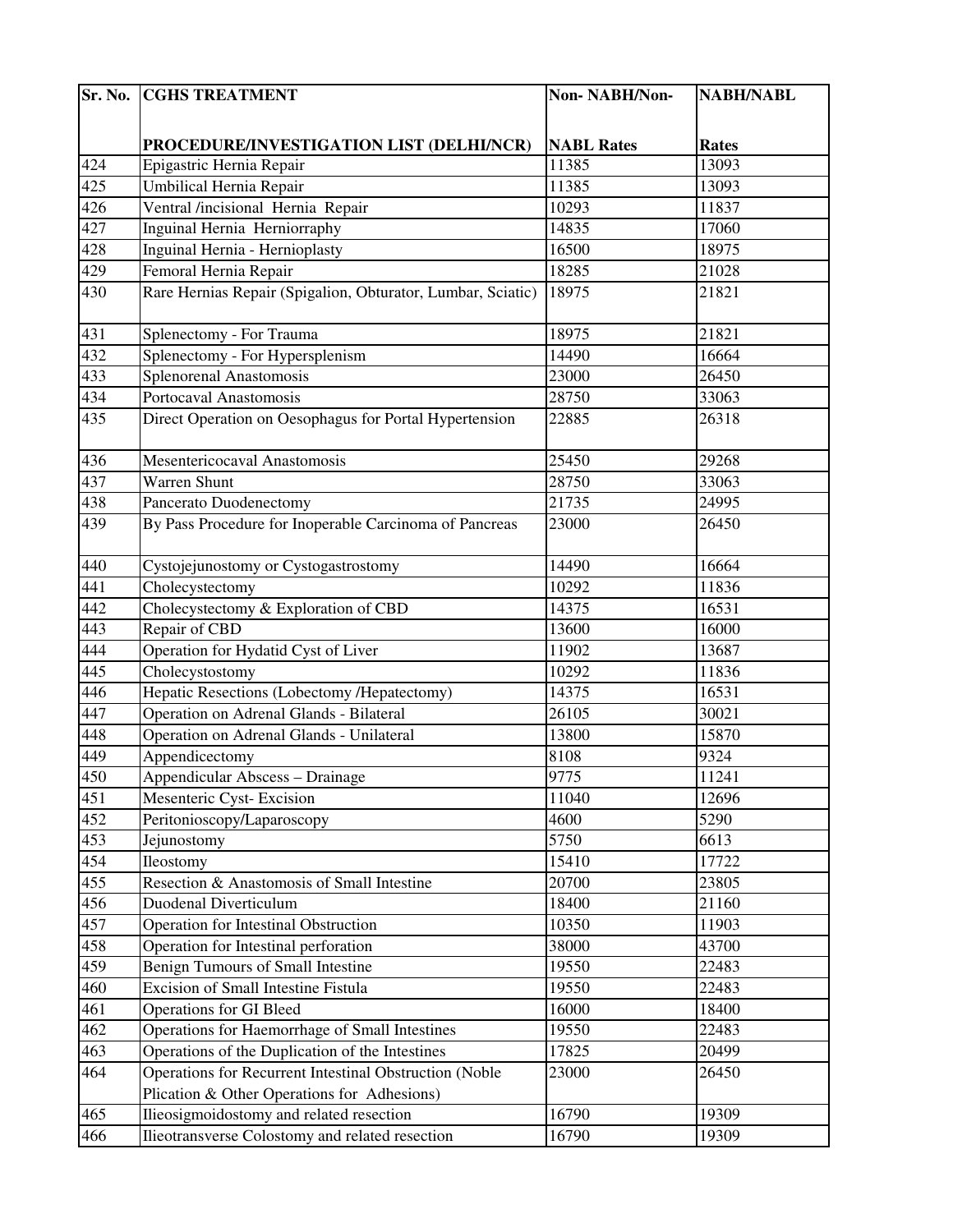| Sr. No. | CGHS TREATMENT PROCEDURE/INVESTIGATION LIST (DELHI/NCR) | Non- NABH/Non- NABL Rates | NABH/NABL Rates |
|---|---|---|---|
| 424 | Epigastric Hernia Repair | 11385 | 13093 |
| 425 | Umbilical Hernia Repair | 11385 | 13093 |
| 426 | Ventral /incisional Hernia Repair | 10293 | 11837 |
| 427 | Inguinal Hernia Herniorraphy | 14835 | 17060 |
| 428 | Inguinal Hernia - Hernioplasty | 16500 | 18975 |
| 429 | Femoral Hernia Repair | 18285 | 21028 |
| 430 | Rare Hernias Repair (Spigalion, Obturator, Lumbar, Sciatic) | 18975 | 21821 |
| 431 | Splenectomy - For Trauma | 18975 | 21821 |
| 432 | Splenectomy - For Hypersplenism | 14490 | 16664 |
| 433 | Splenorenal Anastomosis | 23000 | 26450 |
| 434 | Portocaval Anastomosis | 28750 | 33063 |
| 435 | Direct Operation on Oesophagus for Portal Hypertension | 22885 | 26318 |
| 436 | Mesentericocaval Anastomosis | 25450 | 29268 |
| 437 | Warren Shunt | 28750 | 33063 |
| 438 | Pancerato Duodenectomy | 21735 | 24995 |
| 439 | By Pass Procedure for Inoperable Carcinoma of Pancreas | 23000 | 26450 |
| 440 | Cystojejunostomy or Cystogastrostomy | 14490 | 16664 |
| 441 | Cholecystectomy | 10292 | 11836 |
| 442 | Cholecystectomy & Exploration of CBD | 14375 | 16531 |
| 443 | Repair of CBD | 13600 | 16000 |
| 444 | Operation for Hydatid Cyst of Liver | 11902 | 13687 |
| 445 | Cholecystostomy | 10292 | 11836 |
| 446 | Hepatic Resections (Lobectomy /Hepatectomy) | 14375 | 16531 |
| 447 | Operation on Adrenal Glands - Bilateral | 26105 | 30021 |
| 448 | Operation on Adrenal Glands - Unilateral | 13800 | 15870 |
| 449 | Appendicectomy | 8108 | 9324 |
| 450 | Appendicular Abscess – Drainage | 9775 | 11241 |
| 451 | Mesenteric Cyst- Excision | 11040 | 12696 |
| 452 | Peritonioscopy/Laparoscopy | 4600 | 5290 |
| 453 | Jejunostomy | 5750 | 6613 |
| 454 | Ileostomy | 15410 | 17722 |
| 455 | Resection & Anastomosis of Small Intestine | 20700 | 23805 |
| 456 | Duodenal Diverticulum | 18400 | 21160 |
| 457 | Operation for Intestinal Obstruction | 10350 | 11903 |
| 458 | Operation for Intestinal perforation | 38000 | 43700 |
| 459 | Benign Tumours of Small Intestine | 19550 | 22483 |
| 460 | Excision of Small Intestine Fistula | 19550 | 22483 |
| 461 | Operations for GI Bleed | 16000 | 18400 |
| 462 | Operations for Haemorrhage of Small Intestines | 19550 | 22483 |
| 463 | Operations of the Duplication of the Intestines | 17825 | 20499 |
| 464 | Operations for Recurrent Intestinal Obstruction (Noble Plication & Other Operations for Adhesions) | 23000 | 26450 |
| 465 | Ilieosigmoidostomy and related resection | 16790 | 19309 |
| 466 | Ilieotransverse Colostomy and related resection | 16790 | 19309 |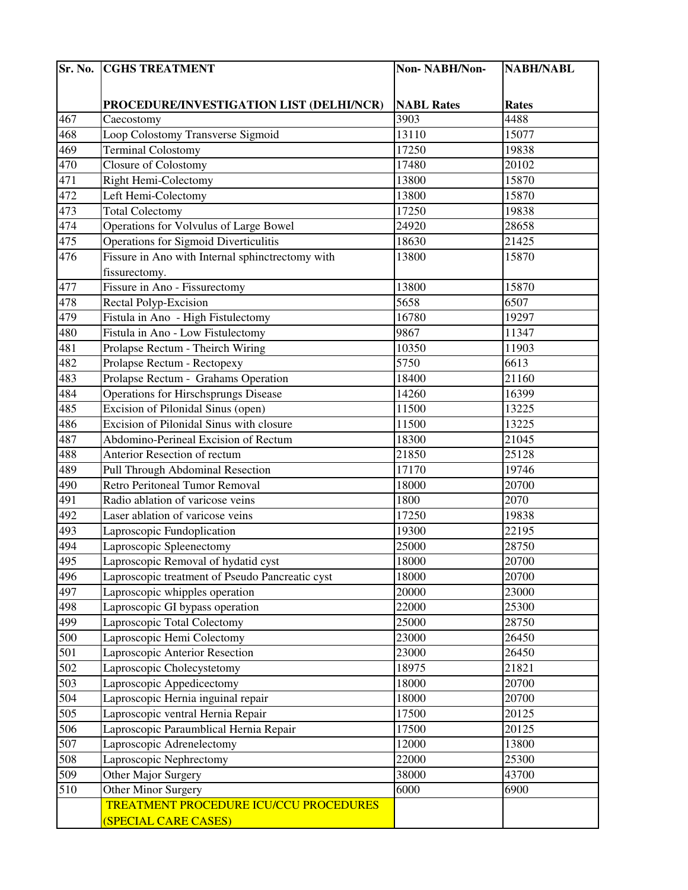| Sr. No. | CGHS TREATMENT PROCEDURE/INVESTIGATION LIST (DELHI/NCR) | Non- NABH/Non-NABL Rates | NABH/NABL Rates |
|---|---|---|---|
| 467 | Caecostomy | 3903 | 4488 |
| 468 | Loop Colostomy Transverse Sigmoid | 13110 | 15077 |
| 469 | Terminal Colostomy | 17250 | 19838 |
| 470 | Closure of Colostomy | 17480 | 20102 |
| 471 | Right Hemi-Colectomy | 13800 | 15870 |
| 472 | Left Hemi-Colectomy | 13800 | 15870 |
| 473 | Total Colectomy | 17250 | 19838 |
| 474 | Operations for Volvulus of Large Bowel | 24920 | 28658 |
| 475 | Operations for Sigmoid Diverticulitis | 18630 | 21425 |
| 476 | Fissure in Ano with Internal sphinctrectomy with fissurectomy. | 13800 | 15870 |
| 477 | Fissure in Ano - Fissurectomy | 13800 | 15870 |
| 478 | Rectal Polyp-Excision | 5658 | 6507 |
| 479 | Fistula in Ano - High Fistulectomy | 16780 | 19297 |
| 480 | Fistula in Ano - Low Fistulectomy | 9867 | 11347 |
| 481 | Prolapse Rectum - Theirch Wiring | 10350 | 11903 |
| 482 | Prolapse Rectum - Rectopexy | 5750 | 6613 |
| 483 | Prolapse Rectum - Grahams Operation | 18400 | 21160 |
| 484 | Operations for Hirschsprungs Disease | 14260 | 16399 |
| 485 | Excision of Pilonidal Sinus (open) | 11500 | 13225 |
| 486 | Excision of Pilonidal Sinus with closure | 11500 | 13225 |
| 487 | Abdomino-Perineal Excision of Rectum | 18300 | 21045 |
| 488 | Anterior Resection of rectum | 21850 | 25128 |
| 489 | Pull Through Abdominal Resection | 17170 | 19746 |
| 490 | Retro Peritoneal Tumor Removal | 18000 | 20700 |
| 491 | Radio ablation of varicose veins | 1800 | 2070 |
| 492 | Laser ablation of varicose veins | 17250 | 19838 |
| 493 | Laproscopic Fundoplication | 19300 | 22195 |
| 494 | Laproscopic Spleenectomy | 25000 | 28750 |
| 495 | Laproscopic Removal of hydatid cyst | 18000 | 20700 |
| 496 | Laproscopic treatment of Pseudo Pancreatic cyst | 18000 | 20700 |
| 497 | Laproscopic whipples operation | 20000 | 23000 |
| 498 | Laproscopic GI bypass operation | 22000 | 25300 |
| 499 | Laproscopic Total Colectomy | 25000 | 28750 |
| 500 | Laproscopic Hemi Colectomy | 23000 | 26450 |
| 501 | Laproscopic Anterior Resection | 23000 | 26450 |
| 502 | Laproscopic Cholecystetomy | 18975 | 21821 |
| 503 | Laproscopic Appedicectomy | 18000 | 20700 |
| 504 | Laproscopic Hernia inguinal repair | 18000 | 20700 |
| 505 | Laproscopic ventral Hernia Repair | 17500 | 20125 |
| 506 | Laproscopic Paraumblical Hernia Repair | 17500 | 20125 |
| 507 | Laproscopic Adrenelectomy | 12000 | 13800 |
| 508 | Laproscopic Nephrectomy | 22000 | 25300 |
| 509 | Other Major Surgery | 38000 | 43700 |
| 510 | Other Minor Surgery | 6000 | 6900 |
| | TREATMENT PROCEDURE ICU/CCU PROCEDURES (SPECIAL CARE CASES) | | |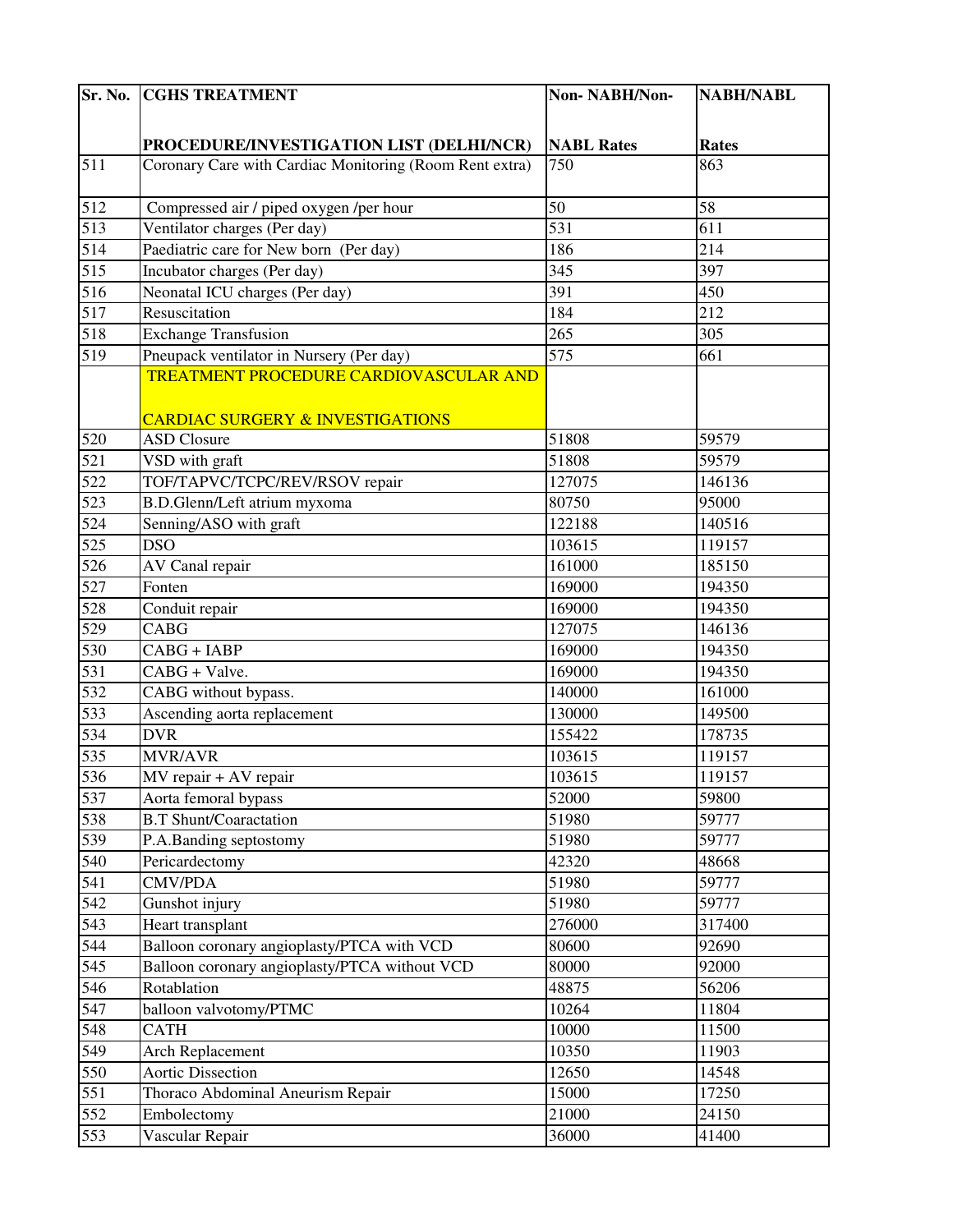| Sr. No. | CGHS TREATMENT PROCEDURE/INVESTIGATION LIST (DELHI/NCR) | Non- NABH/Non-NABL Rates | NABH/NABL Rates |
|---|---|---|---|
| 511 | Coronary Care with Cardiac Monitoring (Room Rent extra) | 750 | 863 |
| 512 | Compressed air / piped oxygen /per hour | 50 | 58 |
| 513 | Ventilator charges (Per day) | 531 | 611 |
| 514 | Paediatric care for New born (Per day) | 186 | 214 |
| 515 | Incubator charges (Per day) | 345 | 397 |
| 516 | Neonatal ICU charges (Per day) | 391 | 450 |
| 517 | Resuscitation | 184 | 212 |
| 518 | Exchange Transfusion | 265 | 305 |
| 519 | Pneupack ventilator in Nursery (Per day) | 575 | 661 |
| | TREATMENT PROCEDURE CARDIOVASCULAR AND CARDIAC SURGERY & INVESTIGATIONS | | |
| 520 | ASD Closure | 51808 | 59579 |
| 521 | VSD with graft | 51808 | 59579 |
| 522 | TOF/TAPVC/TCPC/REV/RSOV repair | 127075 | 146136 |
| 523 | B.D.Glenn/Left atrium myxoma | 80750 | 95000 |
| 524 | Senning/ASO with graft | 122188 | 140516 |
| 525 | DSO | 103615 | 119157 |
| 526 | AV Canal repair | 161000 | 185150 |
| 527 | Fonten | 169000 | 194350 |
| 528 | Conduit repair | 169000 | 194350 |
| 529 | CABG | 127075 | 146136 |
| 530 | CABG + IABP | 169000 | 194350 |
| 531 | CABG + Valve. | 169000 | 194350 |
| 532 | CABG without bypass. | 140000 | 161000 |
| 533 | Ascending aorta replacement | 130000 | 149500 |
| 534 | DVR | 155422 | 178735 |
| 535 | MVR/AVR | 103615 | 119157 |
| 536 | MV repair + AV repair | 103615 | 119157 |
| 537 | Aorta femoral bypass | 52000 | 59800 |
| 538 | B.T Shunt/Coaractation | 51980 | 59777 |
| 539 | P.A.Banding septostomy | 51980 | 59777 |
| 540 | Pericardectomy | 42320 | 48668 |
| 541 | CMV/PDA | 51980 | 59777 |
| 542 | Gunshot injury | 51980 | 59777 |
| 543 | Heart transplant | 276000 | 317400 |
| 544 | Balloon coronary angioplasty/PTCA with VCD | 80600 | 92690 |
| 545 | Balloon coronary angioplasty/PTCA without VCD | 80000 | 92000 |
| 546 | Rotablation | 48875 | 56206 |
| 547 | balloon valvotomy/PTMC | 10264 | 11804 |
| 548 | CATH | 10000 | 11500 |
| 549 | Arch Replacement | 10350 | 11903 |
| 550 | Aortic Dissection | 12650 | 14548 |
| 551 | Thoraco Abdominal Aneurism Repair | 15000 | 17250 |
| 552 | Embolectomy | 21000 | 24150 |
| 553 | Vascular Repair | 36000 | 41400 |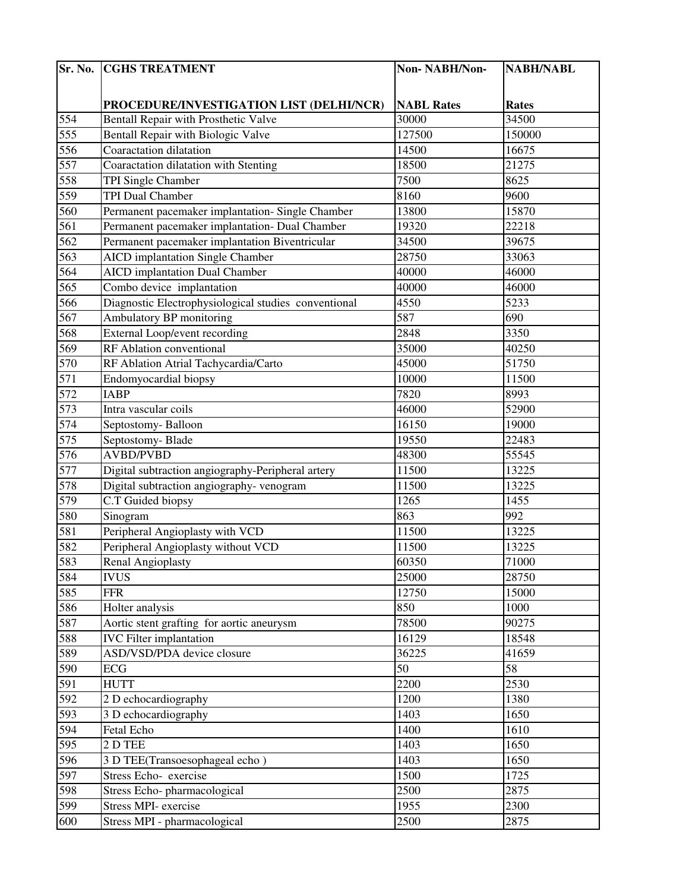| Sr. No. | CGHS TREATMENT PROCEDURE/INVESTIGATION LIST (DELHI/NCR) | Non- NABH/Non- NABL Rates | NABH/NABL Rates |
|---|---|---|---|
| 554 | Bentall Repair with Prosthetic Valve | 30000 | 34500 |
| 555 | Bentall Repair with Biologic Valve | 127500 | 150000 |
| 556 | Coaractation dilatation | 14500 | 16675 |
| 557 | Coaractation dilatation with Stenting | 18500 | 21275 |
| 558 | TPI Single Chamber | 7500 | 8625 |
| 559 | TPI Dual Chamber | 8160 | 9600 |
| 560 | Permanent pacemaker implantation- Single Chamber | 13800 | 15870 |
| 561 | Permanent pacemaker implantation- Dual Chamber | 19320 | 22218 |
| 562 | Permanent pacemaker implantation Biventricular | 34500 | 39675 |
| 563 | AICD implantation Single Chamber | 28750 | 33063 |
| 564 | AICD implantation Dual Chamber | 40000 | 46000 |
| 565 | Combo device implantation | 40000 | 46000 |
| 566 | Diagnostic Electrophysiological studies conventional | 4550 | 5233 |
| 567 | Ambulatory BP monitoring | 587 | 690 |
| 568 | External Loop/event recording | 2848 | 3350 |
| 569 | RF Ablation conventional | 35000 | 40250 |
| 570 | RF Ablation Atrial Tachycardia/Carto | 45000 | 51750 |
| 571 | Endomyocardial biopsy | 10000 | 11500 |
| 572 | IABP | 7820 | 8993 |
| 573 | Intra vascular coils | 46000 | 52900 |
| 574 | Septostomy- Balloon | 16150 | 19000 |
| 575 | Septostomy- Blade | 19550 | 22483 |
| 576 | AVBD/PVBD | 48300 | 55545 |
| 577 | Digital subtraction angiography-Peripheral artery | 11500 | 13225 |
| 578 | Digital subtraction angiography- venogram | 11500 | 13225 |
| 579 | C.T Guided biopsy | 1265 | 1455 |
| 580 | Sinogram | 863 | 992 |
| 581 | Peripheral Angioplasty with VCD | 11500 | 13225 |
| 582 | Peripheral Angioplasty without VCD | 11500 | 13225 |
| 583 | Renal Angioplasty | 60350 | 71000 |
| 584 | IVUS | 25000 | 28750 |
| 585 | FFR | 12750 | 15000 |
| 586 | Holter analysis | 850 | 1000 |
| 587 | Aortic stent grafting for aortic aneurysm | 78500 | 90275 |
| 588 | IVC Filter implantation | 16129 | 18548 |
| 589 | ASD/VSD/PDA device closure | 36225 | 41659 |
| 590 | ECG | 50 | 58 |
| 591 | HUTT | 2200 | 2530 |
| 592 | 2 D echocardiography | 1200 | 1380 |
| 593 | 3 D echocardiography | 1403 | 1650 |
| 594 | Fetal Echo | 1400 | 1610 |
| 595 | 2 D TEE | 1403 | 1650 |
| 596 | 3 D TEE(Transoesophageal echo ) | 1403 | 1650 |
| 597 | Stress Echo- exercise | 1500 | 1725 |
| 598 | Stress Echo- pharmacological | 2500 | 2875 |
| 599 | Stress MPI- exercise | 1955 | 2300 |
| 600 | Stress MPI - pharmacological | 2500 | 2875 |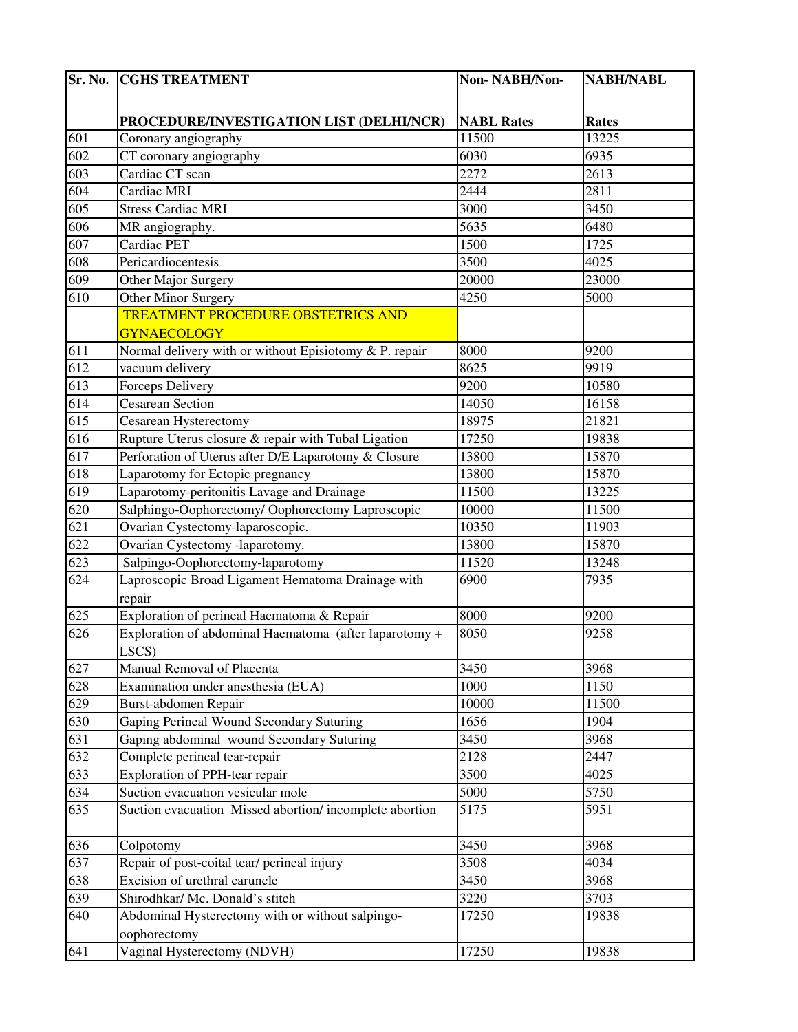| Sr. No. | CGHS TREATMENT PROCEDURE/INVESTIGATION LIST (DELHI/NCR) | Non- NABH/Non- NABL Rates | NABH/NABL Rates |
|---|---|---|---|
| 601 | Coronary angiography | 11500 | 13225 |
| 602 | CT coronary angiography | 6030 | 6935 |
| 603 | Cardiac CT scan | 2272 | 2613 |
| 604 | Cardiac MRI | 2444 | 2811 |
| 605 | Stress Cardiac MRI | 3000 | 3450 |
| 606 | MR angiography. | 5635 | 6480 |
| 607 | Cardiac PET | 1500 | 1725 |
| 608 | Pericardiocentesis | 3500 | 4025 |
| 609 | Other Major Surgery | 20000 | 23000 |
| 610 | Other Minor Surgery | 4250 | 5000 |
| | TREATMENT PROCEDURE OBSTETRICS AND GYNAECOLOGY | | |
| 611 | Normal delivery with or without Episiotomy & P. repair | 8000 | 9200 |
| 612 | vacuum delivery | 8625 | 9919 |
| 613 | Forceps Delivery | 9200 | 10580 |
| 614 | Cesarean Section | 14050 | 16158 |
| 615 | Cesarean Hysterectomy | 18975 | 21821 |
| 616 | Rupture Uterus closure & repair with Tubal Ligation | 17250 | 19838 |
| 617 | Perforation of Uterus after D/E Laparotomy & Closure | 13800 | 15870 |
| 618 | Laparotomy for Ectopic pregnancy | 13800 | 15870 |
| 619 | Laparotomy-peritonitis Lavage and Drainage | 11500 | 13225 |
| 620 | Salphingo-Oophorectomy/ Oophorectomy Laproscopic | 10000 | 11500 |
| 621 | Ovarian Cystectomy-laparoscopic. | 10350 | 11903 |
| 622 | Ovarian Cystectomy -laparotomy. | 13800 | 15870 |
| 623 | Salpingo-Oophorectomy-laparotomy | 11520 | 13248 |
| 624 | Laproscopic Broad Ligament Hematoma Drainage with repair | 6900 | 7935 |
| 625 | Exploration of perineal Haematoma & Repair | 8000 | 9200 |
| 626 | Exploration of abdominal Haematoma (after laparotomy + LSCS) | 8050 | 9258 |
| 627 | Manual Removal of Placenta | 3450 | 3968 |
| 628 | Examination under anesthesia (EUA) | 1000 | 1150 |
| 629 | Burst-abdomen Repair | 10000 | 11500 |
| 630 | Gaping Perineal Wound Secondary Suturing | 1656 | 1904 |
| 631 | Gaping abdominal wound Secondary Suturing | 3450 | 3968 |
| 632 | Complete perineal tear-repair | 2128 | 2447 |
| 633 | Exploration of PPH-tear repair | 3500 | 4025 |
| 634 | Suction evacuation vesicular mole | 5000 | 5750 |
| 635 | Suction evacuation Missed abortion/ incomplete abortion | 5175 | 5951 |
| 636 | Colpotomy | 3450 | 3968 |
| 637 | Repair of post-coital tear/ perineal injury | 3508 | 4034 |
| 638 | Excision of urethral caruncle | 3450 | 3968 |
| 639 | Shirodhkar/ Mc. Donald's stitch | 3220 | 3703 |
| 640 | Abdominal Hysterectomy with or without salpingo-oophorectomy | 17250 | 19838 |
| 641 | Vaginal Hysterectomy (NDVH) | 17250 | 19838 |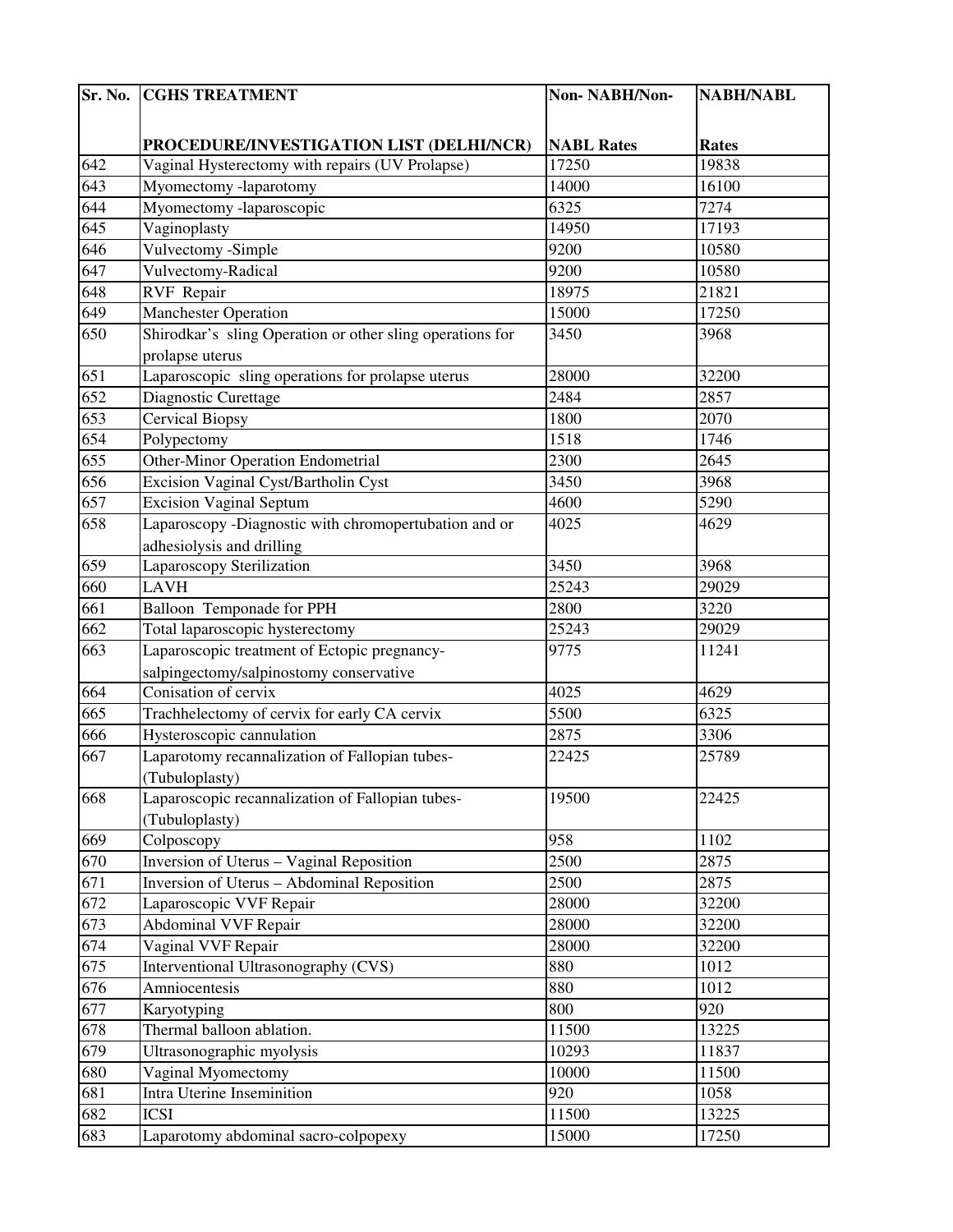| Sr. No. | CGHS TREATMENT PROCEDURE/INVESTIGATION LIST (DELHI/NCR) | Non- NABH/Non-NABL Rates | NABH/NABL Rates |
|---|---|---|---|
| 642 | Vaginal Hysterectomy with repairs (UV Prolapse) | 17250 | 19838 |
| 643 | Myomectomy -laparotomy | 14000 | 16100 |
| 644 | Myomectomy -laparoscopic | 6325 | 7274 |
| 645 | Vaginoplasty | 14950 | 17193 |
| 646 | Vulvectomy -Simple | 9200 | 10580 |
| 647 | Vulvectomy-Radical | 9200 | 10580 |
| 648 | RVF Repair | 18975 | 21821 |
| 649 | Manchester Operation | 15000 | 17250 |
| 650 | Shirodkar's sling Operation or other sling operations for prolapse uterus | 3450 | 3968 |
| 651 | Laparoscopic sling operations for prolapse uterus | 28000 | 32200 |
| 652 | Diagnostic Curettage | 2484 | 2857 |
| 653 | Cervical Biopsy | 1800 | 2070 |
| 654 | Polypectomy | 1518 | 1746 |
| 655 | Other-Minor Operation Endometrial | 2300 | 2645 |
| 656 | Excision Vaginal Cyst/Bartholin Cyst | 3450 | 3968 |
| 657 | Excision Vaginal Septum | 4600 | 5290 |
| 658 | Laparoscopy -Diagnostic with chromopertubation and or adhesiolysis and drilling | 4025 | 4629 |
| 659 | Laparoscopy Sterilization | 3450 | 3968 |
| 660 | LAVH | 25243 | 29029 |
| 661 | Balloon Temponade for PPH | 2800 | 3220 |
| 662 | Total laparoscopic hysterectomy | 25243 | 29029 |
| 663 | Laparoscopic treatment of Ectopic pregnancy-salpingectomy/salpinostomy conservative | 9775 | 11241 |
| 664 | Conisation of cervix | 4025 | 4629 |
| 665 | Trachhelectomy of cervix for early CA cervix | 5500 | 6325 |
| 666 | Hysteroscopic cannulation | 2875 | 3306 |
| 667 | Laparotomy recannalization of Fallopian tubes-(Tubuloplasty) | 22425 | 25789 |
| 668 | Laparoscopic recannalization of Fallopian tubes-(Tubuloplasty) | 19500 | 22425 |
| 669 | Colposcopy | 958 | 1102 |
| 670 | Inversion of Uterus – Vaginal Reposition | 2500 | 2875 |
| 671 | Inversion of Uterus – Abdominal Reposition | 2500 | 2875 |
| 672 | Laparoscopic VVF Repair | 28000 | 32200 |
| 673 | Abdominal VVF Repair | 28000 | 32200 |
| 674 | Vaginal VVF Repair | 28000 | 32200 |
| 675 | Interventional Ultrasonography (CVS) | 880 | 1012 |
| 676 | Amniocentesis | 880 | 1012 |
| 677 | Karyotyping | 800 | 920 |
| 678 | Thermal balloon ablation. | 11500 | 13225 |
| 679 | Ultrasonographic myolysis | 10293 | 11837 |
| 680 | Vaginal Myomectomy | 10000 | 11500 |
| 681 | Intra Uterine Inseminition | 920 | 1058 |
| 682 | ICSI | 11500 | 13225 |
| 683 | Laparotomy abdominal sacro-colpopexy | 15000 | 17250 |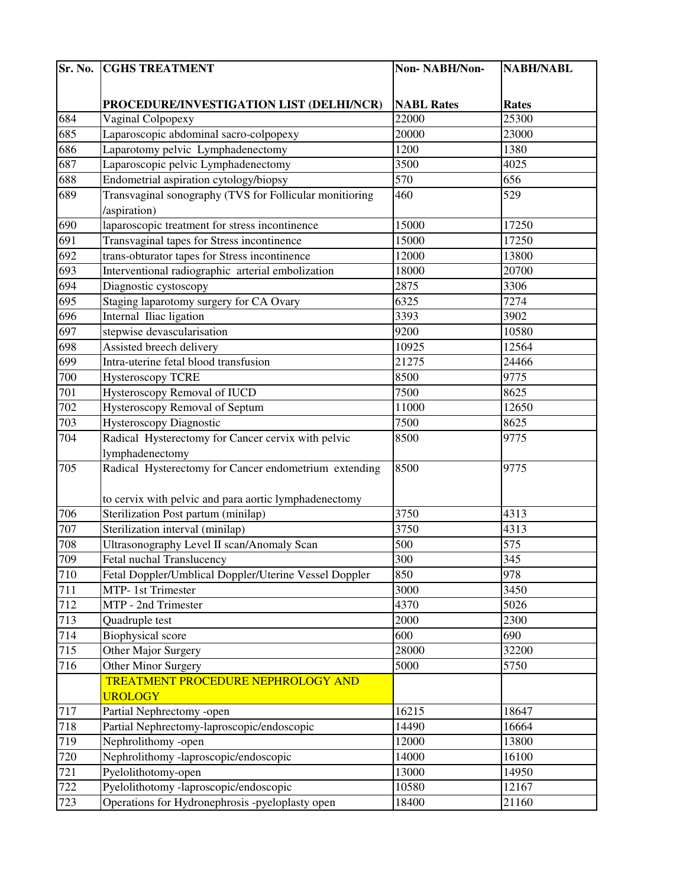| Sr. No. | CGHS TREATMENT PROCEDURE/INVESTIGATION LIST (DELHI/NCR) | Non- NABH/Non-NABL Rates | NABH/NABL Rates |
|---|---|---|---|
| 684 | Vaginal Colpopexy | 22000 | 25300 |
| 685 | Laparoscopic abdominal sacro-colpopexy | 20000 | 23000 |
| 686 | Laparotomy pelvic Lymphadenectomy | 1200 | 1380 |
| 687 | Laparoscopic pelvic Lymphadenectomy | 3500 | 4025 |
| 688 | Endometrial aspiration cytology/biopsy | 570 | 656 |
| 689 | Transvaginal sonography (TVS for Follicular monitioring /aspiration) | 460 | 529 |
| 690 | laparoscopic treatment for stress incontinence | 15000 | 17250 |
| 691 | Transvaginal tapes for Stress incontinence | 15000 | 17250 |
| 692 | trans-obturator tapes for Stress incontinence | 12000 | 13800 |
| 693 | Interventional radiographic arterial embolization | 18000 | 20700 |
| 694 | Diagnostic cystoscopy | 2875 | 3306 |
| 695 | Staging laparotomy surgery for CA Ovary | 6325 | 7274 |
| 696 | Internal Iliac ligation | 3393 | 3902 |
| 697 | stepwise devascularisation | 9200 | 10580 |
| 698 | Assisted breech delivery | 10925 | 12564 |
| 699 | Intra-uterine fetal blood transfusion | 21275 | 24466 |
| 700 | Hysteroscopy TCRE | 8500 | 9775 |
| 701 | Hysteroscopy Removal of IUCD | 7500 | 8625 |
| 702 | Hysteroscopy Removal of Septum | 11000 | 12650 |
| 703 | Hysteroscopy Diagnostic | 7500 | 8625 |
| 704 | Radical Hysterectomy for Cancer cervix with pelvic lymphadenectomy | 8500 | 9775 |
| 705 | Radical Hysterectomy for Cancer endometrium extending to cervix with pelvic and para aortic lymphadenectomy | 8500 | 9775 |
| 706 | Sterilization Post partum (minilap) | 3750 | 4313 |
| 707 | Sterilization interval (minilap) | 3750 | 4313 |
| 708 | Ultrasonography Level II scan/Anomaly Scan | 500 | 575 |
| 709 | Fetal nuchal Translucency | 300 | 345 |
| 710 | Fetal Doppler/Umblical Doppler/Uterine Vessel Doppler | 850 | 978 |
| 711 | MTP- 1st Trimester | 3000 | 3450 |
| 712 | MTP - 2nd Trimester | 4370 | 5026 |
| 713 | Quadruple test | 2000 | 2300 |
| 714 | Biophysical score | 600 | 690 |
| 715 | Other Major Surgery | 28000 | 32200 |
| 716 | Other Minor Surgery | 5000 | 5750 |
| | TREATMENT PROCEDURE NEPHROLOGY AND UROLOGY | | |
| 717 | Partial Nephrectomy -open | 16215 | 18647 |
| 718 | Partial Nephrectomy-laproscopic/endoscopic | 14490 | 16664 |
| 719 | Nephrolithomy -open | 12000 | 13800 |
| 720 | Nephrolithomy -laproscopic/endoscopic | 14000 | 16100 |
| 721 | Pyelolithotomy-open | 13000 | 14950 |
| 722 | Pyelolithotomy -laproscopic/endoscopic | 10580 | 12167 |
| 723 | Operations for Hydronephrosis -pyeloplasty open | 18400 | 21160 |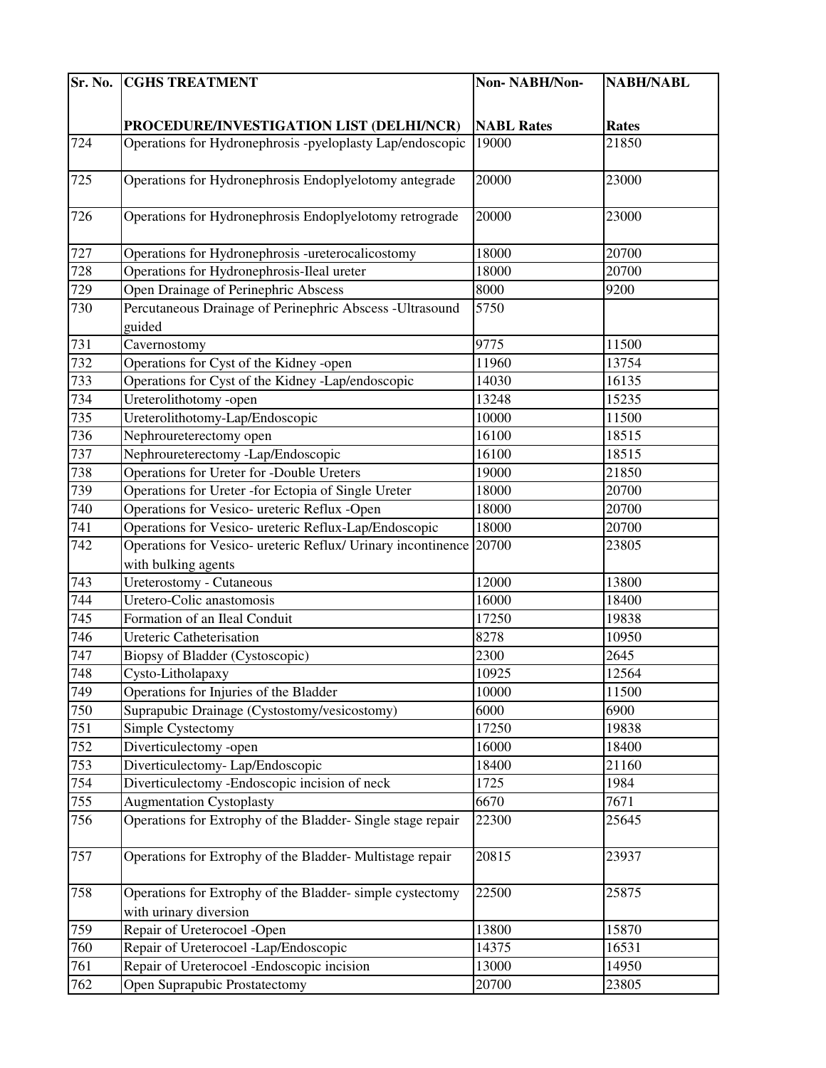| Sr. No. | CGHS TREATMENT PROCEDURE/INVESTIGATION LIST (DELHI/NCR) | Non- NABH/Non- NABL Rates | NABH/NABL Rates |
|---|---|---|---|
| 724 | Operations for Hydronephrosis -pyeloplasty Lap/endoscopic | 19000 | 21850 |
| 725 | Operations for Hydronephrosis Endoplyelotomy antegrade | 20000 | 23000 |
| 726 | Operations for Hydronephrosis Endoplyelotomy retrograde | 20000 | 23000 |
| 727 | Operations for Hydronephrosis -ureterocalicostomy | 18000 | 20700 |
| 728 | Operations for Hydronephrosis-Ileal ureter | 18000 | 20700 |
| 729 | Open Drainage of Perinephric Abscess | 8000 | 9200 |
| 730 | Percutaneous Drainage of Perinephric Abscess -Ultrasound guided | 5750 | |
| 731 | Cavernostomy | 9775 | 11500 |
| 732 | Operations for Cyst of the Kidney -open | 11960 | 13754 |
| 733 | Operations for Cyst of the Kidney -Lap/endoscopic | 14030 | 16135 |
| 734 | Ureterolithotomy -open | 13248 | 15235 |
| 735 | Ureterolithotomy-Lap/Endoscopic | 10000 | 11500 |
| 736 | Nephroureterectomy open | 16100 | 18515 |
| 737 | Nephroureterectomy -Lap/Endoscopic | 16100 | 18515 |
| 738 | Operations for Ureter for -Double Ureters | 19000 | 21850 |
| 739 | Operations for Ureter -for Ectopia of Single Ureter | 18000 | 20700 |
| 740 | Operations for Vesico- ureteric Reflux -Open | 18000 | 20700 |
| 741 | Operations for Vesico- ureteric Reflux-Lap/Endoscopic | 18000 | 20700 |
| 742 | Operations for Vesico- ureteric Reflux/ Urinary incontinence with bulking agents | 20700 | 23805 |
| 743 | Ureterostomy - Cutaneous | 12000 | 13800 |
| 744 | Uretero-Colic anastomosis | 16000 | 18400 |
| 745 | Formation of an Ileal Conduit | 17250 | 19838 |
| 746 | Ureteric Catheterisation | 8278 | 10950 |
| 747 | Biopsy of Bladder (Cystoscopic) | 2300 | 2645 |
| 748 | Cysto-Litholapaxy | 10925 | 12564 |
| 749 | Operations for Injuries of the Bladder | 10000 | 11500 |
| 750 | Suprapubic Drainage (Cystostomy/vesicostomy) | 6000 | 6900 |
| 751 | Simple Cystectomy | 17250 | 19838 |
| 752 | Diverticulectomy -open | 16000 | 18400 |
| 753 | Diverticulectomy- Lap/Endoscopic | 18400 | 21160 |
| 754 | Diverticulectomy -Endoscopic incision of neck | 1725 | 1984 |
| 755 | Augmentation Cystoplasty | 6670 | 7671 |
| 756 | Operations for Extrophy of the Bladder- Single stage repair | 22300 | 25645 |
| 757 | Operations for Extrophy of the Bladder- Multistage repair | 20815 | 23937 |
| 758 | Operations for Extrophy of the Bladder- simple cystectomy with urinary diversion | 22500 | 25875 |
| 759 | Repair of Ureterocoel -Open | 13800 | 15870 |
| 760 | Repair of Ureterocoel -Lap/Endoscopic | 14375 | 16531 |
| 761 | Repair of Ureterocoel -Endoscopic incision | 13000 | 14950 |
| 762 | Open Suprapubic Prostatectomy | 20700 | 23805 |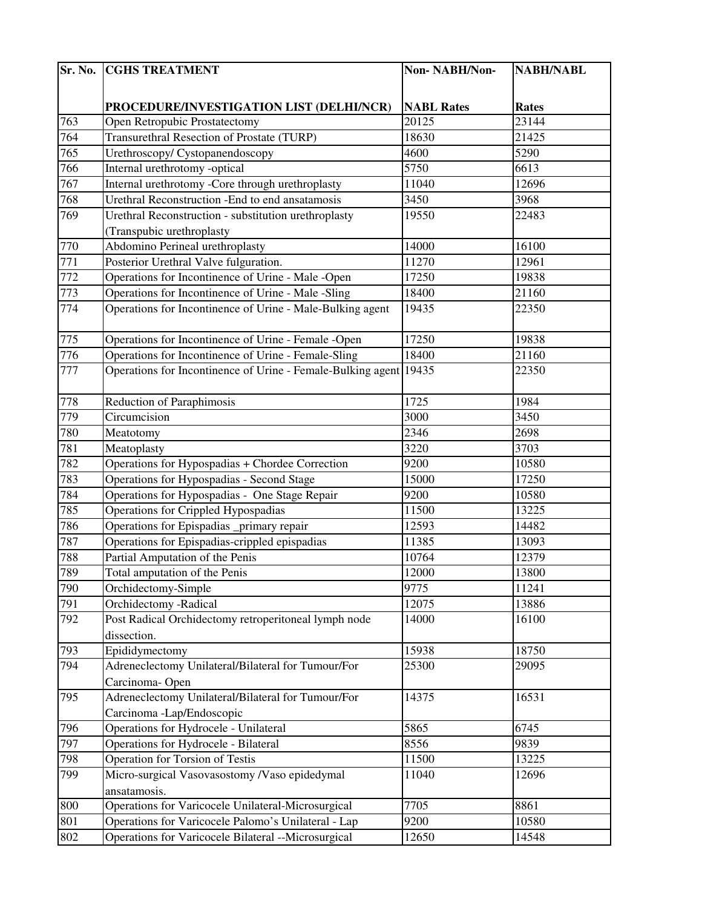| Sr. No. | CGHS TREATMENT PROCEDURE/INVESTIGATION LIST (DELHI/NCR) | Non- NABH/Non- NABL Rates | NABH/NABL Rates |
|---|---|---|---|
| 763 | Open Retropubic Prostatectomy | 20125 | 23144 |
| 764 | Transurethral Resection of Prostate (TURP) | 18630 | 21425 |
| 765 | Urethroscopy/ Cystopanendoscopy | 4600 | 5290 |
| 766 | Internal urethrotomy -optical | 5750 | 6613 |
| 767 | Internal urethrotomy -Core through urethroplasty | 11040 | 12696 |
| 768 | Urethral Reconstruction -End to end ansatamosis | 3450 | 3968 |
| 769 | Urethral Reconstruction - substitution urethroplasty (Transpubic urethroplasty | 19550 | 22483 |
| 770 | Abdomino Perineal urethroplasty | 14000 | 16100 |
| 771 | Posterior Urethral Valve fulguration. | 11270 | 12961 |
| 772 | Operations for Incontinence of Urine - Male -Open | 17250 | 19838 |
| 773 | Operations for Incontinence of Urine - Male -Sling | 18400 | 21160 |
| 774 | Operations for Incontinence of Urine - Male-Bulking agent | 19435 | 22350 |
| 775 | Operations for Incontinence of Urine - Female -Open | 17250 | 19838 |
| 776 | Operations for Incontinence of Urine - Female-Sling | 18400 | 21160 |
| 777 | Operations for Incontinence of Urine - Female-Bulking agent | 19435 | 22350 |
| 778 | Reduction of Paraphimosis | 1725 | 1984 |
| 779 | Circumcision | 3000 | 3450 |
| 780 | Meatotomy | 2346 | 2698 |
| 781 | Meatoplasty | 3220 | 3703 |
| 782 | Operations for Hypospadias + Chordee Correction | 9200 | 10580 |
| 783 | Operations for Hypospadias - Second Stage | 15000 | 17250 |
| 784 | Operations for Hypospadias - One Stage Repair | 9200 | 10580 |
| 785 | Operations for Crippled Hypospadias | 11500 | 13225 |
| 786 | Operations for Epispadias _primary repair | 12593 | 14482 |
| 787 | Operations for Epispadias-crippled epispadias | 11385 | 13093 |
| 788 | Partial Amputation of the Penis | 10764 | 12379 |
| 789 | Total amputation of the Penis | 12000 | 13800 |
| 790 | Orchidectomy-Simple | 9775 | 11241 |
| 791 | Orchidectomy -Radical | 12075 | 13886 |
| 792 | Post Radical Orchidectomy retroperitoneal lymph node dissection. | 14000 | 16100 |
| 793 | Epididymectomy | 15938 | 18750 |
| 794 | Adreneclectomy Unilateral/Bilateral for Tumour/For Carcinoma- Open | 25300 | 29095 |
| 795 | Adreneclectomy Unilateral/Bilateral for Tumour/For Carcinoma -Lap/Endoscopic | 14375 | 16531 |
| 796 | Operations for Hydrocele - Unilateral | 5865 | 6745 |
| 797 | Operations for Hydrocele - Bilateral | 8556 | 9839 |
| 798 | Operation for Torsion of Testis | 11500 | 13225 |
| 799 | Micro-surgical Vasovasostomy /Vaso epidedymal ansatamosis. | 11040 | 12696 |
| 800 | Operations for Varicocele Unilateral-Microsurgical | 7705 | 8861 |
| 801 | Operations for Varicocele Palomo's Unilateral - Lap | 9200 | 10580 |
| 802 | Operations for Varicocele Bilateral --Microsurgical | 12650 | 14548 |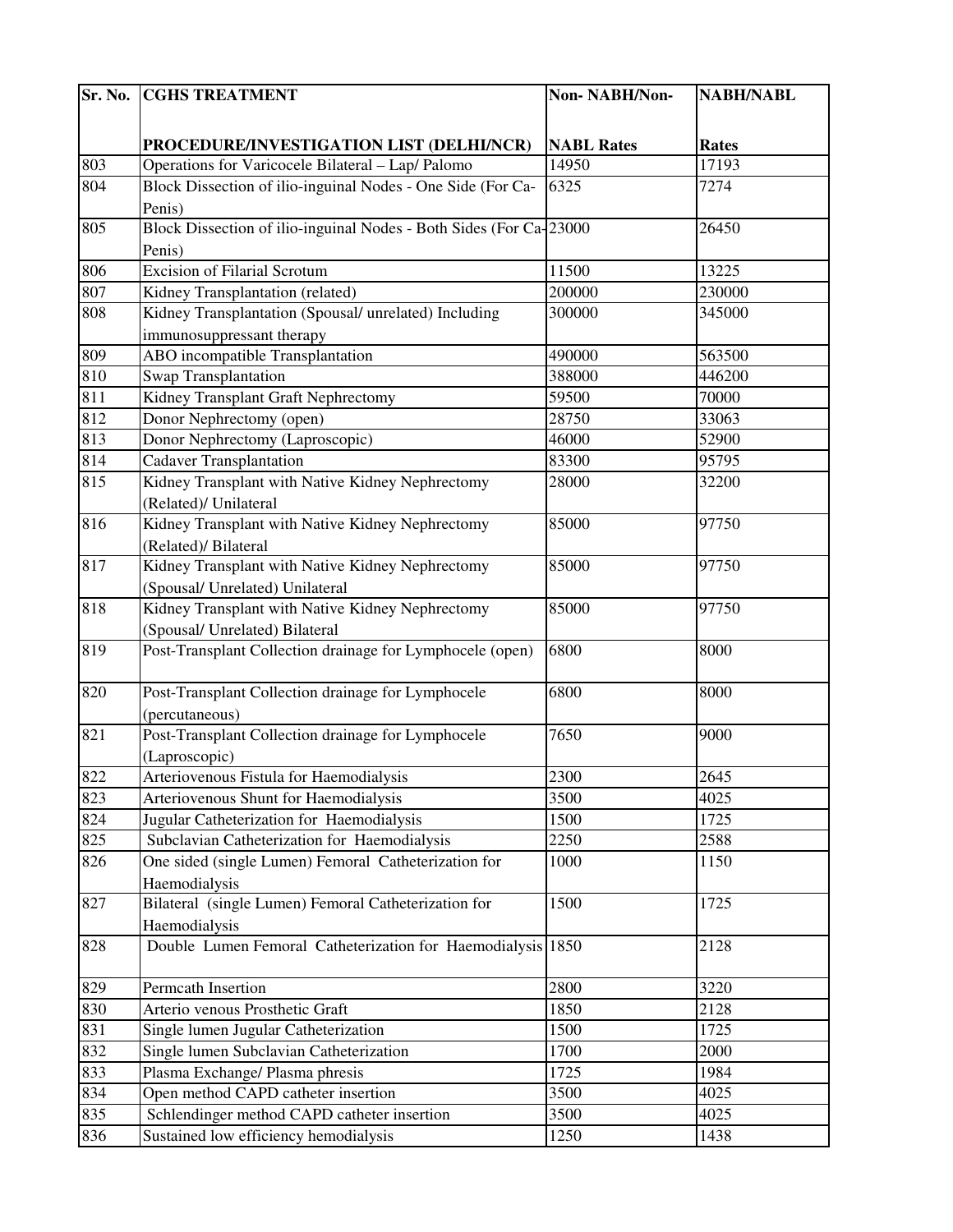| Sr. No. | CGHS TREATMENT PROCEDURE/INVESTIGATION LIST (DELHI/NCR) | Non- NABH/Non- NABL Rates | NABH/NABL Rates |
|---|---|---|---|
| 803 | Operations for Varicocele Bilateral – Lap/ Palomo | 14950 | 17193 |
| 804 | Block Dissection of ilio-inguinal Nodes - One Side (For Ca-Penis) | 6325 | 7274 |
| 805 | Block Dissection of ilio-inguinal Nodes - Both Sides (For Ca-Penis) | 23000 | 26450 |
| 806 | Excision of Filarial Scrotum | 11500 | 13225 |
| 807 | Kidney Transplantation (related) | 200000 | 230000 |
| 808 | Kidney Transplantation (Spousal/ unrelated) Including immunosuppressant therapy | 300000 | 345000 |
| 809 | ABO incompatible Transplantation | 490000 | 563500 |
| 810 | Swap Transplantation | 388000 | 446200 |
| 811 | Kidney Transplant Graft Nephrectomy | 59500 | 70000 |
| 812 | Donor Nephrectomy (open) | 28750 | 33063 |
| 813 | Donor Nephrectomy (Laproscopic) | 46000 | 52900 |
| 814 | Cadaver Transplantation | 83300 | 95795 |
| 815 | Kidney Transplant with Native Kidney Nephrectomy (Related)/ Unilateral | 28000 | 32200 |
| 816 | Kidney Transplant with Native Kidney Nephrectomy (Related)/ Bilateral | 85000 | 97750 |
| 817 | Kidney Transplant with Native Kidney Nephrectomy (Spousal/ Unrelated) Unilateral | 85000 | 97750 |
| 818 | Kidney Transplant with Native Kidney Nephrectomy (Spousal/ Unrelated) Bilateral | 85000 | 97750 |
| 819 | Post-Transplant Collection drainage for Lymphocele (open) | 6800 | 8000 |
| 820 | Post-Transplant Collection drainage for Lymphocele (percutaneous) | 6800 | 8000 |
| 821 | Post-Transplant Collection drainage for Lymphocele (Laproscopic) | 7650 | 9000 |
| 822 | Arteriovenous Fistula for Haemodialysis | 2300 | 2645 |
| 823 | Arteriovenous Shunt for Haemodialysis | 3500 | 4025 |
| 824 | Jugular Catheterization for Haemodialysis | 1500 | 1725 |
| 825 | Subclavian Catheterization for Haemodialysis | 2250 | 2588 |
| 826 | One sided (single Lumen) Femoral Catheterization for Haemodialysis | 1000 | 1150 |
| 827 | Bilateral (single Lumen) Femoral Catheterization for Haemodialysis | 1500 | 1725 |
| 828 | Double Lumen Femoral Catheterization for Haemodialysis | 1850 | 2128 |
| 829 | Permcath Insertion | 2800 | 3220 |
| 830 | Arterio venous Prosthetic Graft | 1850 | 2128 |
| 831 | Single lumen Jugular Catheterization | 1500 | 1725 |
| 832 | Single lumen Subclavian Catheterization | 1700 | 2000 |
| 833 | Plasma Exchange/ Plasma phresis | 1725 | 1984 |
| 834 | Open method CAPD catheter insertion | 3500 | 4025 |
| 835 | Schlendinger method CAPD catheter insertion | 3500 | 4025 |
| 836 | Sustained low efficiency hemodialysis | 1250 | 1438 |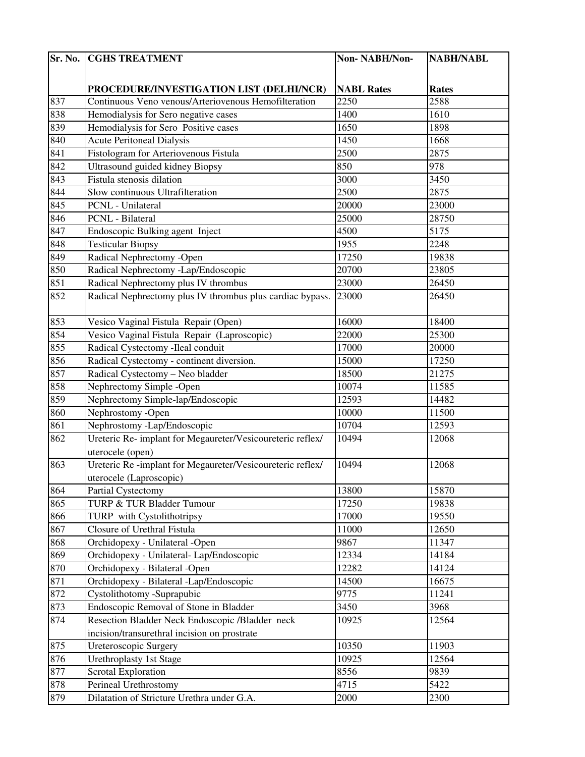| Sr. No. | CGHS TREATMENT PROCEDURE/INVESTIGATION LIST (DELHI/NCR) | Non- NABH/Non- NABL Rates | NABH/NABL Rates |
|---|---|---|---|
| 837 | Continuous Veno venous/Arteriovenous Hemofilteration | 2250 | 2588 |
| 838 | Hemodialysis for Sero negative cases | 1400 | 1610 |
| 839 | Hemodialysis for Sero Positive cases | 1650 | 1898 |
| 840 | Acute Peritoneal Dialysis | 1450 | 1668 |
| 841 | Fistologram for Arteriovenous Fistula | 2500 | 2875 |
| 842 | Ultrasound guided kidney Biopsy | 850 | 978 |
| 843 | Fistula stenosis dilation | 3000 | 3450 |
| 844 | Slow continuous Ultrafilteration | 2500 | 2875 |
| 845 | PCNL - Unilateral | 20000 | 23000 |
| 846 | PCNL - Bilateral | 25000 | 28750 |
| 847 | Endoscopic Bulking agent Inject | 4500 | 5175 |
| 848 | Testicular Biopsy | 1955 | 2248 |
| 849 | Radical Nephrectomy -Open | 17250 | 19838 |
| 850 | Radical Nephrectomy -Lap/Endoscopic | 20700 | 23805 |
| 851 | Radical Nephrectomy plus IV thrombus | 23000 | 26450 |
| 852 | Radical Nephrectomy plus IV thrombus plus cardiac bypass. | 23000 | 26450 |
| 853 | Vesico Vaginal Fistula Repair (Open) | 16000 | 18400 |
| 854 | Vesico Vaginal Fistula Repair (Laproscopic) | 22000 | 25300 |
| 855 | Radical Cystectomy -Ileal conduit | 17000 | 20000 |
| 856 | Radical Cystectomy - continent diversion. | 15000 | 17250 |
| 857 | Radical Cystectomy – Neo bladder | 18500 | 21275 |
| 858 | Nephrectomy Simple -Open | 10074 | 11585 |
| 859 | Nephrectomy Simple-lap/Endoscopic | 12593 | 14482 |
| 860 | Nephrostomy -Open | 10000 | 11500 |
| 861 | Nephrostomy -Lap/Endoscopic | 10704 | 12593 |
| 862 | Ureteric Re- implant for Megaureter/Vesicoureteric reflex/ uterocele (open) | 10494 | 12068 |
| 863 | Ureteric Re -implant for Megaureter/Vesicoureteric reflex/ uterocele (Laproscopic) | 10494 | 12068 |
| 864 | Partial Cystectomy | 13800 | 15870 |
| 865 | TURP & TUR Bladder Tumour | 17250 | 19838 |
| 866 | TURP with Cystolithotripsy | 17000 | 19550 |
| 867 | Closure of Urethral Fistula | 11000 | 12650 |
| 868 | Orchidopexy - Unilateral -Open | 9867 | 11347 |
| 869 | Orchidopexy - Unilateral- Lap/Endoscopic | 12334 | 14184 |
| 870 | Orchidopexy - Bilateral -Open | 12282 | 14124 |
| 871 | Orchidopexy - Bilateral -Lap/Endoscopic | 14500 | 16675 |
| 872 | Cystolithotomy -Suprapubic | 9775 | 11241 |
| 873 | Endoscopic Removal of Stone in Bladder | 3450 | 3968 |
| 874 | Resection Bladder Neck Endoscopic /Bladder neck incision/transurethral incision on prostrate | 10925 | 12564 |
| 875 | Ureteroscopic Surgery | 10350 | 11903 |
| 876 | Urethroplasty 1st Stage | 10925 | 12564 |
| 877 | Scrotal Exploration | 8556 | 9839 |
| 878 | Perineal Urethrostomy | 4715 | 5422 |
| 879 | Dilatation of Stricture Urethra under G.A. | 2000 | 2300 |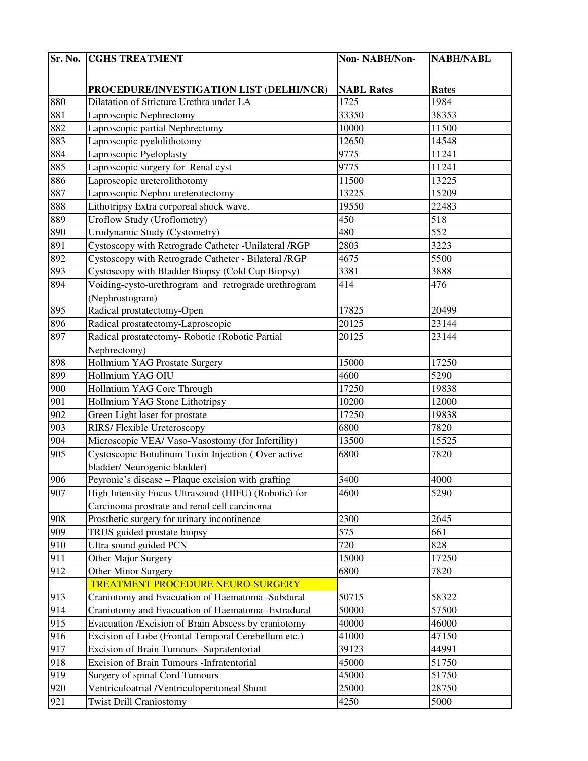| Sr. No. | CGHS TREATMENT PROCEDURE/INVESTIGATION LIST (DELHI/NCR) | Non- NABH/Non- NABL Rates | NABH/NABL Rates |
|---|---|---|---|
| 880 | Dilatation of Stricture Urethra under LA | 1725 | 1984 |
| 881 | Laproscopic Nephrectomy | 33350 | 38353 |
| 882 | Laproscopic partial Nephrectomy | 10000 | 11500 |
| 883 | Laproscopic pyelolithotomy | 12650 | 14548 |
| 884 | Laproscopic Pyeloplasty | 9775 | 11241 |
| 885 | Laproscopic surgery for Renal cyst | 9775 | 11241 |
| 886 | Laproscopic ureterolithotomy | 11500 | 13225 |
| 887 | Laproscopic Nephro ureterotectomy | 13225 | 15209 |
| 888 | Lithotripsy Extra corporeal shock wave. | 19550 | 22483 |
| 889 | Uroflow Study (Uroflometry) | 450 | 518 |
| 890 | Urodynamic Study (Cystometry) | 480 | 552 |
| 891 | Cystoscopy with Retrograde Catheter -Unilateral /RGP | 2803 | 3223 |
| 892 | Cystoscopy with Retrograde Catheter - Bilateral /RGP | 4675 | 5500 |
| 893 | Cystoscopy with Bladder Biopsy (Cold Cup Biopsy) | 3381 | 3888 |
| 894 | Voiding-cysto-urethrogram and retrograde urethrogram (Nephrostogram) | 414 | 476 |
| 895 | Radical prostatectomy-Open | 17825 | 20499 |
| 896 | Radical prostatectomy-Laproscopic | 20125 | 23144 |
| 897 | Radical prostatectomy- Robotic (Robotic Partial Nephrectomy) | 20125 | 23144 |
| 898 | Hollmium YAG Prostate Surgery | 15000 | 17250 |
| 899 | Hollmium YAG OIU | 4600 | 5290 |
| 900 | Hollmium YAG Core Through | 17250 | 19838 |
| 901 | Hollmium YAG Stone Lithotripsy | 10200 | 12000 |
| 902 | Green Light laser for prostate | 17250 | 19838 |
| 903 | RIRS/ Flexible Ureteroscopy | 6800 | 7820 |
| 904 | Microscopic VEA/ Vaso-Vasostomy (for Infertility) | 13500 | 15525 |
| 905 | Cystoscopic Botulinum Toxin Injection ( Over active bladder/ Neurogenic bladder) | 6800 | 7820 |
| 906 | Peyronie's disease – Plaque excision with grafting | 3400 | 4000 |
| 907 | High Intensity Focus Ultrasound (HIFU) (Robotic) for Carcinoma prostrate and renal cell carcinoma | 4600 | 5290 |
| 908 | Prosthetic surgery for urinary incontinence | 2300 | 2645 |
| 909 | TRUS guided prostate biopsy | 575 | 661 |
| 910 | Ultra sound guided PCN | 720 | 828 |
| 911 | Other Major Surgery | 15000 | 17250 |
| 912 | Other Minor Surgery | 6800 | 7820 |
| | TREATMENT PROCEDURE NEURO-SURGERY | | |
| 913 | Craniotomy and Evacuation of Haematoma -Subdural | 50715 | 58322 |
| 914 | Craniotomy and Evacuation of Haematoma -Extradural | 50000 | 57500 |
| 915 | Evacuation /Excision of Brain Abscess by craniotomy | 40000 | 46000 |
| 916 | Excision of Lobe (Frontal Temporal Cerebellum etc.) | 41000 | 47150 |
| 917 | Excision of Brain Tumours -Supratentorial | 39123 | 44991 |
| 918 | Excision of Brain Tumours -Infratentorial | 45000 | 51750 |
| 919 | Surgery of spinal Cord Tumours | 45000 | 51750 |
| 920 | Ventriculoatrial /Ventriculoperitoneal Shunt | 25000 | 28750 |
| 921 | Twist Drill Craniostomy | 4250 | 5000 |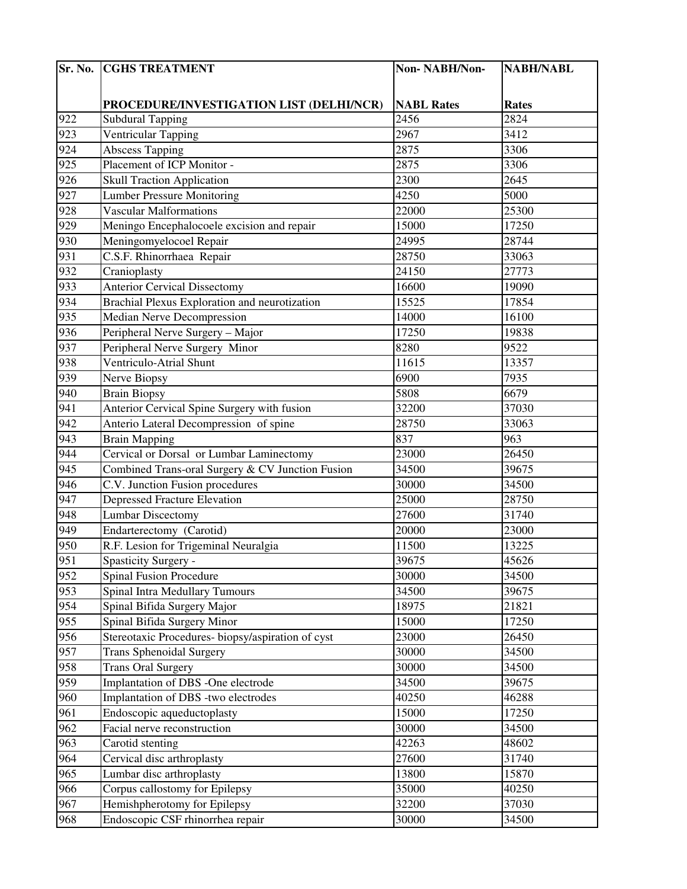| Sr. No. | CGHS TREATMENT PROCEDURE/INVESTIGATION LIST (DELHI/NCR) | Non- NABH/Non-NABL Rates | NABH/NABL Rates |
|---|---|---|---|
| 922 | Subdural Tapping | 2456 | 2824 |
| 923 | Ventricular Tapping | 2967 | 3412 |
| 924 | Abscess Tapping | 2875 | 3306 |
| 925 | Placement of ICP Monitor - | 2875 | 3306 |
| 926 | Skull Traction Application | 2300 | 2645 |
| 927 | Lumber Pressure Monitoring | 4250 | 5000 |
| 928 | Vascular Malformations | 22000 | 25300 |
| 929 | Meningo Encephalocoele excision and repair | 15000 | 17250 |
| 930 | Meningomyelocoel Repair | 24995 | 28744 |
| 931 | C.S.F. Rhinorrhaea Repair | 28750 | 33063 |
| 932 | Cranioplasty | 24150 | 27773 |
| 933 | Anterior Cervical Dissectomy | 16600 | 19090 |
| 934 | Brachial Plexus Exploration and neurotization | 15525 | 17854 |
| 935 | Median Nerve Decompression | 14000 | 16100 |
| 936 | Peripheral Nerve Surgery – Major | 17250 | 19838 |
| 937 | Peripheral Nerve Surgery Minor | 8280 | 9522 |
| 938 | Ventriculo-Atrial Shunt | 11615 | 13357 |
| 939 | Nerve Biopsy | 6900 | 7935 |
| 940 | Brain Biopsy | 5808 | 6679 |
| 941 | Anterior Cervical Spine Surgery with fusion | 32200 | 37030 |
| 942 | Anterio Lateral Decompression of spine | 28750 | 33063 |
| 943 | Brain Mapping | 837 | 963 |
| 944 | Cervical or Dorsal or Lumbar Laminectomy | 23000 | 26450 |
| 945 | Combined Trans-oral Surgery & CV Junction Fusion | 34500 | 39675 |
| 946 | C.V. Junction Fusion procedures | 30000 | 34500 |
| 947 | Depressed Fracture Elevation | 25000 | 28750 |
| 948 | Lumbar Discectomy | 27600 | 31740 |
| 949 | Endarterectomy (Carotid) | 20000 | 23000 |
| 950 | R.F. Lesion for Trigeminal Neuralgia | 11500 | 13225 |
| 951 | Spasticity Surgery - | 39675 | 45626 |
| 952 | Spinal Fusion Procedure | 30000 | 34500 |
| 953 | Spinal Intra Medullary Tumours | 34500 | 39675 |
| 954 | Spinal Bifida Surgery Major | 18975 | 21821 |
| 955 | Spinal Bifida Surgery Minor | 15000 | 17250 |
| 956 | Stereotaxic Procedures- biopsy/aspiration of cyst | 23000 | 26450 |
| 957 | Trans Sphenoidal Surgery | 30000 | 34500 |
| 958 | Trans Oral Surgery | 30000 | 34500 |
| 959 | Implantation of DBS -One electrode | 34500 | 39675 |
| 960 | Implantation of DBS -two electrodes | 40250 | 46288 |
| 961 | Endoscopic aqueductoplasty | 15000 | 17250 |
| 962 | Facial nerve reconstruction | 30000 | 34500 |
| 963 | Carotid stenting | 42263 | 48602 |
| 964 | Cervical disc arthroplasty | 27600 | 31740 |
| 965 | Lumbar disc arthroplasty | 13800 | 15870 |
| 966 | Corpus callostomy for Epilepsy | 35000 | 40250 |
| 967 | Hemishpherotomy for Epilepsy | 32200 | 37030 |
| 968 | Endoscopic CSF rhinorrhea repair | 30000 | 34500 |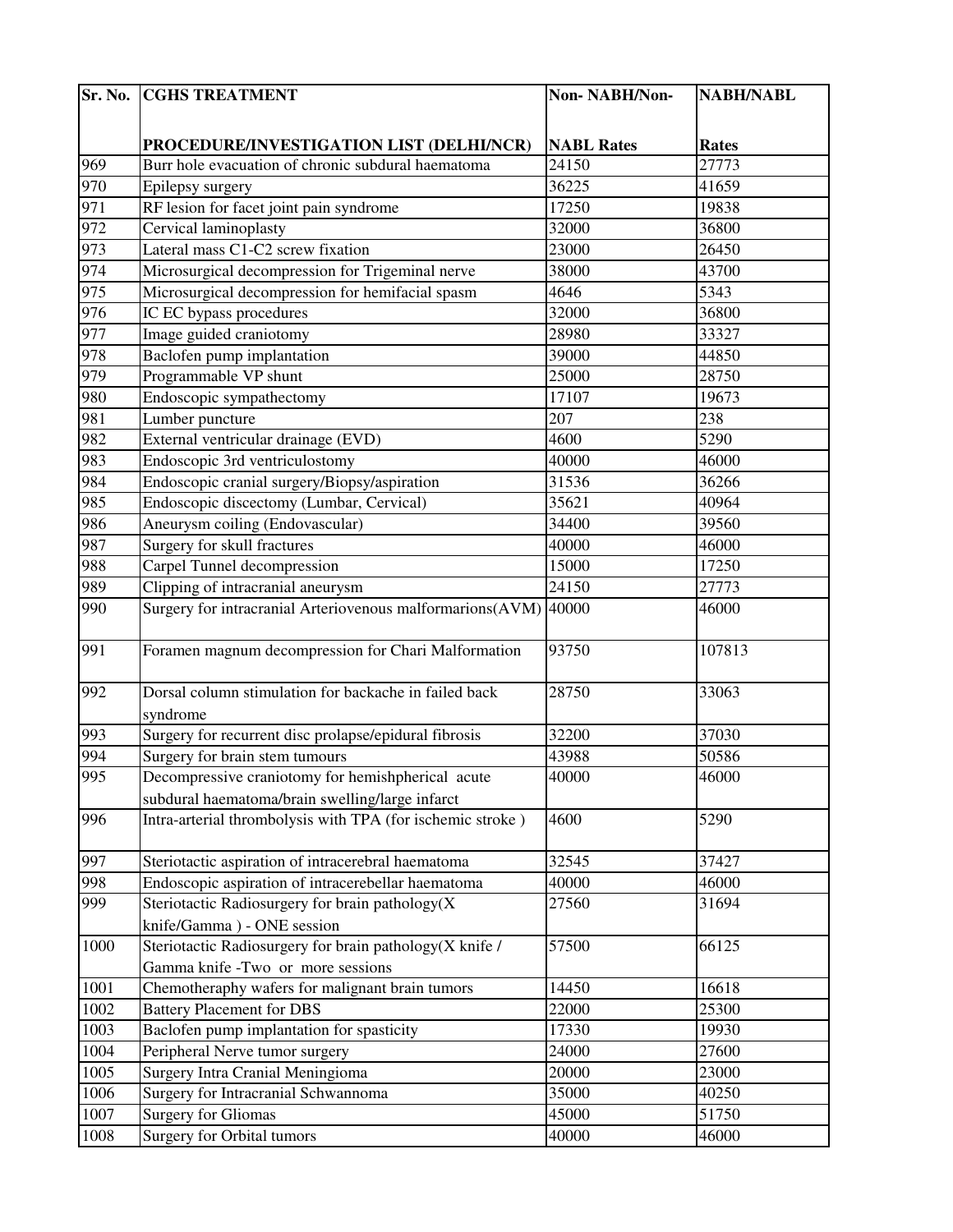| Sr. No. | CGHS TREATMENT PROCEDURE/INVESTIGATION LIST (DELHI/NCR) | Non- NABH/Non- NABL Rates | NABH/NABL Rates |
|---|---|---|---|
| 969 | Burr hole evacuation of chronic subdural haematoma | 24150 | 27773 |
| 970 | Epilepsy surgery | 36225 | 41659 |
| 971 | RF lesion for facet joint pain syndrome | 17250 | 19838 |
| 972 | Cervical laminoplasty | 32000 | 36800 |
| 973 | Lateral mass C1-C2 screw fixation | 23000 | 26450 |
| 974 | Microsurgical decompression for Trigeminal nerve | 38000 | 43700 |
| 975 | Microsurgical decompression for hemifacial spasm | 4646 | 5343 |
| 976 | IC EC bypass procedures | 32000 | 36800 |
| 977 | Image guided craniotomy | 28980 | 33327 |
| 978 | Baclofen pump implantation | 39000 | 44850 |
| 979 | Programmable VP shunt | 25000 | 28750 |
| 980 | Endoscopic sympathectomy | 17107 | 19673 |
| 981 | Lumber puncture | 207 | 238 |
| 982 | External ventricular drainage (EVD) | 4600 | 5290 |
| 983 | Endoscopic 3rd ventriculostomy | 40000 | 46000 |
| 984 | Endoscopic cranial surgery/Biopsy/aspiration | 31536 | 36266 |
| 985 | Endoscopic discectomy (Lumbar, Cervical) | 35621 | 40964 |
| 986 | Aneurysm coiling (Endovascular) | 34400 | 39560 |
| 987 | Surgery for skull fractures | 40000 | 46000 |
| 988 | Carpel Tunnel decompression | 15000 | 17250 |
| 989 | Clipping of intracranial aneurysm | 24150 | 27773 |
| 990 | Surgery for intracranial Arteriovenous malformarions(AVM) | 40000 | 46000 |
| 991 | Foramen magnum decompression for Chari Malformation | 93750 | 107813 |
| 992 | Dorsal column stimulation for backache in failed back syndrome | 28750 | 33063 |
| 993 | Surgery for recurrent disc prolapse/epidural fibrosis | 32200 | 37030 |
| 994 | Surgery for brain stem tumours | 43988 | 50586 |
| 995 | Decompressive craniotomy for hemishpherical acute subdural haematoma/brain swelling/large infarct | 40000 | 46000 |
| 996 | Intra-arterial thrombolysis with TPA (for ischemic stroke ) | 4600 | 5290 |
| 997 | Steriotactic aspiration of intracerebral haematoma | 32545 | 37427 |
| 998 | Endoscopic aspiration of intracerebellar haematoma | 40000 | 46000 |
| 999 | Steriotactic Radiosurgery for brain pathology(X knife/Gamma ) - ONE session | 27560 | 31694 |
| 1000 | Steriotactic Radiosurgery for brain pathology(X knife / Gamma knife -Two or more sessions | 57500 | 66125 |
| 1001 | Chemotheraphy wafers for malignant brain tumors | 14450 | 16618 |
| 1002 | Battery Placement for DBS | 22000 | 25300 |
| 1003 | Baclofen pump implantation for spasticity | 17330 | 19930 |
| 1004 | Peripheral Nerve tumor surgery | 24000 | 27600 |
| 1005 | Surgery Intra Cranial Meningioma | 20000 | 23000 |
| 1006 | Surgery for Intracranial Schwannoma | 35000 | 40250 |
| 1007 | Surgery for Gliomas | 45000 | 51750 |
| 1008 | Surgery for Orbital tumors | 40000 | 46000 |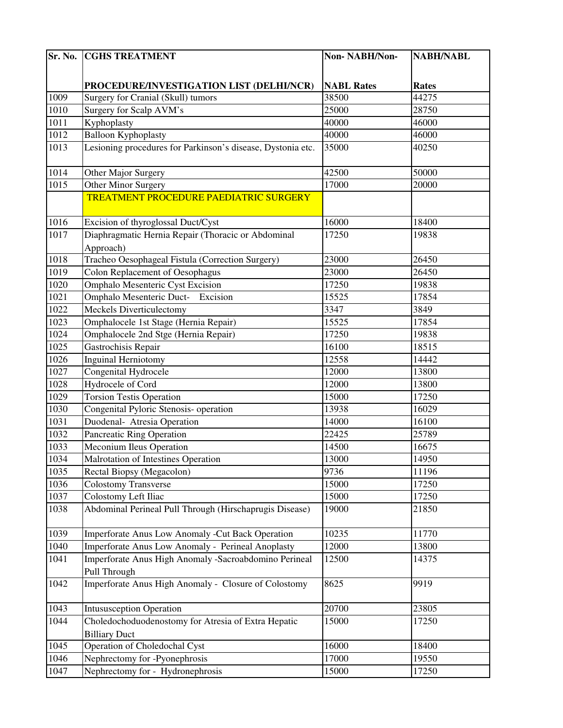| Sr. No. | CGHS TREATMENT PROCEDURE/INVESTIGATION LIST (DELHI/NCR) | Non- NABH/Non-NABL Rates | NABH/NABL Rates |
|---|---|---|---|
| 1009 | Surgery for Cranial (Skull) tumors | 38500 | 44275 |
| 1010 | Surgery for Scalp AVM's | 25000 | 28750 |
| 1011 | Kyphoplasty | 40000 | 46000 |
| 1012 | Balloon Kyphoplasty | 40000 | 46000 |
| 1013 | Lesioning procedures for Parkinson's disease, Dystonia etc. | 35000 | 40250 |
| 1014 | Other Major Surgery | 42500 | 50000 |
| 1015 | Other Minor Surgery | 17000 | 20000 |
| | TREATMENT PROCEDURE PAEDIATRIC SURGERY | | |
| 1016 | Excision of thyroglossal Duct/Cyst | 16000 | 18400 |
| 1017 | Diaphragmatic Hernia Repair (Thoracic or Abdominal Approach) | 17250 | 19838 |
| 1018 | Tracheo Oesophageal Fistula (Correction Surgery) | 23000 | 26450 |
| 1019 | Colon Replacement of Oesophagus | 23000 | 26450 |
| 1020 | Omphalo Mesenteric Cyst Excision | 17250 | 19838 |
| 1021 | Omphalo Mesenteric Duct- Excision | 15525 | 17854 |
| 1022 | Meckels Diverticulectomy | 3347 | 3849 |
| 1023 | Omphalocele 1st Stage (Hernia Repair) | 15525 | 17854 |
| 1024 | Omphalocele 2nd Stge (Hernia Repair) | 17250 | 19838 |
| 1025 | Gastrochisis Repair | 16100 | 18515 |
| 1026 | Inguinal Herniotomy | 12558 | 14442 |
| 1027 | Congenital Hydrocele | 12000 | 13800 |
| 1028 | Hydrocele of Cord | 12000 | 13800 |
| 1029 | Torsion Testis Operation | 15000 | 17250 |
| 1030 | Congenital Pyloric Stenosis- operation | 13938 | 16029 |
| 1031 | Duodenal- Atresia Operation | 14000 | 16100 |
| 1032 | Pancreatic Ring Operation | 22425 | 25789 |
| 1033 | Meconium Ileus Operation | 14500 | 16675 |
| 1034 | Malrotation of Intestines Operation | 13000 | 14950 |
| 1035 | Rectal Biopsy (Megacolon) | 9736 | 11196 |
| 1036 | Colostomy Transverse | 15000 | 17250 |
| 1037 | Colostomy Left Iliac | 15000 | 17250 |
| 1038 | Abdominal Perineal Pull Through (Hirschaprugis Disease) | 19000 | 21850 |
| 1039 | Imperforate Anus Low Anomaly -Cut Back Operation | 10235 | 11770 |
| 1040 | Imperforate Anus Low Anomaly - Perineal Anoplasty | 12000 | 13800 |
| 1041 | Imperforate Anus High Anomaly -Sacroabdomino Perineal Pull Through | 12500 | 14375 |
| 1042 | Imperforate Anus High Anomaly - Closure of Colostomy | 8625 | 9919 |
| 1043 | Intususception Operation | 20700 | 23805 |
| 1044 | Choledochoduodenostomy for Atresia of Extra Hepatic Billiary Duct | 15000 | 17250 |
| 1045 | Operation of Choledochal Cyst | 16000 | 18400 |
| 1046 | Nephrectomy for -Pyonephrosis | 17000 | 19550 |
| 1047 | Nephrectomy for - Hydronephrosis | 15000 | 17250 |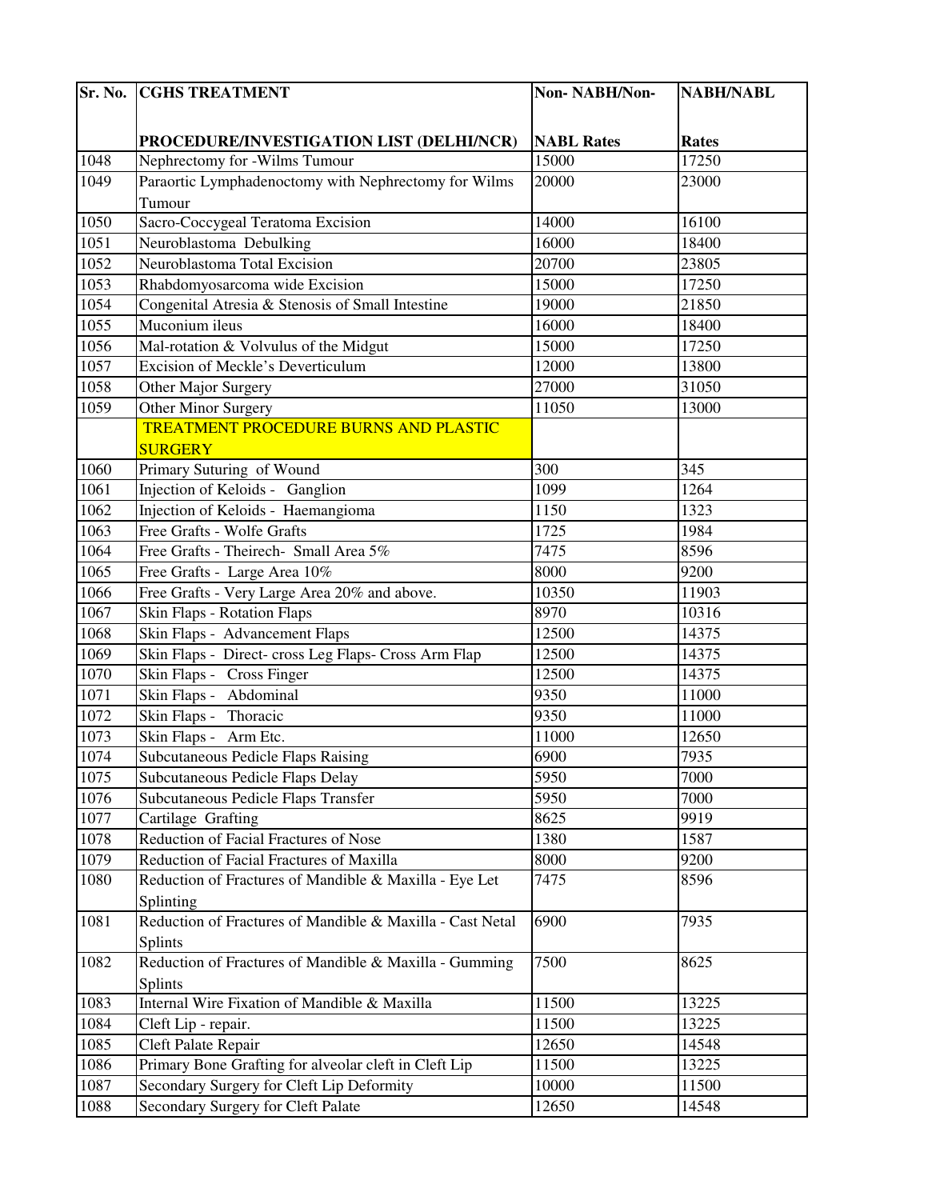| Sr. No. | CGHS TREATMENT PROCEDURE/INVESTIGATION LIST (DELHI/NCR) | Non- NABH/Non- NABL Rates | NABH/NABL Rates |
|---|---|---|---|
| 1048 | Nephrectomy for -Wilms Tumour | 15000 | 17250 |
| 1049 | Paraortic Lymphadenoctomy with Nephrectomy for Wilms Tumour | 20000 | 23000 |
| 1050 | Sacro-Coccygeal Teratoma Excision | 14000 | 16100 |
| 1051 | Neuroblastoma Debulking | 16000 | 18400 |
| 1052 | Neuroblastoma Total Excision | 20700 | 23805 |
| 1053 | Rhabdomyosarcoma wide Excision | 15000 | 17250 |
| 1054 | Congenital Atresia & Stenosis of Small Intestine | 19000 | 21850 |
| 1055 | Muconium ileus | 16000 | 18400 |
| 1056 | Mal-rotation & Volvulus of the Midgut | 15000 | 17250 |
| 1057 | Excision of Meckle's Deverticulum | 12000 | 13800 |
| 1058 | Other Major Surgery | 27000 | 31050 |
| 1059 | Other Minor Surgery | 11050 | 13000 |
| | TREATMENT PROCEDURE BURNS AND PLASTIC SURGERY | | |
| 1060 | Primary Suturing of Wound | 300 | 345 |
| 1061 | Injection of Keloids - Ganglion | 1099 | 1264 |
| 1062 | Injection of Keloids - Haemangioma | 1150 | 1323 |
| 1063 | Free Grafts - Wolfe Grafts | 1725 | 1984 |
| 1064 | Free Grafts - Theirech- Small Area 5% | 7475 | 8596 |
| 1065 | Free Grafts - Large Area 10% | 8000 | 9200 |
| 1066 | Free Grafts - Very Large Area 20% and above. | 10350 | 11903 |
| 1067 | Skin Flaps - Rotation Flaps | 8970 | 10316 |
| 1068 | Skin Flaps - Advancement Flaps | 12500 | 14375 |
| 1069 | Skin Flaps - Direct- cross Leg Flaps- Cross Arm Flap | 12500 | 14375 |
| 1070 | Skin Flaps - Cross Finger | 12500 | 14375 |
| 1071 | Skin Flaps - Abdominal | 9350 | 11000 |
| 1072 | Skin Flaps - Thoracic | 9350 | 11000 |
| 1073 | Skin Flaps - Arm Etc. | 11000 | 12650 |
| 1074 | Subcutaneous Pedicle Flaps Raising | 6900 | 7935 |
| 1075 | Subcutaneous Pedicle Flaps Delay | 5950 | 7000 |
| 1076 | Subcutaneous Pedicle Flaps Transfer | 5950 | 7000 |
| 1077 | Cartilage Grafting | 8625 | 9919 |
| 1078 | Reduction of Facial Fractures of Nose | 1380 | 1587 |
| 1079 | Reduction of Facial Fractures of Maxilla | 8000 | 9200 |
| 1080 | Reduction of Fractures of Mandible & Maxilla - Eye Let Splinting | 7475 | 8596 |
| 1081 | Reduction of Fractures of Mandible & Maxilla - Cast Netal Splints | 6900 | 7935 |
| 1082 | Reduction of Fractures of Mandible & Maxilla - Gumming Splints | 7500 | 8625 |
| 1083 | Internal Wire Fixation of Mandible & Maxilla | 11500 | 13225 |
| 1084 | Cleft Lip - repair. | 11500 | 13225 |
| 1085 | Cleft Palate Repair | 12650 | 14548 |
| 1086 | Primary Bone Grafting for alveolar cleft in Cleft Lip | 11500 | 13225 |
| 1087 | Secondary Surgery for Cleft Lip Deformity | 10000 | 11500 |
| 1088 | Secondary Surgery for Cleft Palate | 12650 | 14548 |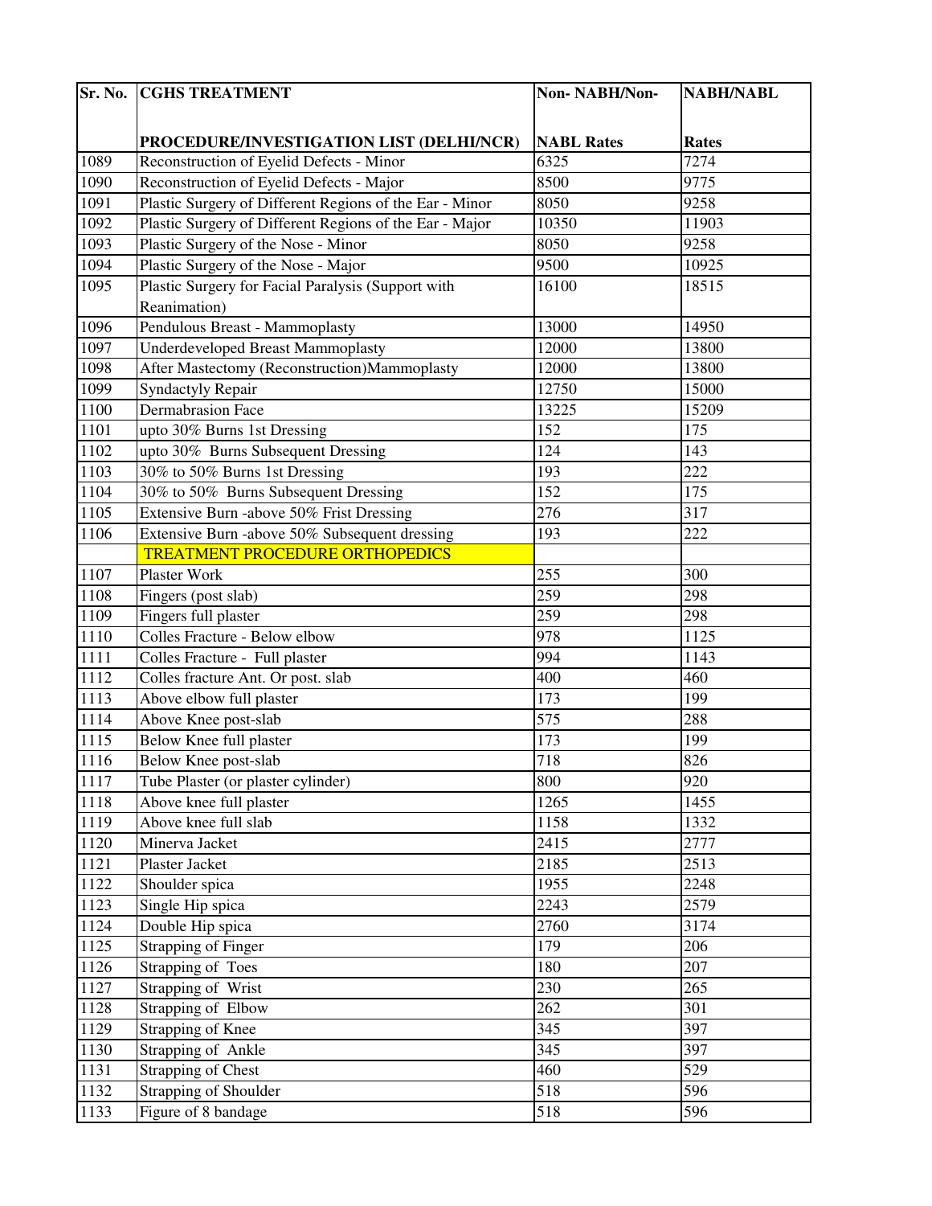| Sr. No. | CGHS TREATMENT PROCEDURE/INVESTIGATION LIST (DELHI/NCR) | Non- NABH/Non- NABL Rates | NABH/NABL Rates |
|---|---|---|---|
| 1089 | Reconstruction of Eyelid Defects - Minor | 6325 | 7274 |
| 1090 | Reconstruction of Eyelid Defects - Major | 8500 | 9775 |
| 1091 | Plastic Surgery of Different Regions of the Ear - Minor | 8050 | 9258 |
| 1092 | Plastic Surgery of Different Regions of the Ear - Major | 10350 | 11903 |
| 1093 | Plastic Surgery of the Nose - Minor | 8050 | 9258 |
| 1094 | Plastic Surgery of the Nose - Major | 9500 | 10925 |
| 1095 | Plastic Surgery for Facial Paralysis (Support with Reanimation) | 16100 | 18515 |
| 1096 | Pendulous Breast - Mammoplasty | 13000 | 14950 |
| 1097 | Underdeveloped Breast Mammoplasty | 12000 | 13800 |
| 1098 | After Mastectomy (Reconstruction)Mammoplasty | 12000 | 13800 |
| 1099 | Syndactyly Repair | 12750 | 15000 |
| 1100 | Dermabrasion Face | 13225 | 15209 |
| 1101 | upto 30% Burns 1st Dressing | 152 | 175 |
| 1102 | upto 30% Burns Subsequent Dressing | 124 | 143 |
| 1103 | 30% to 50% Burns 1st Dressing | 193 | 222 |
| 1104 | 30% to 50% Burns Subsequent Dressing | 152 | 175 |
| 1105 | Extensive Burn -above 50% Frist Dressing | 276 | 317 |
| 1106 | Extensive Burn -above 50% Subsequent dressing | 193 | 222 |
| | TREATMENT PROCEDURE ORTHOPEDICS | | |
| 1107 | Plaster Work | 255 | 300 |
| 1108 | Fingers (post slab) | 259 | 298 |
| 1109 | Fingers full plaster | 259 | 298 |
| 1110 | Colles Fracture - Below elbow | 978 | 1125 |
| 1111 | Colles Fracture - Full plaster | 994 | 1143 |
| 1112 | Colles fracture Ant. Or post. slab | 400 | 460 |
| 1113 | Above elbow full plaster | 173 | 199 |
| 1114 | Above Knee post-slab | 575 | 288 |
| 1115 | Below Knee full plaster | 173 | 199 |
| 1116 | Below Knee post-slab | 718 | 826 |
| 1117 | Tube Plaster (or plaster cylinder) | 800 | 920 |
| 1118 | Above knee full plaster | 1265 | 1455 |
| 1119 | Above knee full slab | 1158 | 1332 |
| 1120 | Minerva Jacket | 2415 | 2777 |
| 1121 | Plaster Jacket | 2185 | 2513 |
| 1122 | Shoulder spica | 1955 | 2248 |
| 1123 | Single Hip spica | 2243 | 2579 |
| 1124 | Double Hip spica | 2760 | 3174 |
| 1125 | Strapping of Finger | 179 | 206 |
| 1126 | Strapping of Toes | 180 | 207 |
| 1127 | Strapping of Wrist | 230 | 265 |
| 1128 | Strapping of Elbow | 262 | 301 |
| 1129 | Strapping of Knee | 345 | 397 |
| 1130 | Strapping of Ankle | 345 | 397 |
| 1131 | Strapping of Chest | 460 | 529 |
| 1132 | Strapping of Shoulder | 518 | 596 |
| 1133 | Figure of 8 bandage | 518 | 596 |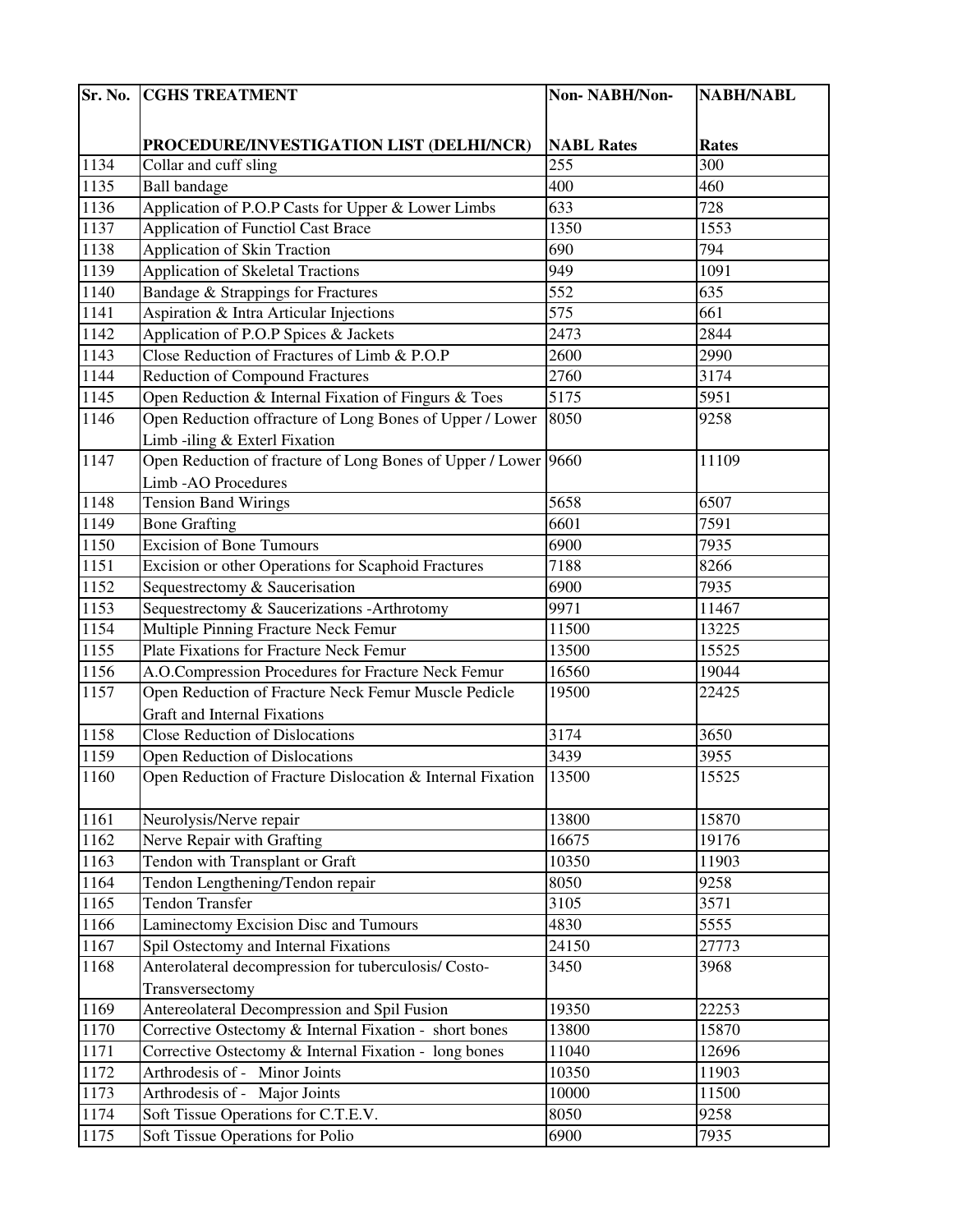| Sr. No. | CGHS TREATMENT PROCEDURE/INVESTIGATION LIST (DELHI/NCR) | Non- NABH/Non- NABL Rates | NABH/NABL Rates |
|---|---|---|---|
| 1134 | Collar and cuff sling | 255 | 300 |
| 1135 | Ball bandage | 400 | 460 |
| 1136 | Application of P.O.P Casts for Upper & Lower Limbs | 633 | 728 |
| 1137 | Application of Functiol Cast Brace | 1350 | 1553 |
| 1138 | Application of Skin Traction | 690 | 794 |
| 1139 | Application of Skeletal Tractions | 949 | 1091 |
| 1140 | Bandage & Strappings for Fractures | 552 | 635 |
| 1141 | Aspiration & Intra Articular Injections | 575 | 661 |
| 1142 | Application of P.O.P Spices & Jackets | 2473 | 2844 |
| 1143 | Close Reduction of Fractures of Limb & P.O.P | 2600 | 2990 |
| 1144 | Reduction of Compound Fractures | 2760 | 3174 |
| 1145 | Open Reduction & Internal Fixation of Fingurs & Toes | 5175 | 5951 |
| 1146 | Open Reduction offracture of Long Bones of Upper / Lower Limb -iling & Exterl Fixation | 8050 | 9258 |
| 1147 | Open Reduction of fracture of Long Bones of Upper / Lower Limb -AO Procedures | 9660 | 11109 |
| 1148 | Tension Band Wirings | 5658 | 6507 |
| 1149 | Bone Grafting | 6601 | 7591 |
| 1150 | Excision of Bone Tumours | 6900 | 7935 |
| 1151 | Excision or other Operations for Scaphoid Fractures | 7188 | 8266 |
| 1152 | Sequestrectomy & Saucerisation | 6900 | 7935 |
| 1153 | Sequestrectomy & Saucerizations -Arthrotomy | 9971 | 11467 |
| 1154 | Multiple Pinning Fracture Neck Femur | 11500 | 13225 |
| 1155 | Plate Fixations for Fracture Neck Femur | 13500 | 15525 |
| 1156 | A.O.Compression Procedures for Fracture Neck Femur | 16560 | 19044 |
| 1157 | Open Reduction of Fracture Neck Femur Muscle Pedicle Graft and Internal Fixations | 19500 | 22425 |
| 1158 | Close Reduction of Dislocations | 3174 | 3650 |
| 1159 | Open Reduction of Dislocations | 3439 | 3955 |
| 1160 | Open Reduction of Fracture Dislocation & Internal Fixation | 13500 | 15525 |
| 1161 | Neurolysis/Nerve repair | 13800 | 15870 |
| 1162 | Nerve Repair with Grafting | 16675 | 19176 |
| 1163 | Tendon with Transplant or Graft | 10350 | 11903 |
| 1164 | Tendon Lengthening/Tendon repair | 8050 | 9258 |
| 1165 | Tendon Transfer | 3105 | 3571 |
| 1166 | Laminectomy Excision Disc and Tumours | 4830 | 5555 |
| 1167 | Spil Ostectomy and Internal Fixations | 24150 | 27773 |
| 1168 | Anterolateral decompression for tuberculosis/ Costo-Transversectomy | 3450 | 3968 |
| 1169 | Antereolateral Decompression and Spil Fusion | 19350 | 22253 |
| 1170 | Corrective Ostectomy & Internal Fixation - short bones | 13800 | 15870 |
| 1171 | Corrective Ostectomy & Internal Fixation - long bones | 11040 | 12696 |
| 1172 | Arthrodesis of - Minor Joints | 10350 | 11903 |
| 1173 | Arthrodesis of - Major Joints | 10000 | 11500 |
| 1174 | Soft Tissue Operations for C.T.E.V. | 8050 | 9258 |
| 1175 | Soft Tissue Operations for Polio | 6900 | 7935 |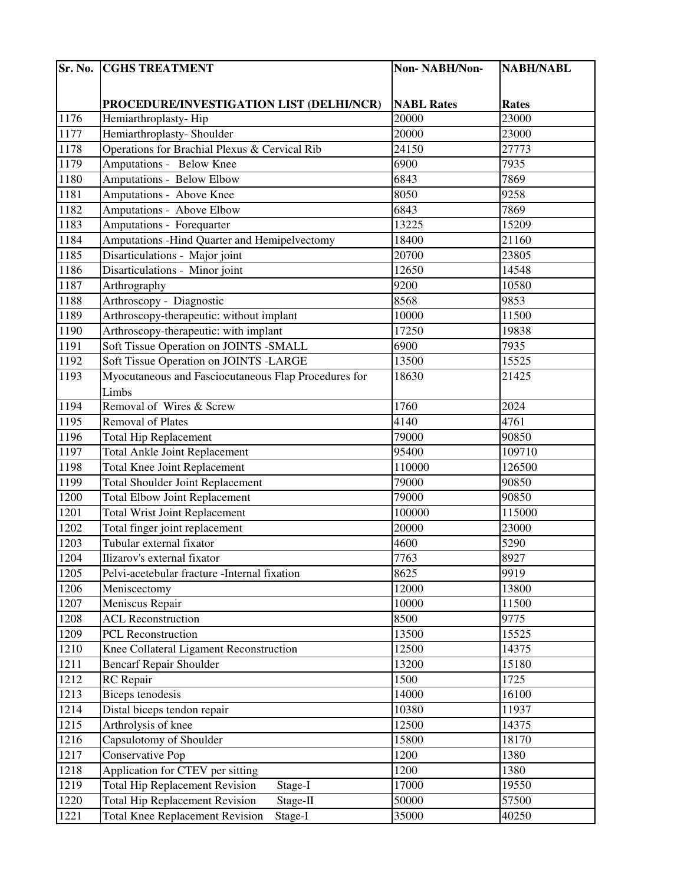| Sr. No. | CGHS TREATMENT PROCEDURE/INVESTIGATION LIST (DELHI/NCR) | Non- NABH/Non-NABL Rates | NABH/NABL Rates |
|---|---|---|---|
| 1176 | Hemiarthroplasty- Hip | 20000 | 23000 |
| 1177 | Hemiarthroplasty- Shoulder | 20000 | 23000 |
| 1178 | Operations for Brachial Plexus & Cervical Rib | 24150 | 27773 |
| 1179 | Amputations - Below Knee | 6900 | 7935 |
| 1180 | Amputations - Below Elbow | 6843 | 7869 |
| 1181 | Amputations - Above Knee | 8050 | 9258 |
| 1182 | Amputations - Above Elbow | 6843 | 7869 |
| 1183 | Amputations - Forequarter | 13225 | 15209 |
| 1184 | Amputations -Hind Quarter and Hemipelvectomy | 18400 | 21160 |
| 1185 | Disarticulations - Major joint | 20700 | 23805 |
| 1186 | Disarticulations - Minor joint | 12650 | 14548 |
| 1187 | Arthrography | 9200 | 10580 |
| 1188 | Arthroscopy - Diagnostic | 8568 | 9853 |
| 1189 | Arthroscopy-therapeutic: without implant | 10000 | 11500 |
| 1190 | Arthroscopy-therapeutic: with implant | 17250 | 19838 |
| 1191 | Soft Tissue Operation on JOINTS -SMALL | 6900 | 7935 |
| 1192 | Soft Tissue Operation on JOINTS -LARGE | 13500 | 15525 |
| 1193 | Myocutaneous and Fasciocutaneous Flap Procedures for Limbs | 18630 | 21425 |
| 1194 | Removal of Wires & Screw | 1760 | 2024 |
| 1195 | Removal of Plates | 4140 | 4761 |
| 1196 | Total Hip Replacement | 79000 | 90850 |
| 1197 | Total Ankle Joint Replacement | 95400 | 109710 |
| 1198 | Total Knee Joint Replacement | 110000 | 126500 |
| 1199 | Total Shoulder Joint Replacement | 79000 | 90850 |
| 1200 | Total Elbow Joint Replacement | 79000 | 90850 |
| 1201 | Total Wrist Joint Replacement | 100000 | 115000 |
| 1202 | Total finger joint replacement | 20000 | 23000 |
| 1203 | Tubular external fixator | 4600 | 5290 |
| 1204 | Ilizarov's external fixator | 7763 | 8927 |
| 1205 | Pelvi-acetebular fracture -Internal fixation | 8625 | 9919 |
| 1206 | Meniscectomy | 12000 | 13800 |
| 1207 | Meniscus Repair | 10000 | 11500 |
| 1208 | ACL Reconstruction | 8500 | 9775 |
| 1209 | PCL Reconstruction | 13500 | 15525 |
| 1210 | Knee Collateral Ligament Reconstruction | 12500 | 14375 |
| 1211 | Bencarf Repair Shoulder | 13200 | 15180 |
| 1212 | RC Repair | 1500 | 1725 |
| 1213 | Biceps tenodesis | 14000 | 16100 |
| 1214 | Distal biceps tendon repair | 10380 | 11937 |
| 1215 | Arthrolysis of knee | 12500 | 14375 |
| 1216 | Capsulotomy of Shoulder | 15800 | 18170 |
| 1217 | Conservative Pop | 1200 | 1380 |
| 1218 | Application for CTEV per sitting | 1200 | 1380 |
| 1219 | Total Hip Replacement Revision Stage-I | 17000 | 19550 |
| 1220 | Total Hip Replacement Revision Stage-II | 50000 | 57500 |
| 1221 | Total Knee Replacement Revision Stage-I | 35000 | 40250 |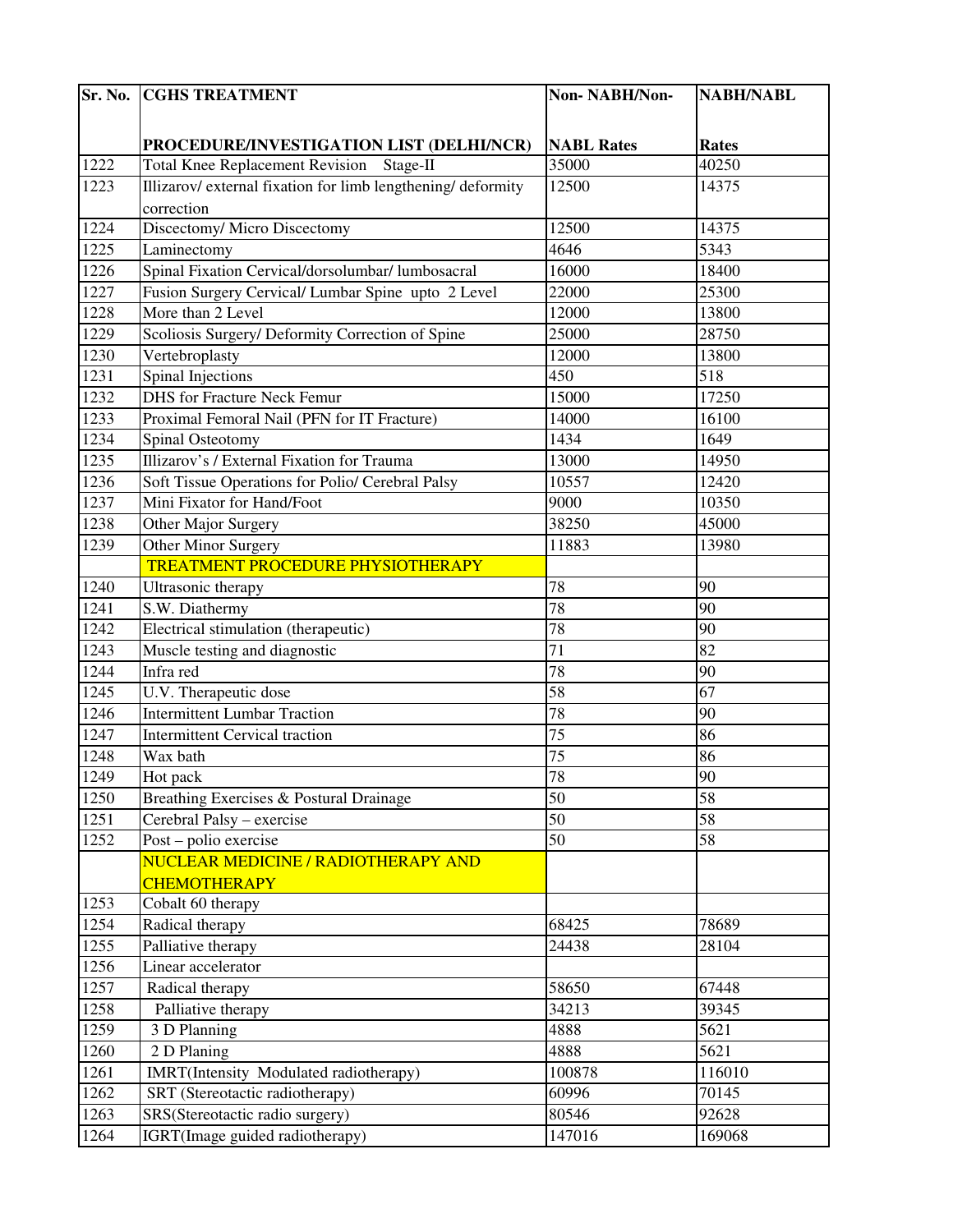| Sr. No. | CGHS TREATMENT PROCEDURE/INVESTIGATION LIST (DELHI/NCR) | Non- NABH/Non-NABL Rates | NABH/NABL Rates |
|---|---|---|---|
| 1222 | Total Knee Replacement Revision Stage-II | 35000 | 40250 |
| 1223 | Illizarov/ external fixation for limb lengthening/ deformity correction | 12500 | 14375 |
| 1224 | Discectomy/ Micro Discectomy | 12500 | 14375 |
| 1225 | Laminectomy | 4646 | 5343 |
| 1226 | Spinal Fixation Cervical/dorsolumbar/ lumbosacral | 16000 | 18400 |
| 1227 | Fusion Surgery Cervical/ Lumbar Spine upto 2 Level | 22000 | 25300 |
| 1228 | More than 2 Level | 12000 | 13800 |
| 1229 | Scoliosis Surgery/ Deformity Correction of Spine | 25000 | 28750 |
| 1230 | Vertebroplasty | 12000 | 13800 |
| 1231 | Spinal Injections | 450 | 518 |
| 1232 | DHS for Fracture Neck Femur | 15000 | 17250 |
| 1233 | Proximal Femoral Nail (PFN for IT Fracture) | 14000 | 16100 |
| 1234 | Spinal Osteotomy | 1434 | 1649 |
| 1235 | Illizarov's / External Fixation for Trauma | 13000 | 14950 |
| 1236 | Soft Tissue Operations for Polio/ Cerebral Palsy | 10557 | 12420 |
| 1237 | Mini Fixator for Hand/Foot | 9000 | 10350 |
| 1238 | Other Major Surgery | 38250 | 45000 |
| 1239 | Other Minor Surgery | 11883 | 13980 |
| | TREATMENT PROCEDURE PHYSIOTHERAPY | | |
| 1240 | Ultrasonic therapy | 78 | 90 |
| 1241 | S.W. Diathermy | 78 | 90 |
| 1242 | Electrical stimulation (therapeutic) | 78 | 90 |
| 1243 | Muscle testing and diagnostic | 71 | 82 |
| 1244 | Infra red | 78 | 90 |
| 1245 | U.V. Therapeutic dose | 58 | 67 |
| 1246 | Intermittent Lumbar Traction | 78 | 90 |
| 1247 | Intermittent Cervical traction | 75 | 86 |
| 1248 | Wax bath | 75 | 86 |
| 1249 | Hot pack | 78 | 90 |
| 1250 | Breathing Exercises & Postural Drainage | 50 | 58 |
| 1251 | Cerebral Palsy – exercise | 50 | 58 |
| 1252 | Post – polio exercise | 50 | 58 |
| | NUCLEAR MEDICINE / RADIOTHERAPY AND CHEMOTHERAPY | | |
| 1253 | Cobalt 60 therapy | | |
| 1254 | Radical therapy | 68425 | 78689 |
| 1255 | Palliative therapy | 24438 | 28104 |
| 1256 | Linear accelerator | | |
| 1257 | Radical therapy | 58650 | 67448 |
| 1258 | Palliative therapy | 34213 | 39345 |
| 1259 | 3 D Planning | 4888 | 5621 |
| 1260 | 2 D Planing | 4888 | 5621 |
| 1261 | IMRT(Intensity Modulated radiotherapy) | 100878 | 116010 |
| 1262 | SRT (Stereotactic radiotherapy) | 60996 | 70145 |
| 1263 | SRS(Stereotactic radio surgery) | 80546 | 92628 |
| 1264 | IGRT(Image guided radiotherapy) | 147016 | 169068 |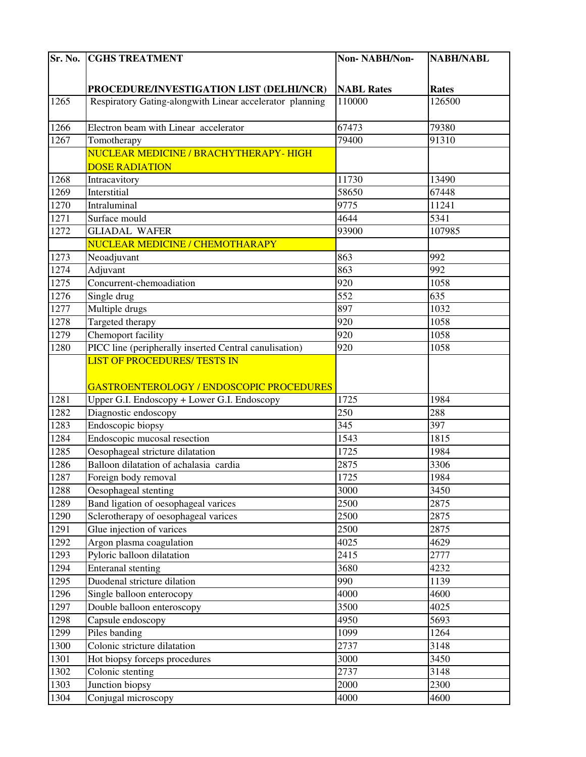| Sr. No. | CGHS TREATMENT PROCEDURE/INVESTIGATION LIST (DELHI/NCR) | Non- NABH/Non-NABL Rates | NABH/NABL Rates |
|---|---|---|---|
| 1265 | Respiratory Gating-alongwith Linear accelerator planning | 110000 | 126500 |
| 1266 | Electron beam with Linear accelerator | 67473 | 79380 |
| 1267 | Tomotherapy | 79400 | 91310 |
| | NUCLEAR MEDICINE / BRACHYTHERAPY- HIGH DOSE RADIATION | | |
| 1268 | Intracavitory | 11730 | 13490 |
| 1269 | Interstitial | 58650 | 67448 |
| 1270 | Intraluminal | 9775 | 11241 |
| 1271 | Surface mould | 4644 | 5341 |
| 1272 | GLIADAL WAFER | 93900 | 107985 |
| | NUCLEAR MEDICINE / CHEMOTHARAPY | | |
| 1273 | Neoadjuvant | 863 | 992 |
| 1274 | Adjuvant | 863 | 992 |
| 1275 | Concurrent-chemoadiation | 920 | 1058 |
| 1276 | Single drug | 552 | 635 |
| 1277 | Multiple drugs | 897 | 1032 |
| 1278 | Targeted therapy | 920 | 1058 |
| 1279 | Chemoport facility | 920 | 1058 |
| 1280 | PICC line (peripherally inserted Central canulisation) | 920 | 1058 |
| | LIST OF PROCEDURES/ TESTS IN GASTROENTEROLOGY / ENDOSCOPIC PROCEDURES | | |
| 1281 | Upper G.I. Endoscopy + Lower G.I. Endoscopy | 1725 | 1984 |
| 1282 | Diagnostic endoscopy | 250 | 288 |
| 1283 | Endoscopic biopsy | 345 | 397 |
| 1284 | Endoscopic mucosal resection | 1543 | 1815 |
| 1285 | Oesophageal stricture dilatation | 1725 | 1984 |
| 1286 | Balloon dilatation of achalasia cardia | 2875 | 3306 |
| 1287 | Foreign body removal | 1725 | 1984 |
| 1288 | Oesophageal stenting | 3000 | 3450 |
| 1289 | Band ligation of oesophageal varices | 2500 | 2875 |
| 1290 | Sclerotherapy of oesophageal varices | 2500 | 2875 |
| 1291 | Glue injection of varices | 2500 | 2875 |
| 1292 | Argon plasma coagulation | 4025 | 4629 |
| 1293 | Pyloric balloon dilatation | 2415 | 2777 |
| 1294 | Enteranal stenting | 3680 | 4232 |
| 1295 | Duodenal stricture dilation | 990 | 1139 |
| 1296 | Single balloon enterocopy | 4000 | 4600 |
| 1297 | Double balloon enteroscopy | 3500 | 4025 |
| 1298 | Capsule endoscopy | 4950 | 5693 |
| 1299 | Piles banding | 1099 | 1264 |
| 1300 | Colonic stricture dilatation | 2737 | 3148 |
| 1301 | Hot biopsy forceps procedures | 3000 | 3450 |
| 1302 | Colonic stenting | 2737 | 3148 |
| 1303 | Junction biopsy | 2000 | 2300 |
| 1304 | Conjugal microscopy | 4000 | 4600 |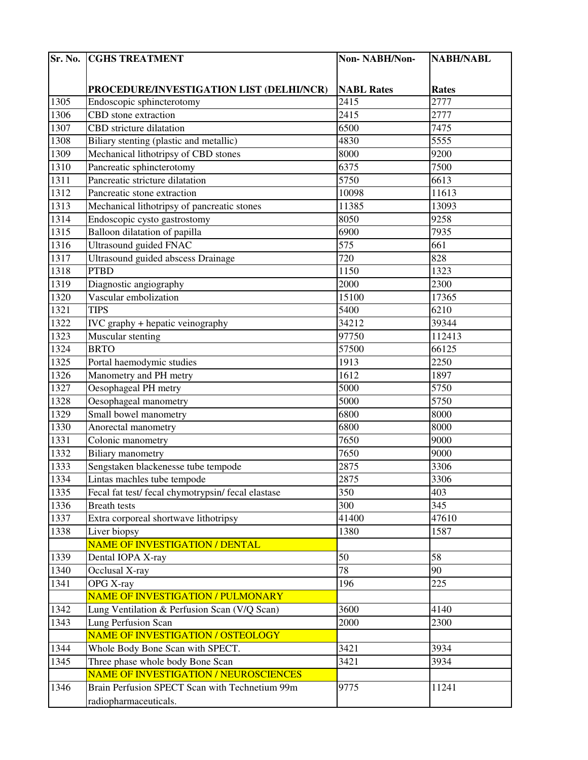| Sr. No. | CGHS TREATMENT PROCEDURE/INVESTIGATION LIST (DELHI/NCR) | Non- NABH/Non-NABL Rates | NABH/NABL Rates |
|---|---|---|---|
| 1305 | Endoscopic sphincterotomy | 2415 | 2777 |
| 1306 | CBD stone extraction | 2415 | 2777 |
| 1307 | CBD stricture dilatation | 6500 | 7475 |
| 1308 | Biliary stenting (plastic and metallic) | 4830 | 5555 |
| 1309 | Mechanical lithotripsy of CBD stones | 8000 | 9200 |
| 1310 | Pancreatic sphincterotomy | 6375 | 7500 |
| 1311 | Pancreatic stricture dilatation | 5750 | 6613 |
| 1312 | Pancreatic stone extraction | 10098 | 11613 |
| 1313 | Mechanical lithotripsy of pancreatic stones | 11385 | 13093 |
| 1314 | Endoscopic cysto gastrostomy | 8050 | 9258 |
| 1315 | Balloon dilatation of papilla | 6900 | 7935 |
| 1316 | Ultrasound guided FNAC | 575 | 661 |
| 1317 | Ultrasound guided abscess Drainage | 720 | 828 |
| 1318 | PTBD | 1150 | 1323 |
| 1319 | Diagnostic angiography | 2000 | 2300 |
| 1320 | Vascular embolization | 15100 | 17365 |
| 1321 | TIPS | 5400 | 6210 |
| 1322 | IVC graphy + hepatic veinography | 34212 | 39344 |
| 1323 | Muscular stenting | 97750 | 112413 |
| 1324 | BRTO | 57500 | 66125 |
| 1325 | Portal haemodymic studies | 1913 | 2250 |
| 1326 | Manometry and PH metry | 1612 | 1897 |
| 1327 | Oesophageal PH metry | 5000 | 5750 |
| 1328 | Oesophageal manometry | 5000 | 5750 |
| 1329 | Small bowel manometry | 6800 | 8000 |
| 1330 | Anorectal manometry | 6800 | 8000 |
| 1331 | Colonic manometry | 7650 | 9000 |
| 1332 | Biliary manometry | 7650 | 9000 |
| 1333 | Sengstaken blackenesse tube tempode | 2875 | 3306 |
| 1334 | Lintas machles tube tempode | 2875 | 3306 |
| 1335 | Fecal fat test/ fecal chymotrypsin/ fecal elastase | 350 | 403 |
| 1336 | Breath tests | 300 | 345 |
| 1337 | Extra corporeal shortwave lithotripsy | 41400 | 47610 |
| 1338 | Liver biopsy | 1380 | 1587 |
| | NAME OF INVESTIGATION / DENTAL | | |
| 1339 | Dental IOPA X-ray | 50 | 58 |
| 1340 | Occlusal X-ray | 78 | 90 |
| 1341 | OPG X-ray | 196 | 225 |
| | NAME OF INVESTIGATION / PULMONARY | | |
| 1342 | Lung Ventilation & Perfusion Scan (V/Q Scan) | 3600 | 4140 |
| 1343 | Lung Perfusion Scan | 2000 | 2300 |
| | NAME OF INVESTIGATION / OSTEOLOGY | | |
| 1344 | Whole Body Bone Scan with SPECT. | 3421 | 3934 |
| 1345 | Three phase whole body Bone Scan | 3421 | 3934 |
| | NAME OF INVESTIGATION / NEUROSCIENCES | | |
| 1346 | Brain Perfusion SPECT Scan with Technetium 99m radiopharmaceuticals. | 9775 | 11241 |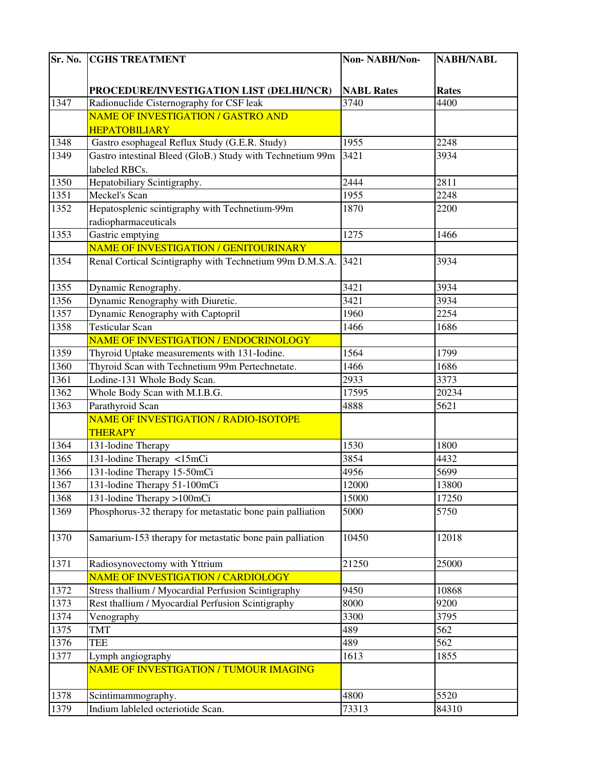| Sr. No. | CGHS TREATMENT PROCEDURE/INVESTIGATION LIST (DELHI/NCR) | Non- NABH/Non-NABL Rates | NABH/NABL Rates |
|---|---|---|---|
| 1347 | Radionuclide Cisternography for CSF leak | 3740 | 4400 |
| | NAME OF INVESTIGATION / GASTRO AND HEPATOBILIARY | | |
| 1348 | Gastro esophageal Reflux Study (G.E.R. Study) | 1955 | 2248 |
| 1349 | Gastro intestinal Bleed (GloB.) Study with Technetium 99m labeled RBCs. | 3421 | 3934 |
| 1350 | Hepatobiliary Scintigraphy. | 2444 | 2811 |
| 1351 | Meckel's Scan | 1955 | 2248 |
| 1352 | Hepatosplenic scintigraphy with Technetium-99m radiopharmaceuticals | 1870 | 2200 |
| 1353 | Gastric emptying | 1275 | 1466 |
| | NAME OF INVESTIGATION / GENITOURINARY | | |
| 1354 | Renal Cortical Scintigraphy with Technetium 99m D.M.S.A. | 3421 | 3934 |
| 1355 | Dynamic Renography. | 3421 | 3934 |
| 1356 | Dynamic Renography with Diuretic. | 3421 | 3934 |
| 1357 | Dynamic Renography with Captopril | 1960 | 2254 |
| 1358 | Testicular Scan | 1466 | 1686 |
| | NAME OF INVESTIGATION / ENDOCRINOLOGY | | |
| 1359 | Thyroid Uptake measurements with 131-Iodine. | 1564 | 1799 |
| 1360 | Thyroid Scan with Technetium 99m Pertechnetate. | 1466 | 1686 |
| 1361 | Lodine-131 Whole Body Scan. | 2933 | 3373 |
| 1362 | Whole Body Scan with M.I.B.G. | 17595 | 20234 |
| 1363 | Parathyroid Scan | 4888 | 5621 |
| | NAME OF INVESTIGATION / RADIO-ISOTOPE THERAPY | | |
| 1364 | 131-lodine Therapy | 1530 | 1800 |
| 1365 | 131-lodine Therapy <15mCi | 3854 | 4432 |
| 1366 | 131-lodine Therapy 15-50mCi | 4956 | 5699 |
| 1367 | 131-lodine Therapy 51-100mCi | 12000 | 13800 |
| 1368 | 131-lodine Therapy >100mCi | 15000 | 17250 |
| 1369 | Phosphorus-32 therapy for metastatic bone pain palliation | 5000 | 5750 |
| 1370 | Samarium-153 therapy for metastatic bone pain palliation | 10450 | 12018 |
| 1371 | Radiosynovectomy with Yttrium | 21250 | 25000 |
| | NAME OF INVESTIGATION / CARDIOLOGY | | |
| 1372 | Stress thallium / Myocardial Perfusion Scintigraphy | 9450 | 10868 |
| 1373 | Rest thallium / Myocardial Perfusion Scintigraphy | 8000 | 9200 |
| 1374 | Venography | 3300 | 3795 |
| 1375 | TMT | 489 | 562 |
| 1376 | TEE | 489 | 562 |
| 1377 | Lymph angiography | 1613 | 1855 |
| | NAME OF INVESTIGATION / TUMOUR IMAGING | | |
| 1378 | Scintimammography. | 4800 | 5520 |
| 1379 | Indium lableled octeriotide Scan. | 73313 | 84310 |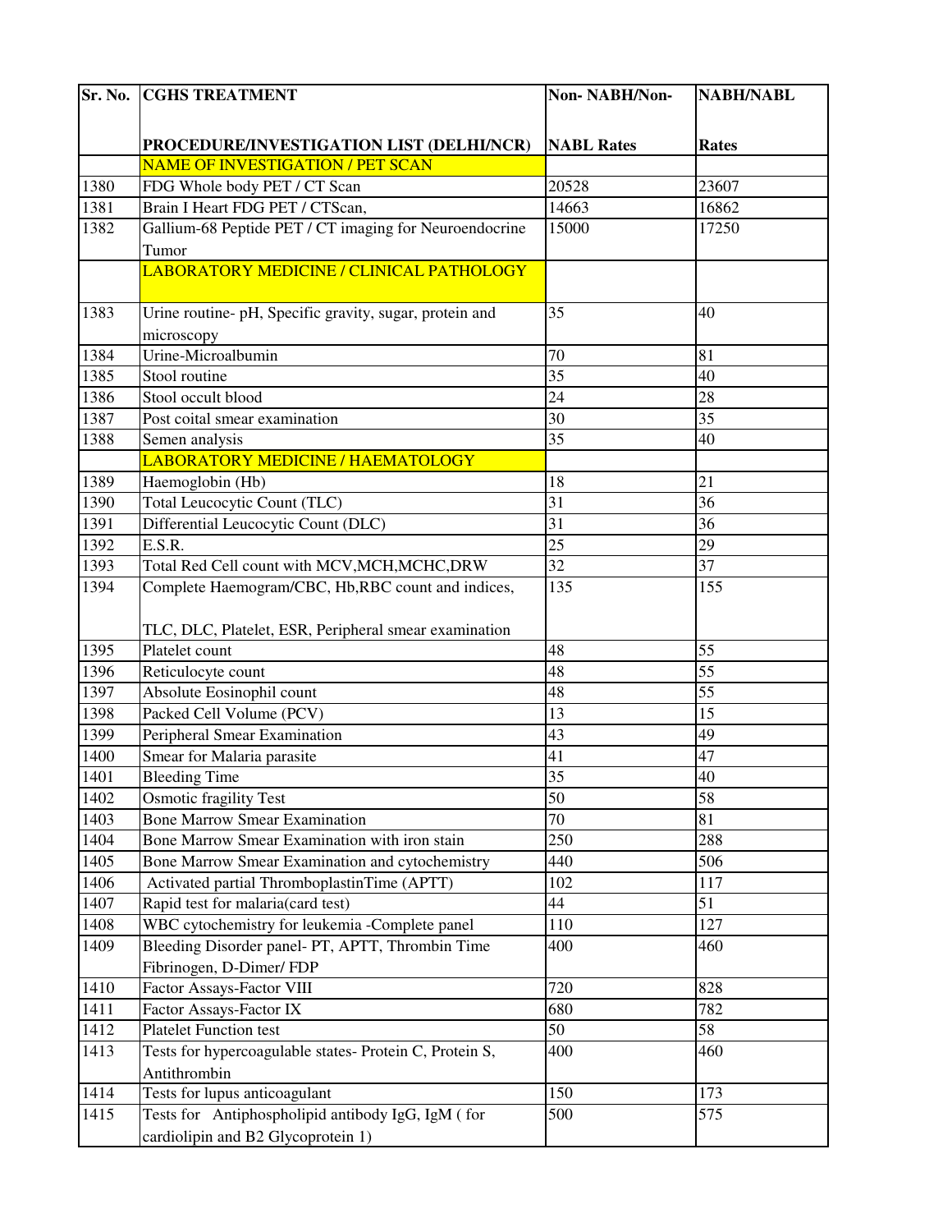| Sr. No. | CGHS TREATMENT PROCEDURE/INVESTIGATION LIST (DELHI/NCR) | Non- NABH/Non-NABL Rates | NABH/NABL Rates |
|---|---|---|---|
| | NAME OF INVESTIGATION / PET SCAN | | |
| 1380 | FDG Whole body PET / CT Scan | 20528 | 23607 |
| 1381 | Brain I Heart FDG PET / CTScan, | 14663 | 16862 |
| 1382 | Gallium-68 Peptide PET / CT imaging for Neuroendocrine Tumor | 15000 | 17250 |
| | LABORATORY MEDICINE / CLINICAL PATHOLOGY | | |
| 1383 | Urine routine- pH, Specific gravity, sugar, protein and microscopy | 35 | 40 |
| 1384 | Urine-Microalbumin | 70 | 81 |
| 1385 | Stool routine | 35 | 40 |
| 1386 | Stool occult blood | 24 | 28 |
| 1387 | Post coital smear examination | 30 | 35 |
| 1388 | Semen analysis | 35 | 40 |
| | LABORATORY MEDICINE / HAEMATOLOGY | | |
| 1389 | Haemoglobin (Hb) | 18 | 21 |
| 1390 | Total Leucocytic Count (TLC) | 31 | 36 |
| 1391 | Differential Leucocytic Count (DLC) | 31 | 36 |
| 1392 | E.S.R. | 25 | 29 |
| 1393 | Total Red Cell count with MCV,MCH,MCHC,DRW | 32 | 37 |
| 1394 | Complete Haemogram/CBC, Hb,RBC count and indices, TLC, DLC, Platelet, ESR, Peripheral smear examination | 135 | 155 |
| 1395 | Platelet count | 48 | 55 |
| 1396 | Reticulocyte count | 48 | 55 |
| 1397 | Absolute Eosinophil count | 48 | 55 |
| 1398 | Packed Cell Volume (PCV) | 13 | 15 |
| 1399 | Peripheral Smear Examination | 43 | 49 |
| 1400 | Smear for Malaria parasite | 41 | 47 |
| 1401 | Bleeding Time | 35 | 40 |
| 1402 | Osmotic fragility Test | 50 | 58 |
| 1403 | Bone Marrow Smear Examination | 70 | 81 |
| 1404 | Bone Marrow Smear Examination with iron stain | 250 | 288 |
| 1405 | Bone Marrow Smear Examination and cytochemistry | 440 | 506 |
| 1406 | Activated partial ThromboplastinTime (APTT) | 102 | 117 |
| 1407 | Rapid test for malaria(card test) | 44 | 51 |
| 1408 | WBC cytochemistry for leukemia -Complete panel | 110 | 127 |
| 1409 | Bleeding Disorder panel- PT, APTT, Thrombin Time Fibrinogen, D-Dimer/ FDP | 400 | 460 |
| 1410 | Factor Assays-Factor VIII | 720 | 828 |
| 1411 | Factor Assays-Factor IX | 680 | 782 |
| 1412 | Platelet Function test | 50 | 58 |
| 1413 | Tests for hypercoagulable states- Protein C, Protein S, Antithrombin | 400 | 460 |
| 1414 | Tests for lupus anticoagulant | 150 | 173 |
| 1415 | Tests for Antiphospholipid antibody IgG, IgM ( for cardiolipin and B2 Glycoprotein 1) | 500 | 575 |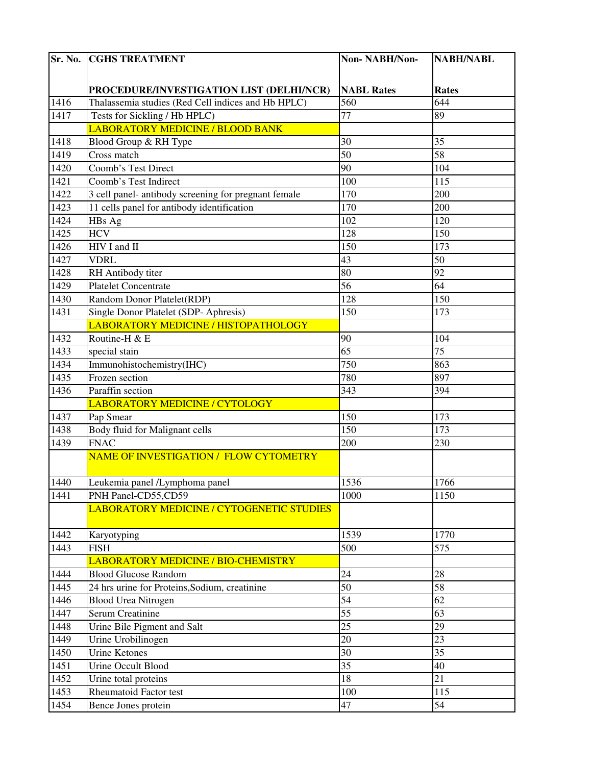| Sr. No. | CGHS TREATMENT PROCEDURE/INVESTIGATION LIST (DELHI/NCR) | Non- NABH/Non-NABL Rates | NABH/NABL Rates |
|---|---|---|---|
| 1416 | Thalassemia studies (Red Cell indices and Hb HPLC) | 560 | 644 |
| 1417 | Tests for Sickling / Hb HPLC) | 77 | 89 |
| | LABORATORY MEDICINE / BLOOD BANK | | |
| 1418 | Blood Group & RH Type | 30 | 35 |
| 1419 | Cross match | 50 | 58 |
| 1420 | Coomb's Test Direct | 90 | 104 |
| 1421 | Coomb's Test Indirect | 100 | 115 |
| 1422 | 3 cell panel- antibody screening for pregnant female | 170 | 200 |
| 1423 | 11 cells panel for antibody identification | 170 | 200 |
| 1424 | HBs Ag | 102 | 120 |
| 1425 | HCV | 128 | 150 |
| 1426 | HIV I and II | 150 | 173 |
| 1427 | VDRL | 43 | 50 |
| 1428 | RH Antibody titer | 80 | 92 |
| 1429 | Platelet Concentrate | 56 | 64 |
| 1430 | Random Donor Platelet(RDP) | 128 | 150 |
| 1431 | Single Donor Platelet (SDP- Aphresis) | 150 | 173 |
| | LABORATORY MEDICINE / HISTOPATHOLOGY | | |
| 1432 | Routine-H & E | 90 | 104 |
| 1433 | special stain | 65 | 75 |
| 1434 | Immunohistochemistry(IHC) | 750 | 863 |
| 1435 | Frozen section | 780 | 897 |
| 1436 | Paraffin section | 343 | 394 |
| | LABORATORY MEDICINE / CYTOLOGY | | |
| 1437 | Pap Smear | 150 | 173 |
| 1438 | Body fluid for Malignant cells | 150 | 173 |
| 1439 | FNAC | 200 | 230 |
| | NAME OF INVESTIGATION / FLOW CYTOMETRY | | |
| 1440 | Leukemia panel /Lymphoma panel | 1536 | 1766 |
| 1441 | PNH Panel-CD55,CD59 | 1000 | 1150 |
| | LABORATORY MEDICINE / CYTOGENETIC STUDIES | | |
| 1442 | Karyotyping | 1539 | 1770 |
| 1443 | FISH | 500 | 575 |
| | LABORATORY MEDICINE / BIO-CHEMISTRY | | |
| 1444 | Blood Glucose Random | 24 | 28 |
| 1445 | 24 hrs urine for Proteins,Sodium, creatinine | 50 | 58 |
| 1446 | Blood Urea Nitrogen | 54 | 62 |
| 1447 | Serum Creatinine | 55 | 63 |
| 1448 | Urine Bile Pigment and Salt | 25 | 29 |
| 1449 | Urine Urobilinogen | 20 | 23 |
| 1450 | Urine Ketones | 30 | 35 |
| 1451 | Urine Occult Blood | 35 | 40 |
| 1452 | Urine total proteins | 18 | 21 |
| 1453 | Rheumatoid Factor test | 100 | 115 |
| 1454 | Bence Jones protein | 47 | 54 |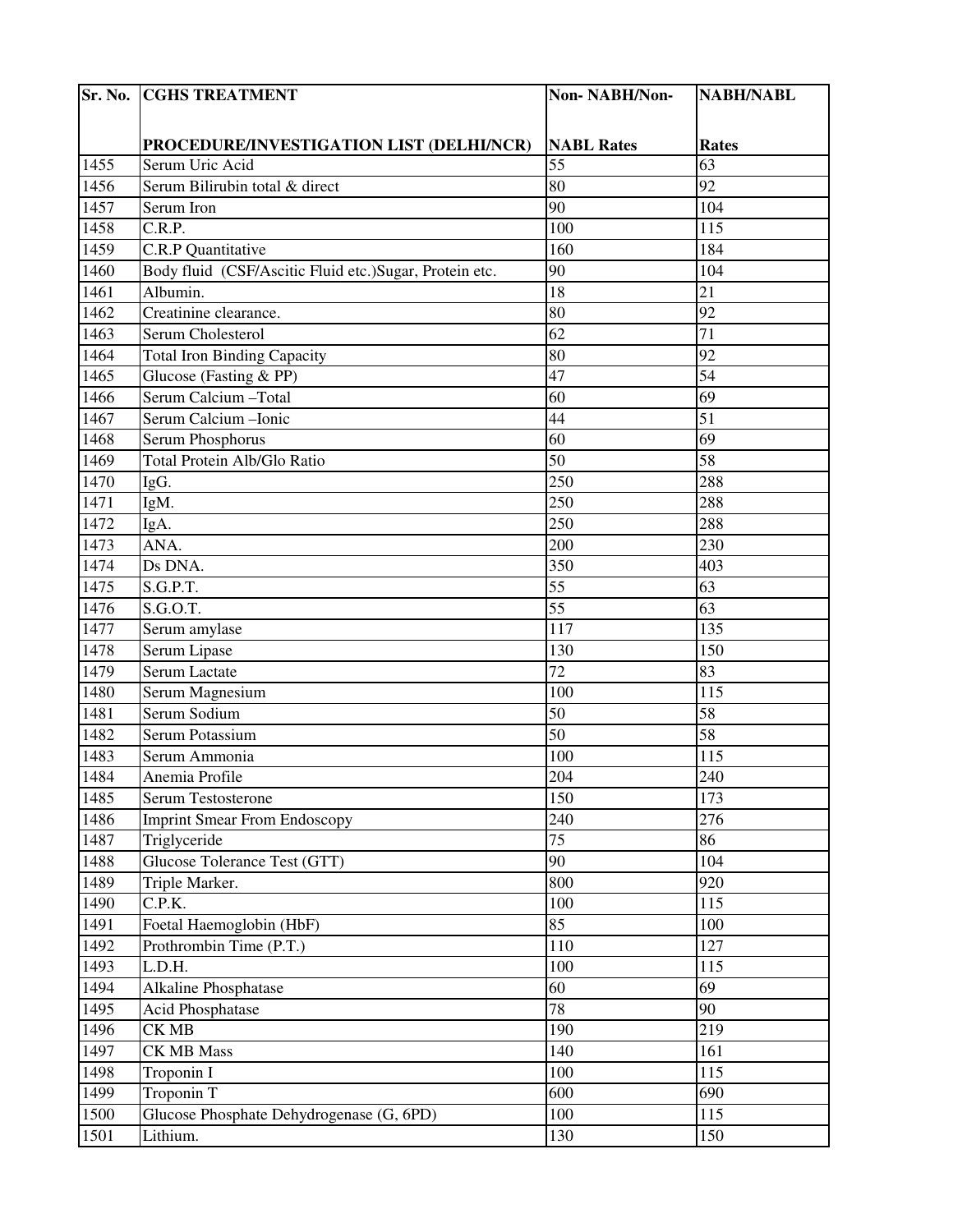| Sr. No. | CGHS TREATMENT PROCEDURE/INVESTIGATION LIST (DELHI/NCR) | Non- NABH/Non-NABL Rates | NABH/NABL Rates |
|---|---|---|---|
| 1455 | Serum Uric Acid | 55 | 63 |
| 1456 | Serum Bilirubin total & direct | 80 | 92 |
| 1457 | Serum Iron | 90 | 104 |
| 1458 | C.R.P. | 100 | 115 |
| 1459 | C.R.P Quantitative | 160 | 184 |
| 1460 | Body fluid (CSF/Ascitic Fluid etc.)Sugar, Protein etc. | 90 | 104 |
| 1461 | Albumin. | 18 | 21 |
| 1462 | Creatinine clearance. | 80 | 92 |
| 1463 | Serum Cholesterol | 62 | 71 |
| 1464 | Total Iron Binding Capacity | 80 | 92 |
| 1465 | Glucose (Fasting & PP) | 47 | 54 |
| 1466 | Serum Calcium –Total | 60 | 69 |
| 1467 | Serum Calcium –Ionic | 44 | 51 |
| 1468 | Serum Phosphorus | 60 | 69 |
| 1469 | Total Protein Alb/Glo Ratio | 50 | 58 |
| 1470 | IgG. | 250 | 288 |
| 1471 | IgM. | 250 | 288 |
| 1472 | IgA. | 250 | 288 |
| 1473 | ANA. | 200 | 230 |
| 1474 | Ds DNA. | 350 | 403 |
| 1475 | S.G.P.T. | 55 | 63 |
| 1476 | S.G.O.T. | 55 | 63 |
| 1477 | Serum amylase | 117 | 135 |
| 1478 | Serum Lipase | 130 | 150 |
| 1479 | Serum Lactate | 72 | 83 |
| 1480 | Serum Magnesium | 100 | 115 |
| 1481 | Serum Sodium | 50 | 58 |
| 1482 | Serum Potassium | 50 | 58 |
| 1483 | Serum Ammonia | 100 | 115 |
| 1484 | Anemia Profile | 204 | 240 |
| 1485 | Serum Testosterone | 150 | 173 |
| 1486 | Imprint Smear From Endoscopy | 240 | 276 |
| 1487 | Triglyceride | 75 | 86 |
| 1488 | Glucose Tolerance Test (GTT) | 90 | 104 |
| 1489 | Triple Marker. | 800 | 920 |
| 1490 | C.P.K. | 100 | 115 |
| 1491 | Foetal Haemoglobin (HbF) | 85 | 100 |
| 1492 | Prothrombin Time (P.T.) | 110 | 127 |
| 1493 | L.D.H. | 100 | 115 |
| 1494 | Alkaline Phosphatase | 60 | 69 |
| 1495 | Acid Phosphatase | 78 | 90 |
| 1496 | CK MB | 190 | 219 |
| 1497 | CK MB Mass | 140 | 161 |
| 1498 | Troponin I | 100 | 115 |
| 1499 | Troponin T | 600 | 690 |
| 1500 | Glucose Phosphate Dehydrogenase (G, 6PD) | 100 | 115 |
| 1501 | Lithium. | 130 | 150 |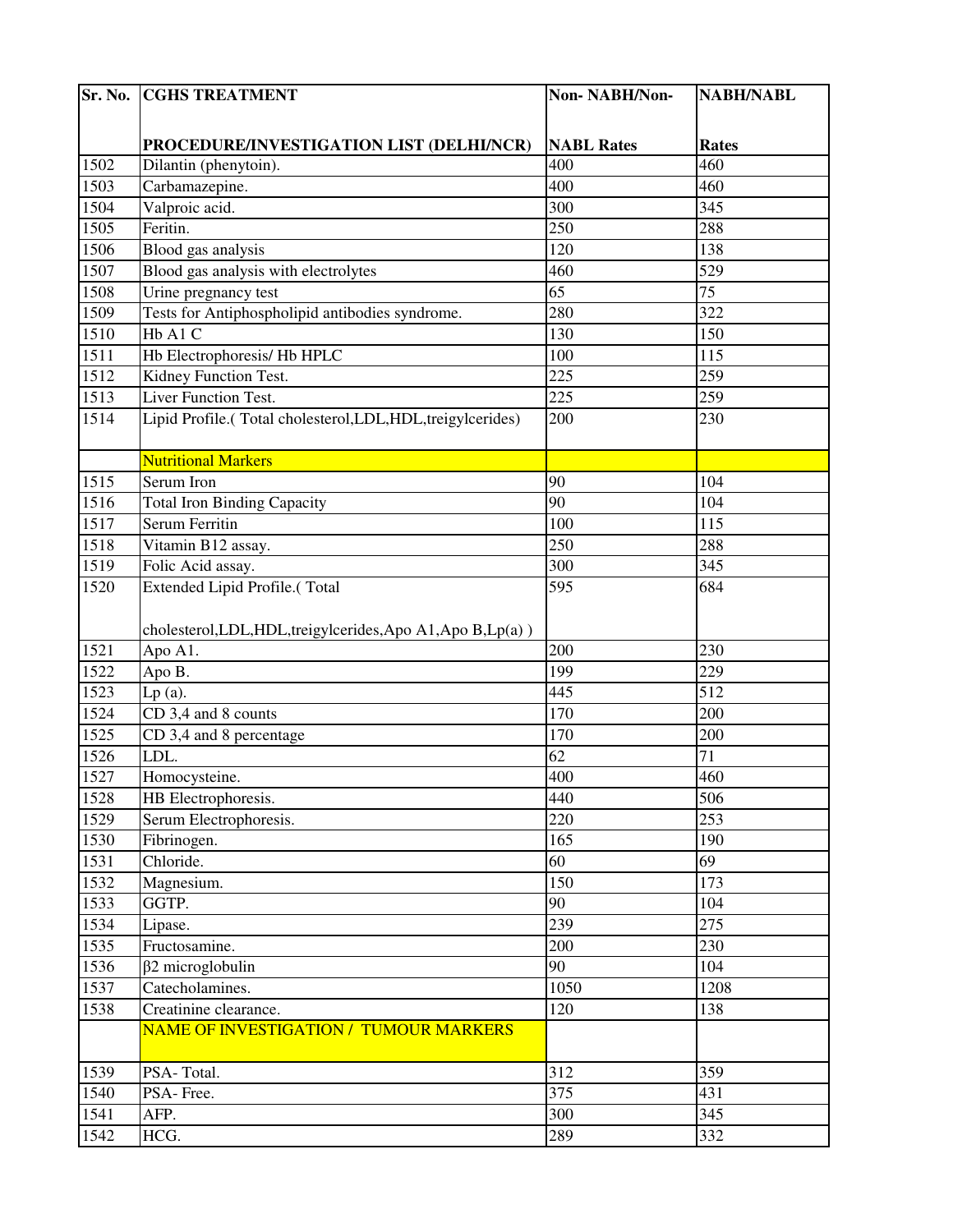| Sr. No. | CGHS TREATMENT PROCEDURE/INVESTIGATION LIST (DELHI/NCR) | Non- NABH/Non-NABL Rates | NABH/NABL Rates |
|---|---|---|---|
| 1502 | Dilantin (phenytoin). | 400 | 460 |
| 1503 | Carbamazepine. | 400 | 460 |
| 1504 | Valproic acid. | 300 | 345 |
| 1505 | Feritin. | 250 | 288 |
| 1506 | Blood gas analysis | 120 | 138 |
| 1507 | Blood gas analysis with electrolytes | 460 | 529 |
| 1508 | Urine pregnancy test | 65 | 75 |
| 1509 | Tests for Antiphospholipid antibodies syndrome. | 280 | 322 |
| 1510 | Hb A1 C | 130 | 150 |
| 1511 | Hb Electrophoresis/ Hb HPLC | 100 | 115 |
| 1512 | Kidney Function Test. | 225 | 259 |
| 1513 | Liver Function Test. | 225 | 259 |
| 1514 | Lipid Profile.( Total cholesterol,LDL,HDL,treigylcerides) | 200 | 230 |
| | Nutritional Markers | | |
| 1515 | Serum Iron | 90 | 104 |
| 1516 | Total Iron Binding Capacity | 90 | 104 |
| 1517 | Serum Ferritin | 100 | 115 |
| 1518 | Vitamin B12 assay. | 250 | 288 |
| 1519 | Folic Acid assay. | 300 | 345 |
| 1520 | Extended Lipid Profile.( Total cholesterol,LDL,HDL,treigylcerides,Apo A1,Apo B,Lp(a) ) | 595 | 684 |
| 1521 | Apo A1. | 200 | 230 |
| 1522 | Apo B. | 199 | 229 |
| 1523 | Lp (a). | 445 | 512 |
| 1524 | CD 3,4 and 8 counts | 170 | 200 |
| 1525 | CD 3,4 and 8 percentage | 170 | 200 |
| 1526 | LDL. | 62 | 71 |
| 1527 | Homocysteine. | 400 | 460 |
| 1528 | HB Electrophoresis. | 440 | 506 |
| 1529 | Serum Electrophoresis. | 220 | 253 |
| 1530 | Fibrinogen. | 165 | 190 |
| 1531 | Chloride. | 60 | 69 |
| 1532 | Magnesium. | 150 | 173 |
| 1533 | GGTP. | 90 | 104 |
| 1534 | Lipase. | 239 | 275 |
| 1535 | Fructosamine. | 200 | 230 |
| 1536 | β2 microglobulin | 90 | 104 |
| 1537 | Catecholamines. | 1050 | 1208 |
| 1538 | Creatinine clearance. | 120 | 138 |
| | NAME OF INVESTIGATION / TUMOUR MARKERS | | |
| 1539 | PSA- Total. | 312 | 359 |
| 1540 | PSA- Free. | 375 | 431 |
| 1541 | AFP. | 300 | 345 |
| 1542 | HCG. | 289 | 332 |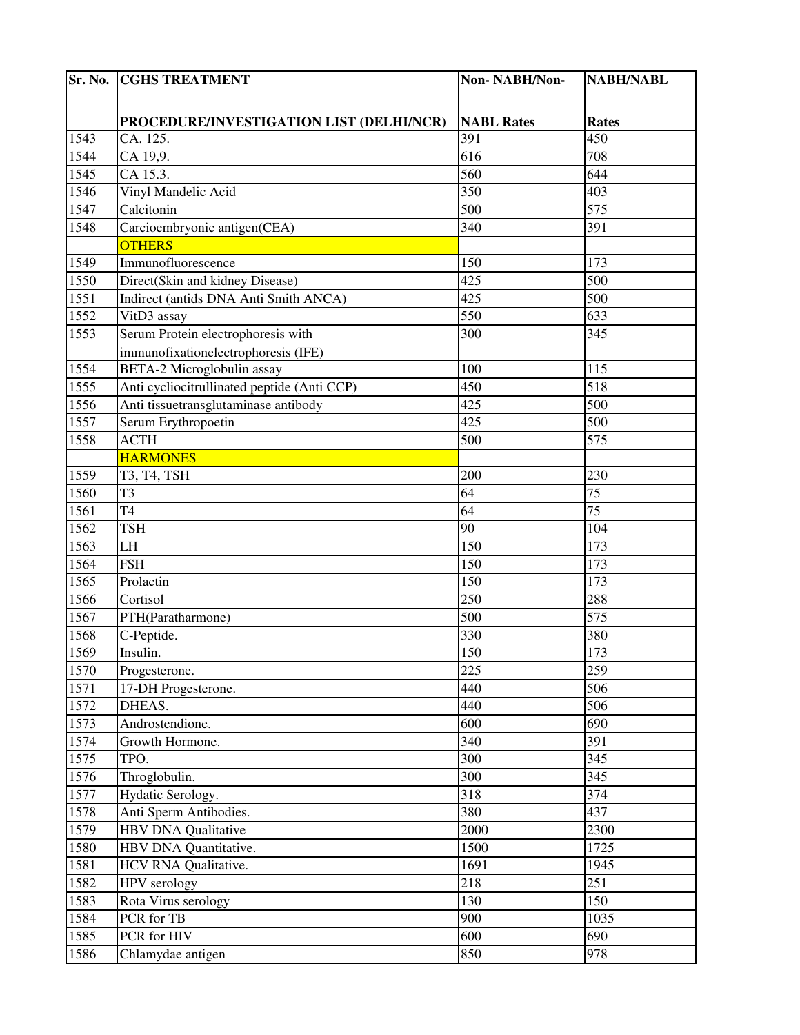| Sr. No. | CGHS TREATMENT PROCEDURE/INVESTIGATION LIST (DELHI/NCR) | Non- NABH/Non-NABL Rates | NABH/NABL Rates |
|---|---|---|---|
| 1543 | CA. 125. | 391 | 450 |
| 1544 | CA 19,9. | 616 | 708 |
| 1545 | CA 15.3. | 560 | 644 |
| 1546 | Vinyl Mandelic Acid | 350 | 403 |
| 1547 | Calcitonin | 500 | 575 |
| 1548 | Carcioembryonic antigen(CEA) | 340 | 391 |
| | **OTHERS** | | |
| 1549 | Immunofluorescence | 150 | 173 |
| 1550 | Direct(Skin and kidney Disease) | 425 | 500 |
| 1551 | Indirect (antids DNA Anti Smith ANCA) | 425 | 500 |
| 1552 | VitD3 assay | 550 | 633 |
| 1553 | Serum Protein electrophoresis with immunofixationelectrophoresis (IFE) | 300 | 345 |
| 1554 | BETA-2 Microglobulin assay | 100 | 115 |
| 1555 | Anti cycliocitrullinated peptide (Anti CCP) | 450 | 518 |
| 1556 | Anti tissuetransglutaminase antibody | 425 | 500 |
| 1557 | Serum Erythropoetin | 425 | 500 |
| 1558 | ACTH | 500 | 575 |
| | **HARMONES** | | |
| 1559 | T3, T4, TSH | 200 | 230 |
| 1560 | T3 | 64 | 75 |
| 1561 | T4 | 64 | 75 |
| 1562 | TSH | 90 | 104 |
| 1563 | LH | 150 | 173 |
| 1564 | FSH | 150 | 173 |
| 1565 | Prolactin | 150 | 173 |
| 1566 | Cortisol | 250 | 288 |
| 1567 | PTH(Paratharmone) | 500 | 575 |
| 1568 | C-Peptide. | 330 | 380 |
| 1569 | Insulin. | 150 | 173 |
| 1570 | Progesterone. | 225 | 259 |
| 1571 | 17-DH Progesterone. | 440 | 506 |
| 1572 | DHEAS. | 440 | 506 |
| 1573 | Androstendione. | 600 | 690 |
| 1574 | Growth Hormone. | 340 | 391 |
| 1575 | TPO. | 300 | 345 |
| 1576 | Throglobulin. | 300 | 345 |
| 1577 | Hydatic Serology. | 318 | 374 |
| 1578 | Anti Sperm Antibodies. | 380 | 437 |
| 1579 | HBV DNA Qualitative | 2000 | 2300 |
| 1580 | HBV DNA Quantitative. | 1500 | 1725 |
| 1581 | HCV RNA Qualitative. | 1691 | 1945 |
| 1582 | HPV serology | 218 | 251 |
| 1583 | Rota Virus serology | 130 | 150 |
| 1584 | PCR for TB | 900 | 1035 |
| 1585 | PCR for HIV | 600 | 690 |
| 1586 | Chlamydae antigen | 850 | 978 |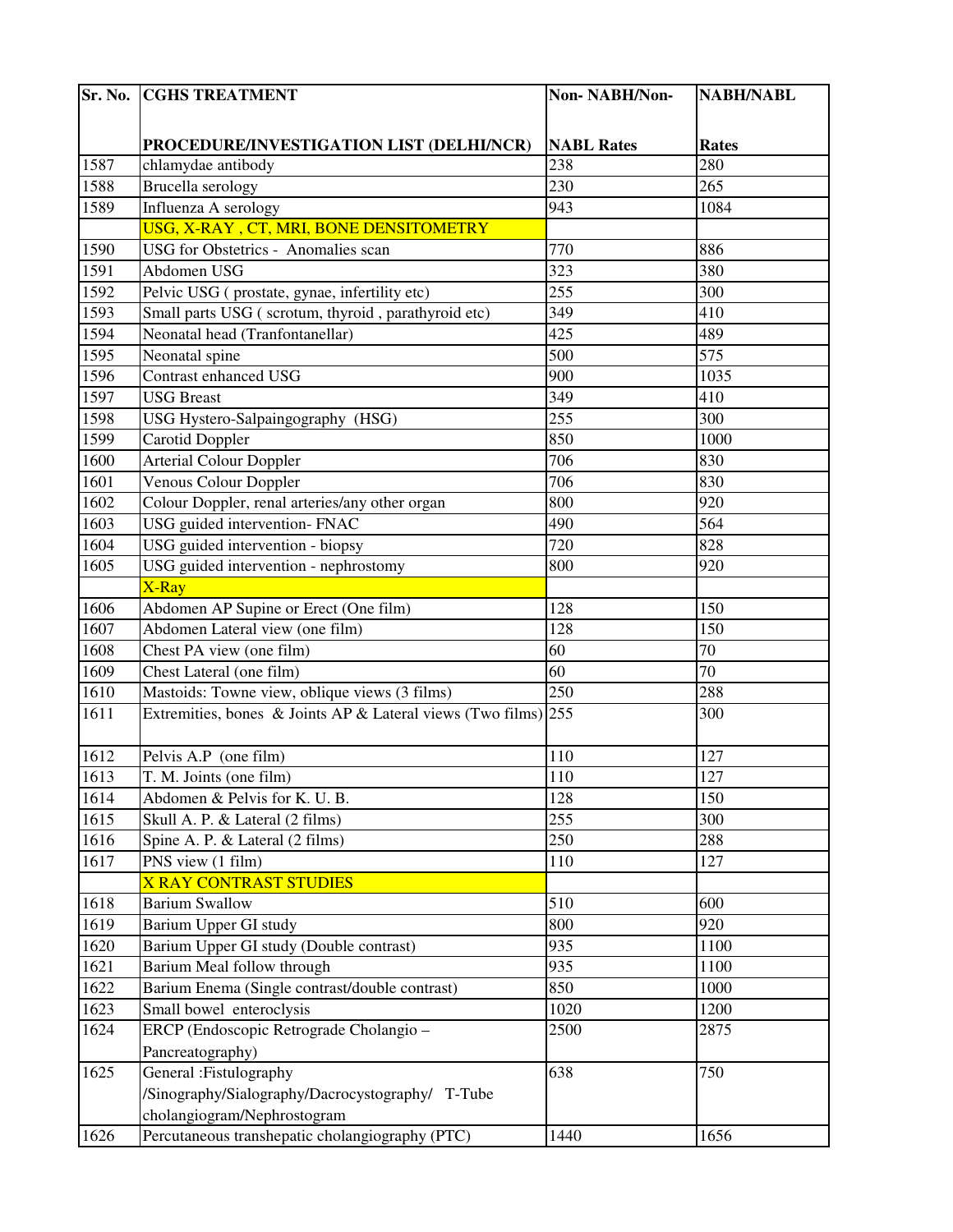| Sr. No. | CGHS TREATMENT PROCEDURE/INVESTIGATION LIST (DELHI/NCR) | Non- NABH/Non-NABL Rates | NABH/NABL Rates |
|---|---|---|---|
| 1587 | chlamydae antibody | 238 | 280 |
| 1588 | Brucella serology | 230 | 265 |
| 1589 | Influenza A serology | 943 | 1084 |
| | USG, X-RAY , CT, MRI, BONE DENSITOMETRY | | |
| 1590 | USG for Obstetrics - Anomalies scan | 770 | 886 |
| 1591 | Abdomen USG | 323 | 380 |
| 1592 | Pelvic USG ( prostate, gynae, infertility etc) | 255 | 300 |
| 1593 | Small parts USG ( scrotum, thyroid , parathyroid etc) | 349 | 410 |
| 1594 | Neonatal head (Tranfontanellar) | 425 | 489 |
| 1595 | Neonatal spine | 500 | 575 |
| 1596 | Contrast enhanced USG | 900 | 1035 |
| 1597 | USG Breast | 349 | 410 |
| 1598 | USG Hystero-Salpaingography (HSG) | 255 | 300 |
| 1599 | Carotid Doppler | 850 | 1000 |
| 1600 | Arterial Colour Doppler | 706 | 830 |
| 1601 | Venous Colour Doppler | 706 | 830 |
| 1602 | Colour Doppler, renal arteries/any other organ | 800 | 920 |
| 1603 | USG guided intervention- FNAC | 490 | 564 |
| 1604 | USG guided intervention - biopsy | 720 | 828 |
| 1605 | USG guided intervention - nephrostomy | 800 | 920 |
| | X-Ray | | |
| 1606 | Abdomen AP Supine or Erect (One film) | 128 | 150 |
| 1607 | Abdomen Lateral view (one film) | 128 | 150 |
| 1608 | Chest PA view (one film) | 60 | 70 |
| 1609 | Chest Lateral (one film) | 60 | 70 |
| 1610 | Mastoids: Towne view, oblique views (3 films) | 250 | 288 |
| 1611 | Extremities, bones & Joints AP & Lateral views (Two films) | 255 | 300 |
| 1612 | Pelvis A.P (one film) | 110 | 127 |
| 1613 | T. M. Joints (one film) | 110 | 127 |
| 1614 | Abdomen & Pelvis for K. U. B. | 128 | 150 |
| 1615 | Skull A. P. & Lateral (2 films) | 255 | 300 |
| 1616 | Spine A. P. & Lateral (2 films) | 250 | 288 |
| 1617 | PNS view (1 film) | 110 | 127 |
| | X RAY CONTRAST STUDIES | | |
| 1618 | Barium Swallow | 510 | 600 |
| 1619 | Barium Upper GI study | 800 | 920 |
| 1620 | Barium Upper GI study (Double contrast) | 935 | 1100 |
| 1621 | Barium Meal follow through | 935 | 1100 |
| 1622 | Barium Enema (Single contrast/double contrast) | 850 | 1000 |
| 1623 | Small bowel enteroclysis | 1020 | 1200 |
| 1624 | ERCP (Endoscopic Retrograde Cholangio – Pancreatography) | 2500 | 2875 |
| 1625 | General :Fistulography /Sinography/Sialography/Dacrocystography/ T-Tube cholangiogram/Nephrostogram | 638 | 750 |
| 1626 | Percutaneous transhepatic cholangiography (PTC) | 1440 | 1656 |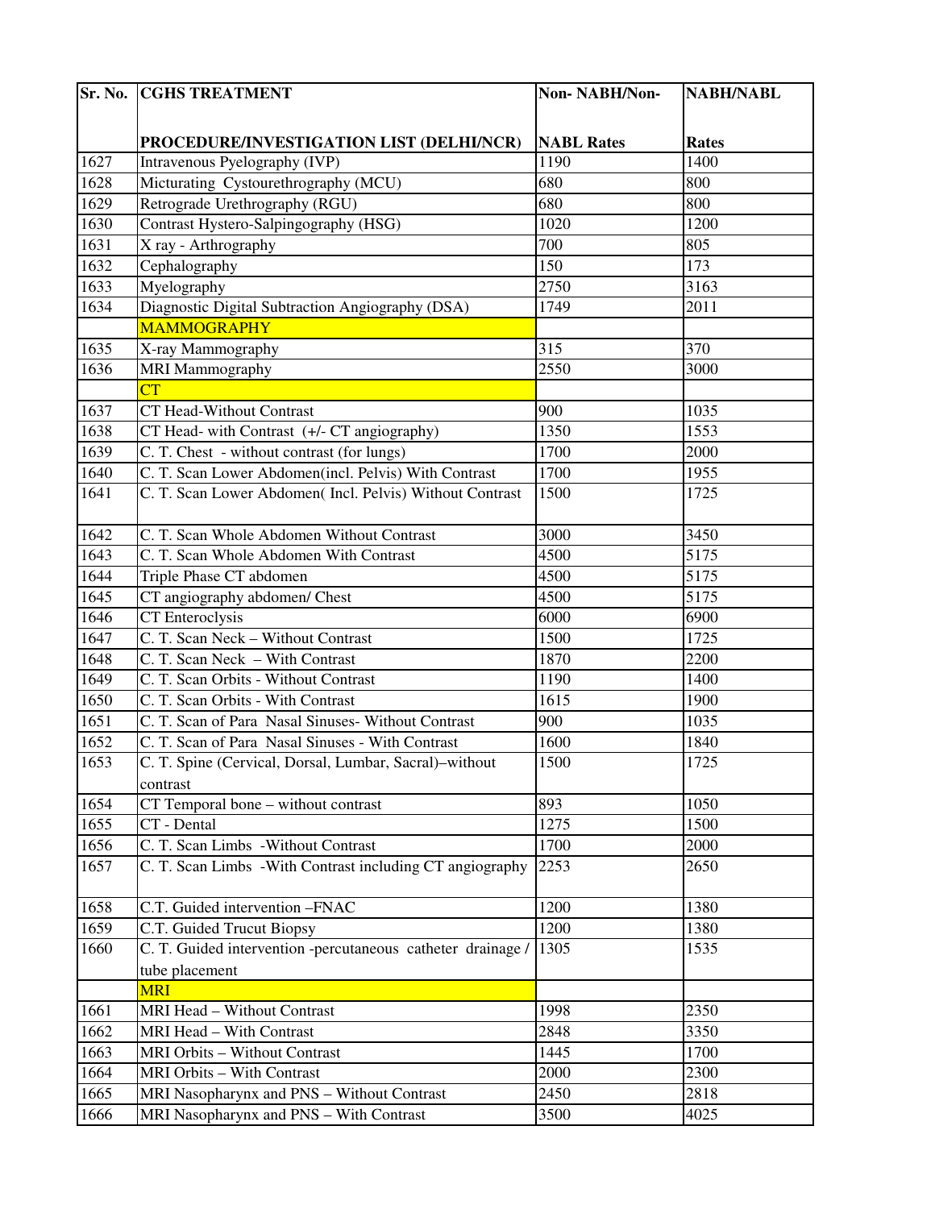| Sr. No. | CGHS TREATMENT PROCEDURE/INVESTIGATION LIST (DELHI/NCR) | Non- NABH/Non-NABL Rates | NABH/NABL Rates |
|---|---|---|---|
| 1627 | Intravenous Pyelography (IVP) | 1190 | 1400 |
| 1628 | Micturating Cystourethrography (MCU) | 680 | 800 |
| 1629 | Retrograde Urethrography (RGU) | 680 | 800 |
| 1630 | Contrast Hystero-Salpingography (HSG) | 1020 | 1200 |
| 1631 | X ray - Arthrography | 700 | 805 |
| 1632 | Cephalography | 150 | 173 |
| 1633 | Myelography | 2750 | 3163 |
| 1634 | Diagnostic Digital Subtraction Angiography (DSA) | 1749 | 2011 |
| | MAMMOGRAPHY | | |
| 1635 | X-ray Mammography | 315 | 370 |
| 1636 | MRI Mammography | 2550 | 3000 |
| | CT | | |
| 1637 | CT Head-Without Contrast | 900 | 1035 |
| 1638 | CT Head- with Contrast (+/- CT angiography) | 1350 | 1553 |
| 1639 | C. T. Chest - without contrast (for lungs) | 1700 | 2000 |
| 1640 | C. T. Scan Lower Abdomen(incl. Pelvis) With Contrast | 1700 | 1955 |
| 1641 | C. T. Scan Lower Abdomen( Incl. Pelvis) Without Contrast | 1500 | 1725 |
| 1642 | C. T. Scan Whole Abdomen Without Contrast | 3000 | 3450 |
| 1643 | C. T. Scan Whole Abdomen With Contrast | 4500 | 5175 |
| 1644 | Triple Phase CT abdomen | 4500 | 5175 |
| 1645 | CT angiography abdomen/ Chest | 4500 | 5175 |
| 1646 | CT Enteroclysis | 6000 | 6900 |
| 1647 | C. T. Scan Neck – Without Contrast | 1500 | 1725 |
| 1648 | C. T. Scan Neck – With Contrast | 1870 | 2200 |
| 1649 | C. T. Scan Orbits - Without Contrast | 1190 | 1400 |
| 1650 | C. T. Scan Orbits - With Contrast | 1615 | 1900 |
| 1651 | C. T. Scan of Para Nasal Sinuses- Without Contrast | 900 | 1035 |
| 1652 | C. T. Scan of Para Nasal Sinuses - With Contrast | 1600 | 1840 |
| 1653 | C. T. Spine (Cervical, Dorsal, Lumbar, Sacral)–without contrast | 1500 | 1725 |
| 1654 | CT Temporal bone – without contrast | 893 | 1050 |
| 1655 | CT - Dental | 1275 | 1500 |
| 1656 | C. T. Scan Limbs -Without Contrast | 1700 | 2000 |
| 1657 | C. T. Scan Limbs -With Contrast including CT angiography | 2253 | 2650 |
| 1658 | C.T. Guided intervention –FNAC | 1200 | 1380 |
| 1659 | C.T. Guided Trucut Biopsy | 1200 | 1380 |
| 1660 | C. T. Guided intervention -percutaneous catheter drainage / tube placement | 1305 | 1535 |
| | MRI | | |
| 1661 | MRI Head – Without Contrast | 1998 | 2350 |
| 1662 | MRI Head – With Contrast | 2848 | 3350 |
| 1663 | MRI Orbits – Without Contrast | 1445 | 1700 |
| 1664 | MRI Orbits – With Contrast | 2000 | 2300 |
| 1665 | MRI Nasopharynx and PNS – Without Contrast | 2450 | 2818 |
| 1666 | MRI Nasopharynx and PNS – With Contrast | 3500 | 4025 |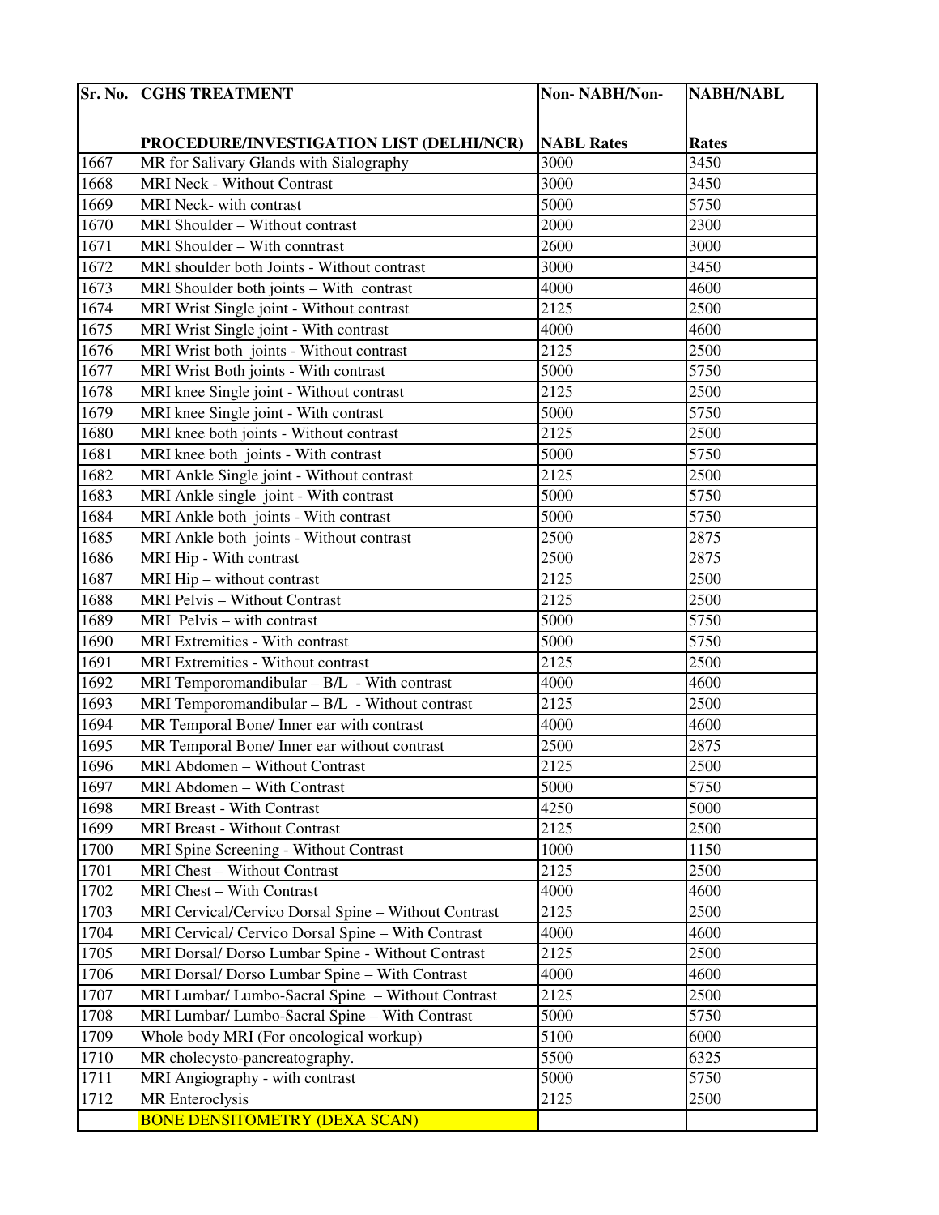| Sr. No. | CGHS TREATMENT PROCEDURE/INVESTIGATION LIST (DELHI/NCR) | Non- NABH/Non-NABL Rates | NABH/NABL Rates |
|---|---|---|---|
| 1667 | MR for Salivary Glands with Sialography | 3000 | 3450 |
| 1668 | MRI Neck - Without Contrast | 3000 | 3450 |
| 1669 | MRI Neck- with contrast | 5000 | 5750 |
| 1670 | MRI Shoulder – Without contrast | 2000 | 2300 |
| 1671 | MRI Shoulder – With conntrast | 2600 | 3000 |
| 1672 | MRI shoulder both Joints - Without contrast | 3000 | 3450 |
| 1673 | MRI Shoulder both joints – With contrast | 4000 | 4600 |
| 1674 | MRI Wrist Single joint - Without contrast | 2125 | 2500 |
| 1675 | MRI Wrist Single joint - With contrast | 4000 | 4600 |
| 1676 | MRI Wrist both joints - Without contrast | 2125 | 2500 |
| 1677 | MRI Wrist Both joints - With contrast | 5000 | 5750 |
| 1678 | MRI knee Single joint - Without contrast | 2125 | 2500 |
| 1679 | MRI knee Single joint - With contrast | 5000 | 5750 |
| 1680 | MRI knee both joints - Without contrast | 2125 | 2500 |
| 1681 | MRI knee both joints - With contrast | 5000 | 5750 |
| 1682 | MRI Ankle Single joint - Without contrast | 2125 | 2500 |
| 1683 | MRI Ankle single joint - With contrast | 5000 | 5750 |
| 1684 | MRI Ankle both joints - With contrast | 5000 | 5750 |
| 1685 | MRI Ankle both joints - Without contrast | 2500 | 2875 |
| 1686 | MRI Hip - With contrast | 2500 | 2875 |
| 1687 | MRI Hip – without contrast | 2125 | 2500 |
| 1688 | MRI Pelvis – Without Contrast | 2125 | 2500 |
| 1689 | MRI Pelvis – with contrast | 5000 | 5750 |
| 1690 | MRI Extremities - With contrast | 5000 | 5750 |
| 1691 | MRI Extremities - Without contrast | 2125 | 2500 |
| 1692 | MRI Temporomandibular – B/L - With contrast | 4000 | 4600 |
| 1693 | MRI Temporomandibular – B/L - Without contrast | 2125 | 2500 |
| 1694 | MR Temporal Bone/ Inner ear with contrast | 4000 | 4600 |
| 1695 | MR Temporal Bone/ Inner ear without contrast | 2500 | 2875 |
| 1696 | MRI Abdomen – Without Contrast | 2125 | 2500 |
| 1697 | MRI Abdomen – With Contrast | 5000 | 5750 |
| 1698 | MRI Breast - With Contrast | 4250 | 5000 |
| 1699 | MRI Breast - Without Contrast | 2125 | 2500 |
| 1700 | MRI Spine Screening - Without Contrast | 1000 | 1150 |
| 1701 | MRI Chest – Without Contrast | 2125 | 2500 |
| 1702 | MRI Chest – With Contrast | 4000 | 4600 |
| 1703 | MRI Cervical/Cervico Dorsal Spine – Without Contrast | 2125 | 2500 |
| 1704 | MRI Cervical/ Cervico Dorsal Spine – With Contrast | 4000 | 4600 |
| 1705 | MRI Dorsal/ Dorso Lumbar Spine - Without Contrast | 2125 | 2500 |
| 1706 | MRI Dorsal/ Dorso Lumbar Spine – With Contrast | 4000 | 4600 |
| 1707 | MRI Lumbar/ Lumbo-Sacral Spine – Without Contrast | 2125 | 2500 |
| 1708 | MRI Lumbar/ Lumbo-Sacral Spine – With Contrast | 5000 | 5750 |
| 1709 | Whole body MRI (For oncological workup) | 5100 | 6000 |
| 1710 | MR cholecysto-pancreatography. | 5500 | 6325 |
| 1711 | MRI Angiography - with contrast | 5000 | 5750 |
| 1712 | MR Enteroclysis | 2125 | 2500 |
| | BONE DENSITOMETRY (DEXA SCAN) | | |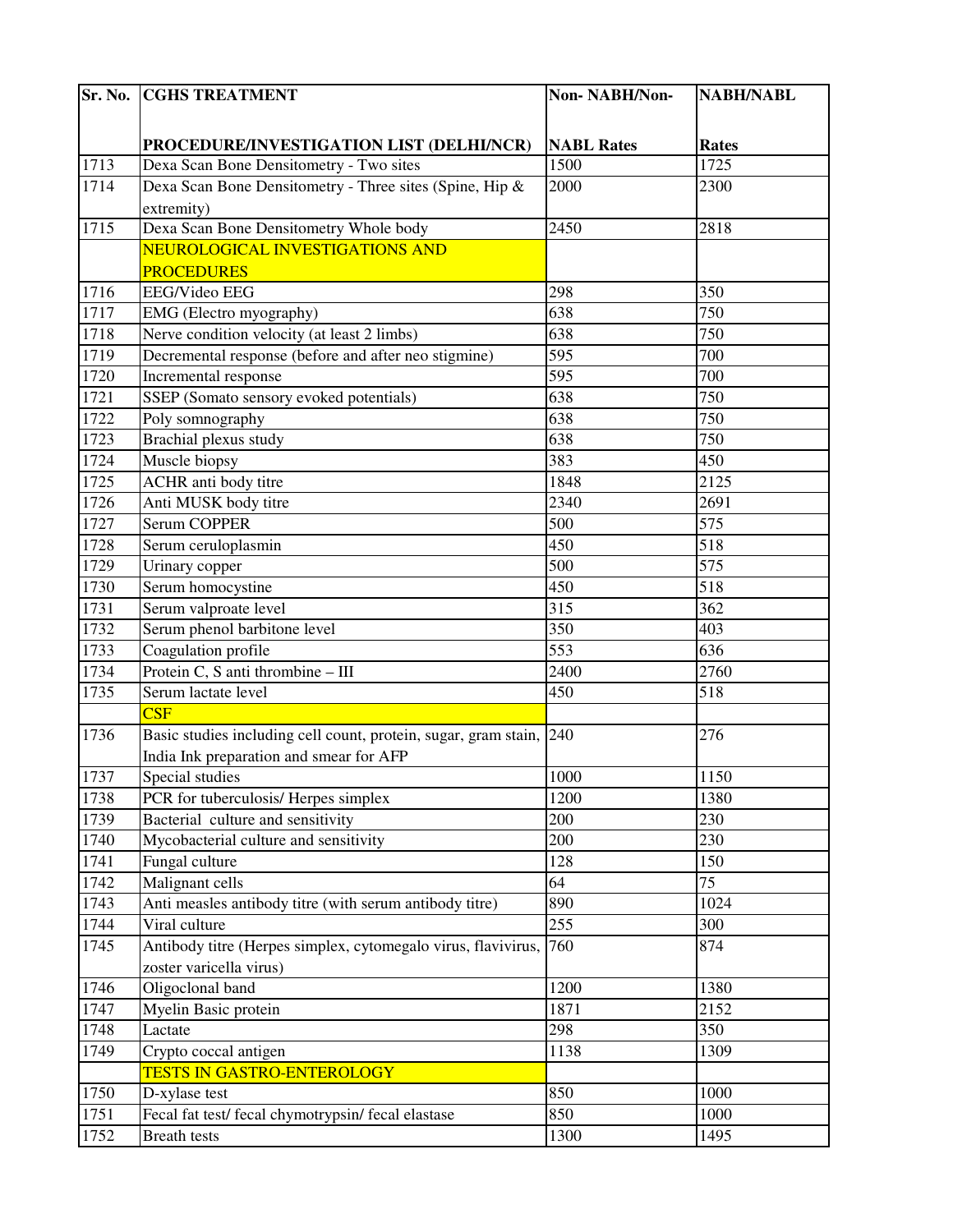| Sr. No. | CGHS TREATMENT PROCEDURE/INVESTIGATION LIST (DELHI/NCR) | Non- NABH/Non-NABL Rates | NABH/NABL Rates |
|---|---|---|---|
| 1713 | Dexa Scan Bone Densitometry - Two sites | 1500 | 1725 |
| 1714 | Dexa Scan Bone Densitometry - Three sites (Spine, Hip & extremity) | 2000 | 2300 |
| 1715 | Dexa Scan Bone Densitometry Whole body | 2450 | 2818 |
| | NEUROLOGICAL INVESTIGATIONS AND PROCEDURES | | |
| 1716 | EEG/Video EEG | 298 | 350 |
| 1717 | EMG (Electro myography) | 638 | 750 |
| 1718 | Nerve condition velocity (at least 2 limbs) | 638 | 750 |
| 1719 | Decremental response (before and after neo stigmine) | 595 | 700 |
| 1720 | Incremental response | 595 | 700 |
| 1721 | SSEP (Somato sensory evoked potentials) | 638 | 750 |
| 1722 | Poly somnography | 638 | 750 |
| 1723 | Brachial plexus study | 638 | 750 |
| 1724 | Muscle biopsy | 383 | 450 |
| 1725 | ACHR anti body titre | 1848 | 2125 |
| 1726 | Anti MUSK body titre | 2340 | 2691 |
| 1727 | Serum COPPER | 500 | 575 |
| 1728 | Serum ceruloplasmin | 450 | 518 |
| 1729 | Urinary copper | 500 | 575 |
| 1730 | Serum homocystine | 450 | 518 |
| 1731 | Serum valproate level | 315 | 362 |
| 1732 | Serum phenol barbitone level | 350 | 403 |
| 1733 | Coagulation profile | 553 | 636 |
| 1734 | Protein C, S anti thrombine – III | 2400 | 2760 |
| 1735 | Serum lactate level | 450 | 518 |
| | CSF | | |
| 1736 | Basic studies including cell count, protein, sugar, gram stain, India Ink preparation and smear for AFP | 240 | 276 |
| 1737 | Special studies | 1000 | 1150 |
| 1738 | PCR for tuberculosis/ Herpes simplex | 1200 | 1380 |
| 1739 | Bacterial culture and sensitivity | 200 | 230 |
| 1740 | Mycobacterial culture and sensitivity | 200 | 230 |
| 1741 | Fungal culture | 128 | 150 |
| 1742 | Malignant cells | 64 | 75 |
| 1743 | Anti measles antibody titre (with serum antibody titre) | 890 | 1024 |
| 1744 | Viral culture | 255 | 300 |
| 1745 | Antibody titre (Herpes simplex, cytomegalo virus, flavivirus, zoster varicella virus) | 760 | 874 |
| 1746 | Oligoclonal band | 1200 | 1380 |
| 1747 | Myelin Basic protein | 1871 | 2152 |
| 1748 | Lactate | 298 | 350 |
| 1749 | Crypto coccal antigen | 1138 | 1309 |
| | TESTS IN GASTRO-ENTEROLOGY | | |
| 1750 | D-xylase test | 850 | 1000 |
| 1751 | Fecal fat test/ fecal chymotrypsin/ fecal elastase | 850 | 1000 |
| 1752 | Breath tests | 1300 | 1495 |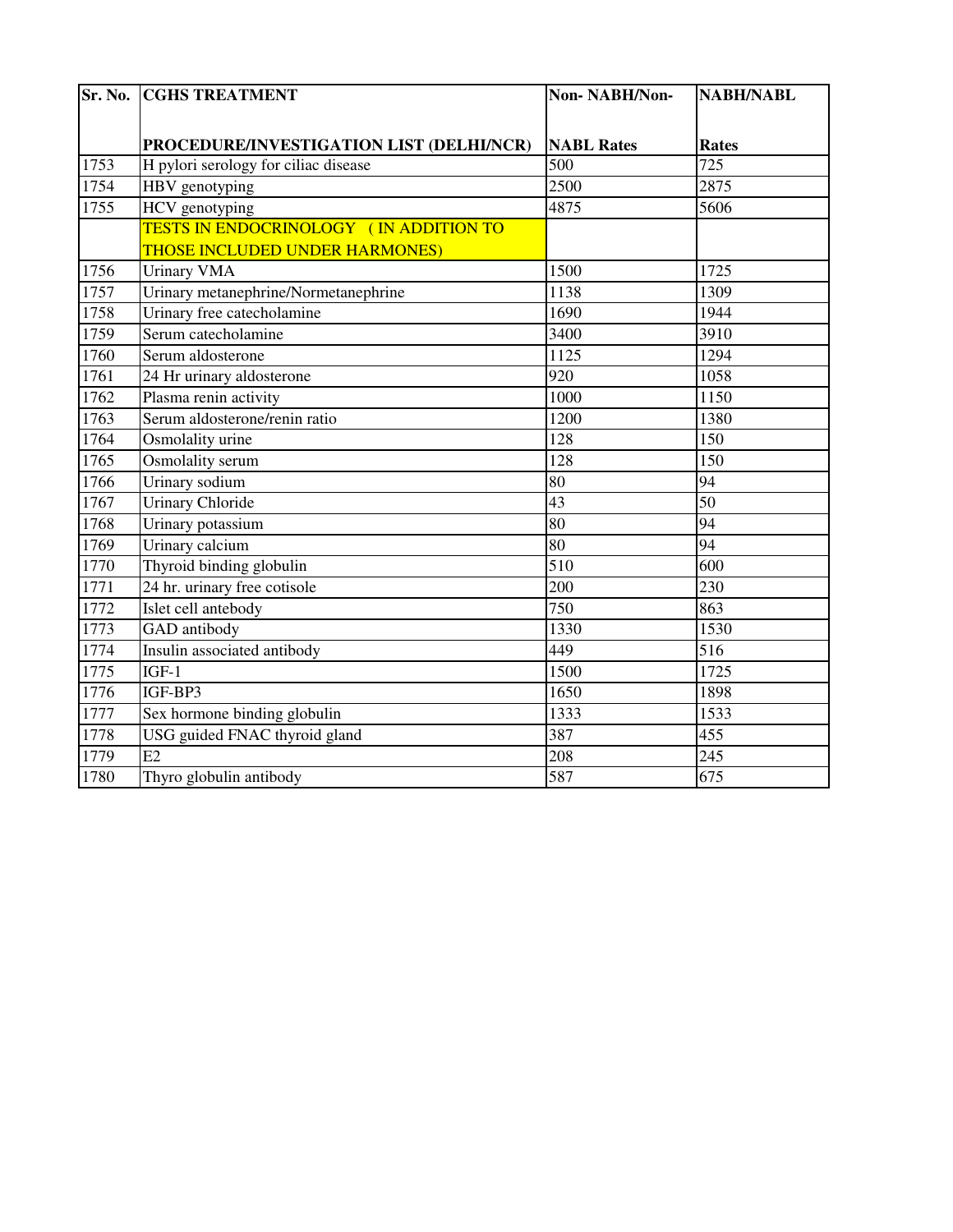| Sr. No. | CGHS TREATMENT PROCEDURE/INVESTIGATION LIST (DELHI/NCR) | Non- NABH/Non-NABL Rates | NABH/NABL Rates |
|---|---|---|---|
| 1753 | H pylori serology for ciliac disease | 500 | 725 |
| 1754 | HBV genotyping | 2500 | 2875 |
| 1755 | HCV genotyping | 4875 | 5606 |
| | TESTS IN ENDOCRINOLOGY (IN ADDITION TO THOSE INCLUDED UNDER HARMONES) | | |
| 1756 | Urinary VMA | 1500 | 1725 |
| 1757 | Urinary metanephrine/Normetanephrine | 1138 | 1309 |
| 1758 | Urinary free catecholamine | 1690 | 1944 |
| 1759 | Serum catecholamine | 3400 | 3910 |
| 1760 | Serum aldosterone | 1125 | 1294 |
| 1761 | 24 Hr urinary aldosterone | 920 | 1058 |
| 1762 | Plasma renin activity | 1000 | 1150 |
| 1763 | Serum aldosterone/renin ratio | 1200 | 1380 |
| 1764 | Osmolality urine | 128 | 150 |
| 1765 | Osmolality serum | 128 | 150 |
| 1766 | Urinary sodium | 80 | 94 |
| 1767 | Urinary Chloride | 43 | 50 |
| 1768 | Urinary potassium | 80 | 94 |
| 1769 | Urinary calcium | 80 | 94 |
| 1770 | Thyroid binding globulin | 510 | 600 |
| 1771 | 24 hr. urinary free cotisole | 200 | 230 |
| 1772 | Islet cell antebody | 750 | 863 |
| 1773 | GAD antibody | 1330 | 1530 |
| 1774 | Insulin associated antibody | 449 | 516 |
| 1775 | IGF-1 | 1500 | 1725 |
| 1776 | IGF-BP3 | 1650 | 1898 |
| 1777 | Sex hormone binding globulin | 1333 | 1533 |
| 1778 | USG guided FNAC thyroid gland | 387 | 455 |
| 1779 | E2 | 208 | 245 |
| 1780 | Thyro globulin antibody | 587 | 675 |